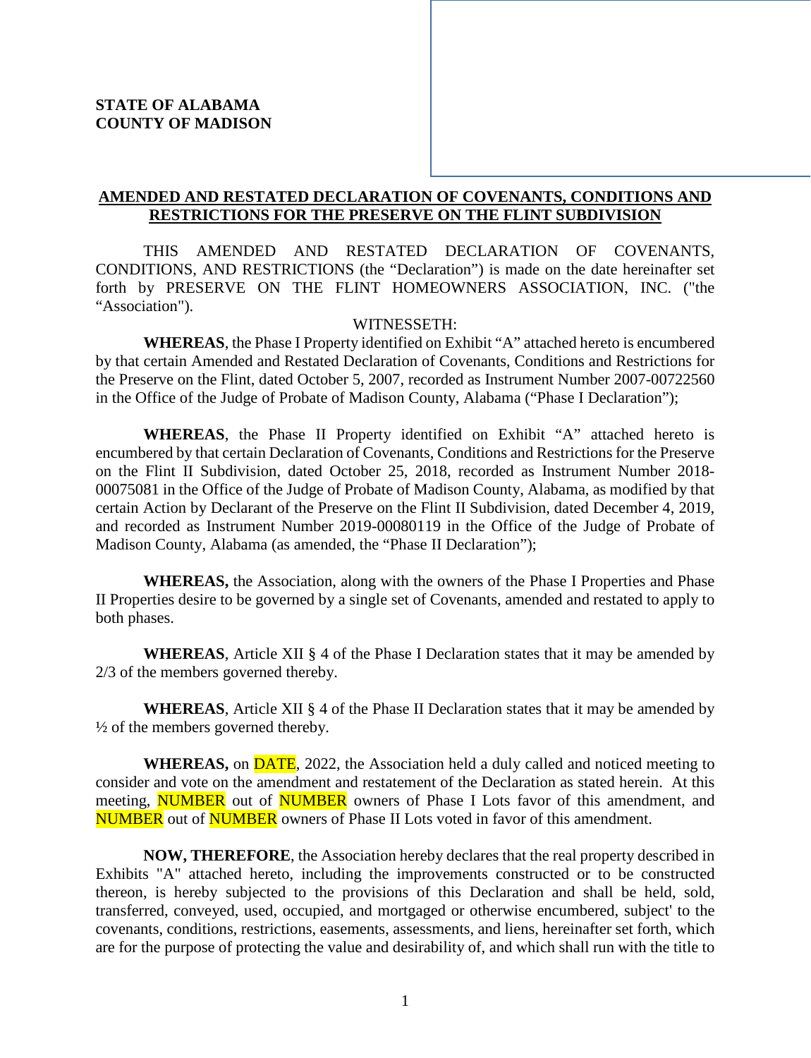**STATE OF ALABAMA**
**COUNTY OF MADISON**

# AMENDED AND RESTATED DECLARATION OF COVENANTS, CONDITIONS AND RESTRICTIONS FOR THE PRESERVE ON THE FLINT SUBDIVISION

THIS AMENDED AND RESTATED DECLARATION OF COVENANTS, CONDITIONS, AND RESTRICTIONS (the "Declaration") is made on the date hereinafter set forth by PRESERVE ON THE FLINT HOMEOWNERS ASSOCIATION, INC. ("the "Association").

WITNESSETH:

**WHEREAS**, the Phase I Property identified on Exhibit "A" attached hereto is encumbered by that certain Amended and Restated Declaration of Covenants, Conditions and Restrictions for the Preserve on the Flint, dated October 5, 2007, recorded as Instrument Number 2007-00722560 in the Office of the Judge of Probate of Madison County, Alabama ("Phase I Declaration");

**WHEREAS**, the Phase II Property identified on Exhibit "A" attached hereto is encumbered by that certain Declaration of Covenants, Conditions and Restrictions for the Preserve on the Flint II Subdivision, dated October 25, 2018, recorded as Instrument Number 2018-00075081 in the Office of the Judge of Probate of Madison County, Alabama, as modified by that certain Action by Declarant of the Preserve on the Flint II Subdivision, dated December 4, 2019, and recorded as Instrument Number 2019-00080119 in the Office of the Judge of Probate of Madison County, Alabama (as amended, the "Phase II Declaration");

**WHEREAS,** the Association, along with the owners of the Phase I Properties and Phase II Properties desire to be governed by a single set of Covenants, amended and restated to apply to both phases.

**WHEREAS**, Article XII § 4 of the Phase I Declaration states that it may be amended by 2/3 of the members governed thereby.

**WHEREAS**, Article XII § 4 of the Phase II Declaration states that it may be amended by ½ of the members governed thereby.

**WHEREAS,** on DATE, 2022, the Association held a duly called and noticed meeting to consider and vote on the amendment and restatement of the Declaration as stated herein. At this meeting, NUMBER out of NUMBER owners of Phase I Lots favor of this amendment, and NUMBER out of NUMBER owners of Phase II Lots voted in favor of this amendment.

**NOW, THEREFORE**, the Association hereby declares that the real property described in Exhibits "A" attached hereto, including the improvements constructed or to be constructed thereon, is hereby subjected to the provisions of this Declaration and shall be held, sold, transferred, conveyed, used, occupied, and mortgaged or otherwise encumbered, subject' to the covenants, conditions, restrictions, easements, assessments, and liens, hereinafter set forth, which are for the purpose of protecting the value and desirability of, and which shall run with the title to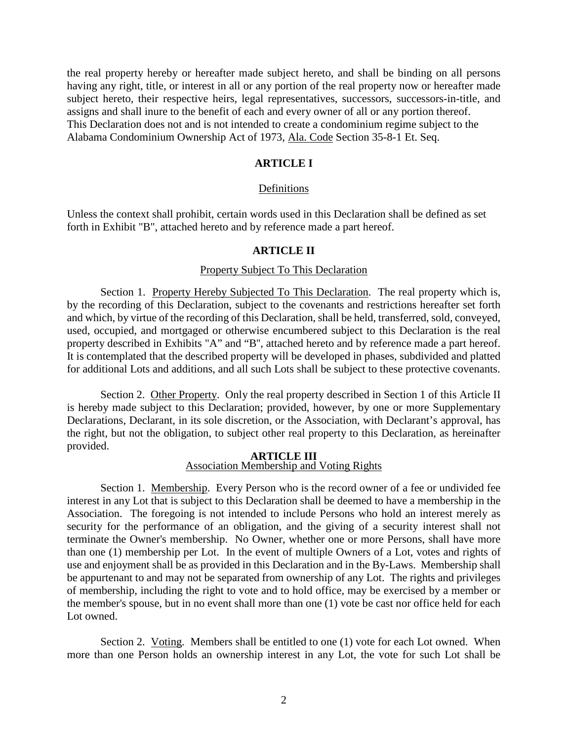the real property hereby or hereafter made subject hereto, and shall be binding on all persons having any right, title, or interest in all or any portion of the real property now or hereafter made subject hereto, their respective heirs, legal representatives, successors, successors-in-title, and assigns and shall inure to the benefit of each and every owner of all or any portion thereof. This Declaration does not and is not intended to create a condominium regime subject to the Alabama Condominium Ownership Act of 1973, Ala. Code Section 35-8-1 Et. Seq.

## ARTICLE I

### Definitions

Unless the context shall prohibit, certain words used in this Declaration shall be defined as set forth in Exhibit "B", attached hereto and by reference made a part hereof.

## ARTICLE II

### Property Subject To This Declaration

Section 1. Property Hereby Subjected To This Declaration. The real property which is, by the recording of this Declaration, subject to the covenants and restrictions hereafter set forth and which, by virtue of the recording of this Declaration, shall be held, transferred, sold, conveyed, used, occupied, and mortgaged or otherwise encumbered subject to this Declaration is the real property described in Exhibits "A" and "B", attached hereto and by reference made a part hereof. It is contemplated that the described property will be developed in phases, subdivided and platted for additional Lots and additions, and all such Lots shall be subject to these protective covenants.

Section 2. Other Property. Only the real property described in Section 1 of this Article II is hereby made subject to this Declaration; provided, however, by one or more Supplementary Declarations, Declarant, in its sole discretion, or the Association, with Declarant's approval, has the right, but not the obligation, to subject other real property to this Declaration, as hereinafter provided.

## ARTICLE III

### Association Membership and Voting Rights

Section 1. Membership. Every Person who is the record owner of a fee or undivided fee interest in any Lot that is subject to this Declaration shall be deemed to have a membership in the Association. The foregoing is not intended to include Persons who hold an interest merely as security for the performance of an obligation, and the giving of a security interest shall not terminate the Owner's membership. No Owner, whether one or more Persons, shall have more than one (1) membership per Lot. In the event of multiple Owners of a Lot, votes and rights of use and enjoyment shall be as provided in this Declaration and in the By-Laws. Membership shall be appurtenant to and may not be separated from ownership of any Lot. The rights and privileges of membership, including the right to vote and to hold office, may be exercised by a member or the member's spouse, but in no event shall more than one (1) vote be cast nor office held for each Lot owned.

Section 2. Voting. Members shall be entitled to one (1) vote for each Lot owned. When more than one Person holds an ownership interest in any Lot, the vote for such Lot shall be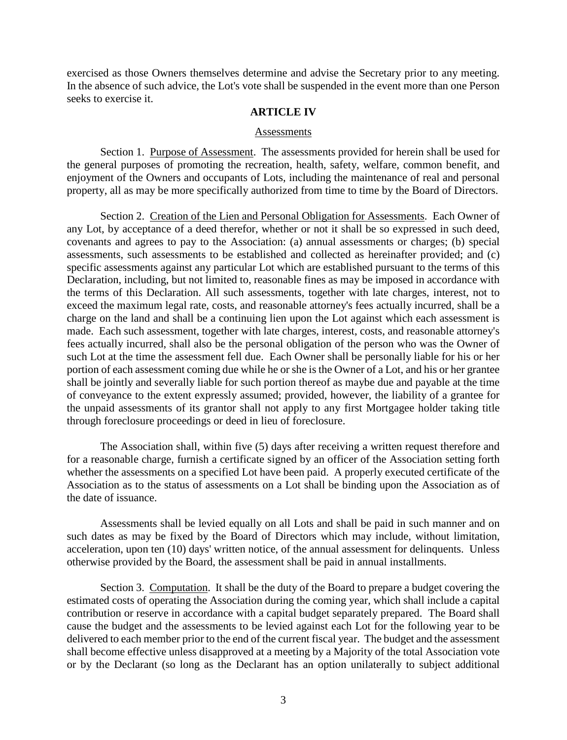exercised as those Owners themselves determine and advise the Secretary prior to any meeting. In the absence of such advice, the Lot's vote shall be suspended in the event more than one Person seeks to exercise it.

## ARTICLE IV

### Assessments

Section 1. Purpose of Assessment. The assessments provided for herein shall be used for the general purposes of promoting the recreation, health, safety, welfare, common benefit, and enjoyment of the Owners and occupants of Lots, including the maintenance of real and personal property, all as may be more specifically authorized from time to time by the Board of Directors.

Section 2. Creation of the Lien and Personal Obligation for Assessments. Each Owner of any Lot, by acceptance of a deed therefor, whether or not it shall be so expressed in such deed, covenants and agrees to pay to the Association: (a) annual assessments or charges; (b) special assessments, such assessments to be established and collected as hereinafter provided; and (c) specific assessments against any particular Lot which are established pursuant to the terms of this Declaration, including, but not limited to, reasonable fines as may be imposed in accordance with the terms of this Declaration. All such assessments, together with late charges, interest, not to exceed the maximum legal rate, costs, and reasonable attorney's fees actually incurred, shall be a charge on the land and shall be a continuing lien upon the Lot against which each assessment is made. Each such assessment, together with late charges, interest, costs, and reasonable attorney's fees actually incurred, shall also be the personal obligation of the person who was the Owner of such Lot at the time the assessment fell due. Each Owner shall be personally liable for his or her portion of each assessment coming due while he or she is the Owner of a Lot, and his or her grantee shall be jointly and severally liable for such portion thereof as maybe due and payable at the time of conveyance to the extent expressly assumed; provided, however, the liability of a grantee for the unpaid assessments of its grantor shall not apply to any first Mortgagee holder taking title through foreclosure proceedings or deed in lieu of foreclosure.

The Association shall, within five (5) days after receiving a written request therefore and for a reasonable charge, furnish a certificate signed by an officer of the Association setting forth whether the assessments on a specified Lot have been paid. A properly executed certificate of the Association as to the status of assessments on a Lot shall be binding upon the Association as of the date of issuance.

Assessments shall be levied equally on all Lots and shall be paid in such manner and on such dates as may be fixed by the Board of Directors which may include, without limitation, acceleration, upon ten (10) days' written notice, of the annual assessment for delinquents. Unless otherwise provided by the Board, the assessment shall be paid in annual installments.

Section 3. Computation. It shall be the duty of the Board to prepare a budget covering the estimated costs of operating the Association during the coming year, which shall include a capital contribution or reserve in accordance with a capital budget separately prepared. The Board shall cause the budget and the assessments to be levied against each Lot for the following year to be delivered to each member prior to the end of the current fiscal year. The budget and the assessment shall become effective unless disapproved at a meeting by a Majority of the total Association vote or by the Declarant (so long as the Declarant has an option unilaterally to subject additional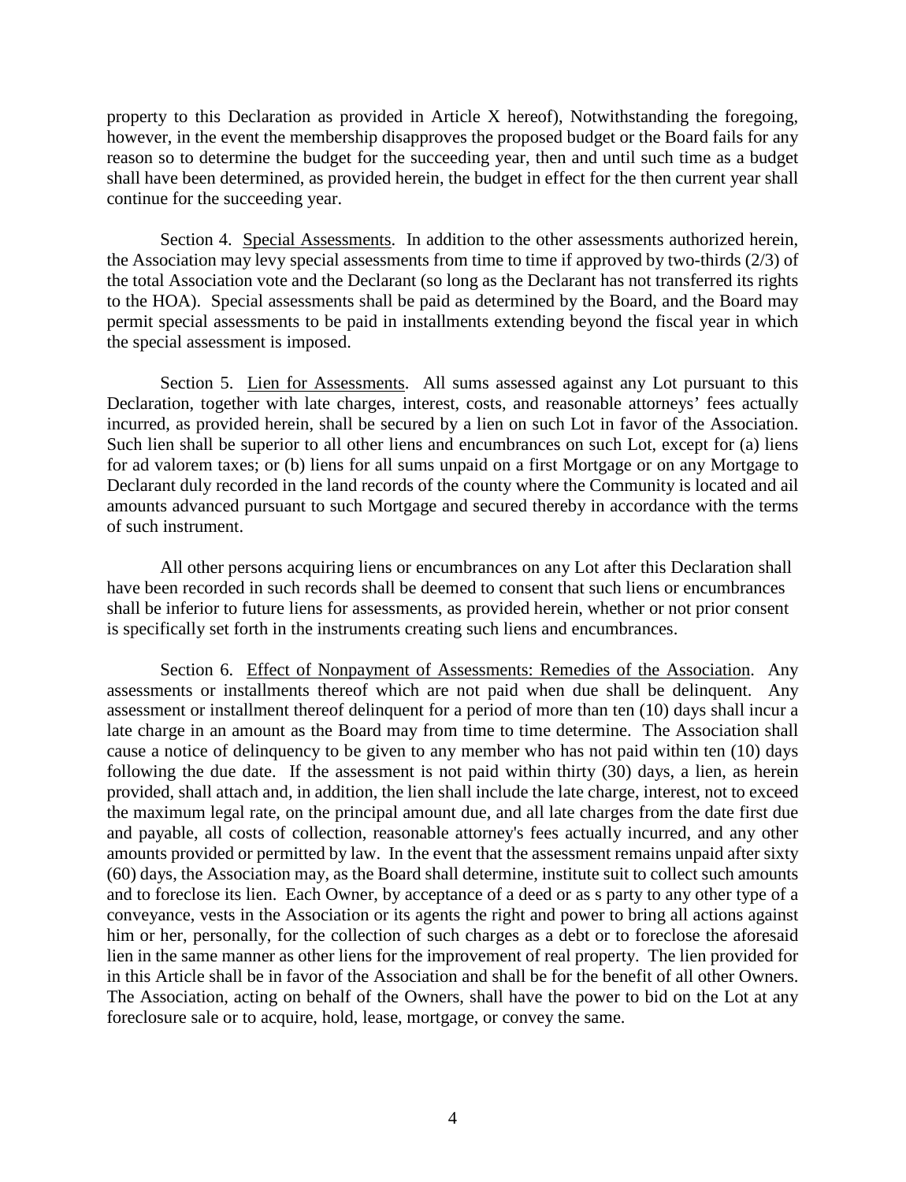property to this Declaration as provided in Article X hereof), Notwithstanding the foregoing, however, in the event the membership disapproves the proposed budget or the Board fails for any reason so to determine the budget for the succeeding year, then and until such time as a budget shall have been determined, as provided herein, the budget in effect for the then current year shall continue for the succeeding year.

Section 4. Special Assessments. In addition to the other assessments authorized herein, the Association may levy special assessments from time to time if approved by two-thirds (2/3) of the total Association vote and the Declarant (so long as the Declarant has not transferred its rights to the HOA). Special assessments shall be paid as determined by the Board, and the Board may permit special assessments to be paid in installments extending beyond the fiscal year in which the special assessment is imposed.

Section 5. Lien for Assessments. All sums assessed against any Lot pursuant to this Declaration, together with late charges, interest, costs, and reasonable attorneys' fees actually incurred, as provided herein, shall be secured by a lien on such Lot in favor of the Association. Such lien shall be superior to all other liens and encumbrances on such Lot, except for (a) liens for ad valorem taxes; or (b) liens for all sums unpaid on a first Mortgage or on any Mortgage to Declarant duly recorded in the land records of the county where the Community is located and ail amounts advanced pursuant to such Mortgage and secured thereby in accordance with the terms of such instrument.

All other persons acquiring liens or encumbrances on any Lot after this Declaration shall have been recorded in such records shall be deemed to consent that such liens or encumbrances shall be inferior to future liens for assessments, as provided herein, whether or not prior consent is specifically set forth in the instruments creating such liens and encumbrances.

Section 6. Effect of Nonpayment of Assessments: Remedies of the Association. Any assessments or installments thereof which are not paid when due shall be delinquent. Any assessment or installment thereof delinquent for a period of more than ten (10) days shall incur a late charge in an amount as the Board may from time to time determine. The Association shall cause a notice of delinquency to be given to any member who has not paid within ten (10) days following the due date. If the assessment is not paid within thirty (30) days, a lien, as herein provided, shall attach and, in addition, the lien shall include the late charge, interest, not to exceed the maximum legal rate, on the principal amount due, and all late charges from the date first due and payable, all costs of collection, reasonable attorney's fees actually incurred, and any other amounts provided or permitted by law. In the event that the assessment remains unpaid after sixty (60) days, the Association may, as the Board shall determine, institute suit to collect such amounts and to foreclose its lien. Each Owner, by acceptance of a deed or as s party to any other type of a conveyance, vests in the Association or its agents the right and power to bring all actions against him or her, personally, for the collection of such charges as a debt or to foreclose the aforesaid lien in the same manner as other liens for the improvement of real property. The lien provided for in this Article shall be in favor of the Association and shall be for the benefit of all other Owners. The Association, acting on behalf of the Owners, shall have the power to bid on the Lot at any foreclosure sale or to acquire, hold, lease, mortgage, or convey the same.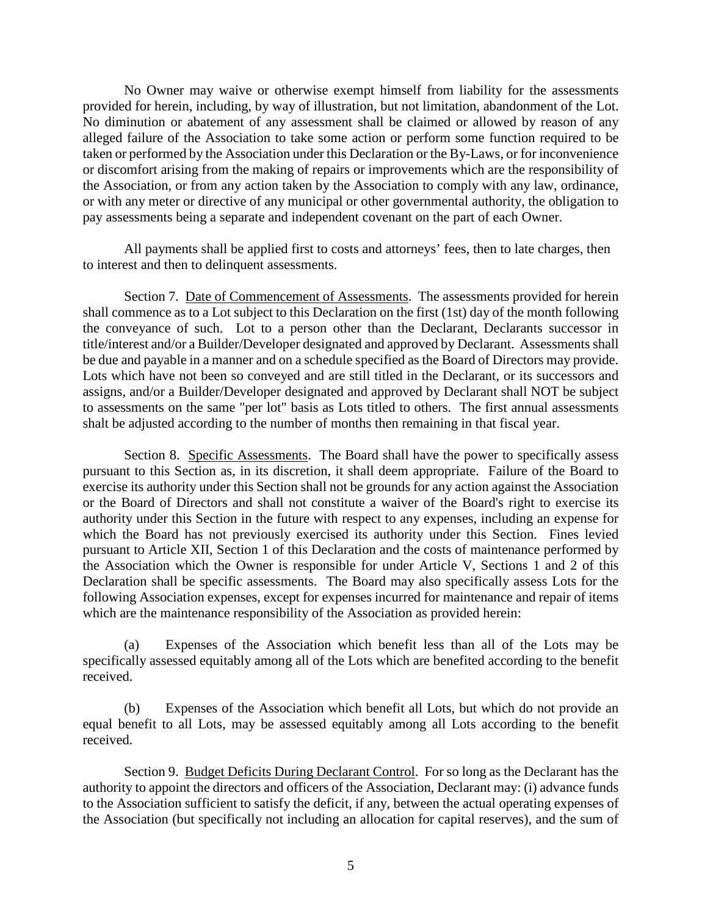No Owner may waive or otherwise exempt himself from liability for the assessments provided for herein, including, by way of illustration, but not limitation, abandonment of the Lot. No diminution or abatement of any assessment shall be claimed or allowed by reason of any alleged failure of the Association to take some action or perform some function required to be taken or performed by the Association under this Declaration or the By-Laws, or for inconvenience or discomfort arising from the making of repairs or improvements which are the responsibility of the Association, or from any action taken by the Association to comply with any law, ordinance, or with any meter or directive of any municipal or other governmental authority, the obligation to pay assessments being a separate and independent covenant on the part of each Owner.

All payments shall be applied first to costs and attorneys' fees, then to late charges, then to interest and then to delinquent assessments.

Section 7. Date of Commencement of Assessments. The assessments provided for herein shall commence as to a Lot subject to this Declaration on the first (1st) day of the month following the conveyance of such. Lot to a person other than the Declarant, Declarants successor in title/interest and/or a Builder/Developer designated and approved by Declarant. Assessments shall be due and payable in a manner and on a schedule specified as the Board of Directors may provide. Lots which have not been so conveyed and are still titled in the Declarant, or its successors and assigns, and/or a Builder/Developer designated and approved by Declarant shall NOT be subject to assessments on the same "per lot" basis as Lots titled to others. The first annual assessments shalt be adjusted according to the number of months then remaining in that fiscal year.

Section 8. Specific Assessments. The Board shall have the power to specifically assess pursuant to this Section as, in its discretion, it shall deem appropriate. Failure of the Board to exercise its authority under this Section shall not be grounds for any action against the Association or the Board of Directors and shall not constitute a waiver of the Board's right to exercise its authority under this Section in the future with respect to any expenses, including an expense for which the Board has not previously exercised its authority under this Section. Fines levied pursuant to Article XII, Section 1 of this Declaration and the costs of maintenance performed by the Association which the Owner is responsible for under Article V, Sections 1 and 2 of this Declaration shall be specific assessments. The Board may also specifically assess Lots for the following Association expenses, except for expenses incurred for maintenance and repair of items which are the maintenance responsibility of the Association as provided herein:

(a) Expenses of the Association which benefit less than all of the Lots may be specifically assessed equitably among all of the Lots which are benefited according to the benefit received.

(b) Expenses of the Association which benefit all Lots, but which do not provide an equal benefit to all Lots, may be assessed equitably among all Lots according to the benefit received.

Section 9. Budget Deficits During Declarant Control. For so long as the Declarant has the authority to appoint the directors and officers of the Association, Declarant may: (i) advance funds to the Association sufficient to satisfy the deficit, if any, between the actual operating expenses of the Association (but specifically not including an allocation for capital reserves), and the sum of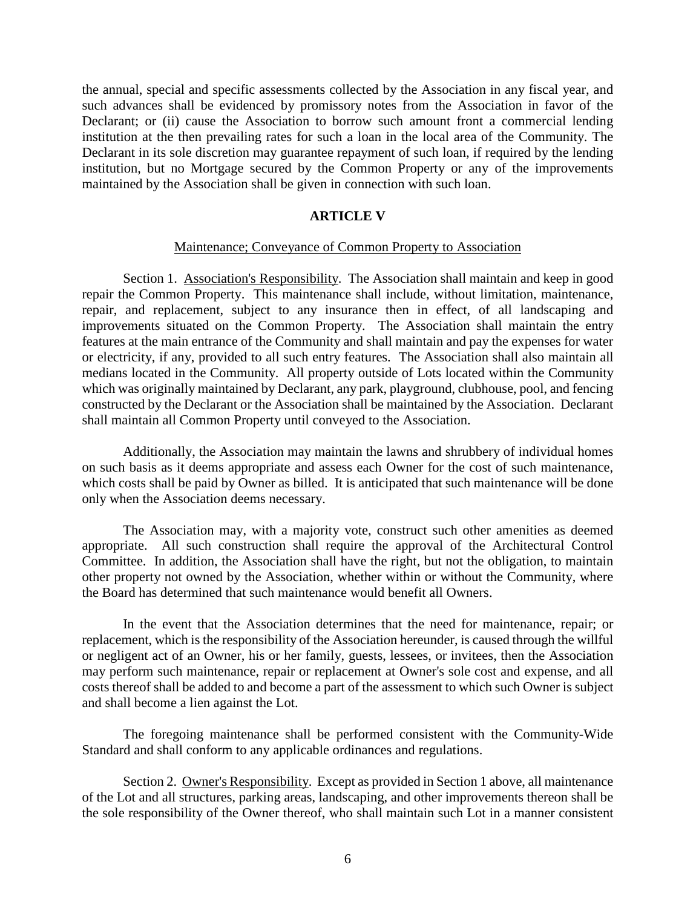the annual, special and specific assessments collected by the Association in any fiscal year, and such advances shall be evidenced by promissory notes from the Association in favor of the Declarant; or (ii) cause the Association to borrow such amount front a commercial lending institution at the then prevailing rates for such a loan in the local area of the Community. The Declarant in its sole discretion may guarantee repayment of such loan, if required by the lending institution, but no Mortgage secured by the Common Property or any of the improvements maintained by the Association shall be given in connection with such loan.

## ARTICLE V

Maintenance; Conveyance of Common Property to Association

Section 1. Association's Responsibility. The Association shall maintain and keep in good repair the Common Property. This maintenance shall include, without limitation, maintenance, repair, and replacement, subject to any insurance then in effect, of all landscaping and improvements situated on the Common Property. The Association shall maintain the entry features at the main entrance of the Community and shall maintain and pay the expenses for water or electricity, if any, provided to all such entry features. The Association shall also maintain all medians located in the Community. All property outside of Lots located within the Community which was originally maintained by Declarant, any park, playground, clubhouse, pool, and fencing constructed by the Declarant or the Association shall be maintained by the Association. Declarant shall maintain all Common Property until conveyed to the Association.

Additionally, the Association may maintain the lawns and shrubbery of individual homes on such basis as it deems appropriate and assess each Owner for the cost of such maintenance, which costs shall be paid by Owner as billed. It is anticipated that such maintenance will be done only when the Association deems necessary.

The Association may, with a majority vote, construct such other amenities as deemed appropriate. All such construction shall require the approval of the Architectural Control Committee. In addition, the Association shall have the right, but not the obligation, to maintain other property not owned by the Association, whether within or without the Community, where the Board has determined that such maintenance would benefit all Owners.

In the event that the Association determines that the need for maintenance, repair; or replacement, which is the responsibility of the Association hereunder, is caused through the willful or negligent act of an Owner, his or her family, guests, lessees, or invitees, then the Association may perform such maintenance, repair or replacement at Owner's sole cost and expense, and all costs thereof shall be added to and become a part of the assessment to which such Owner is subject and shall become a lien against the Lot.

The foregoing maintenance shall be performed consistent with the Community-Wide Standard and shall conform to any applicable ordinances and regulations.

Section 2. Owner's Responsibility. Except as provided in Section 1 above, all maintenance of the Lot and all structures, parking areas, landscaping, and other improvements thereon shall be the sole responsibility of the Owner thereof, who shall maintain such Lot in a manner consistent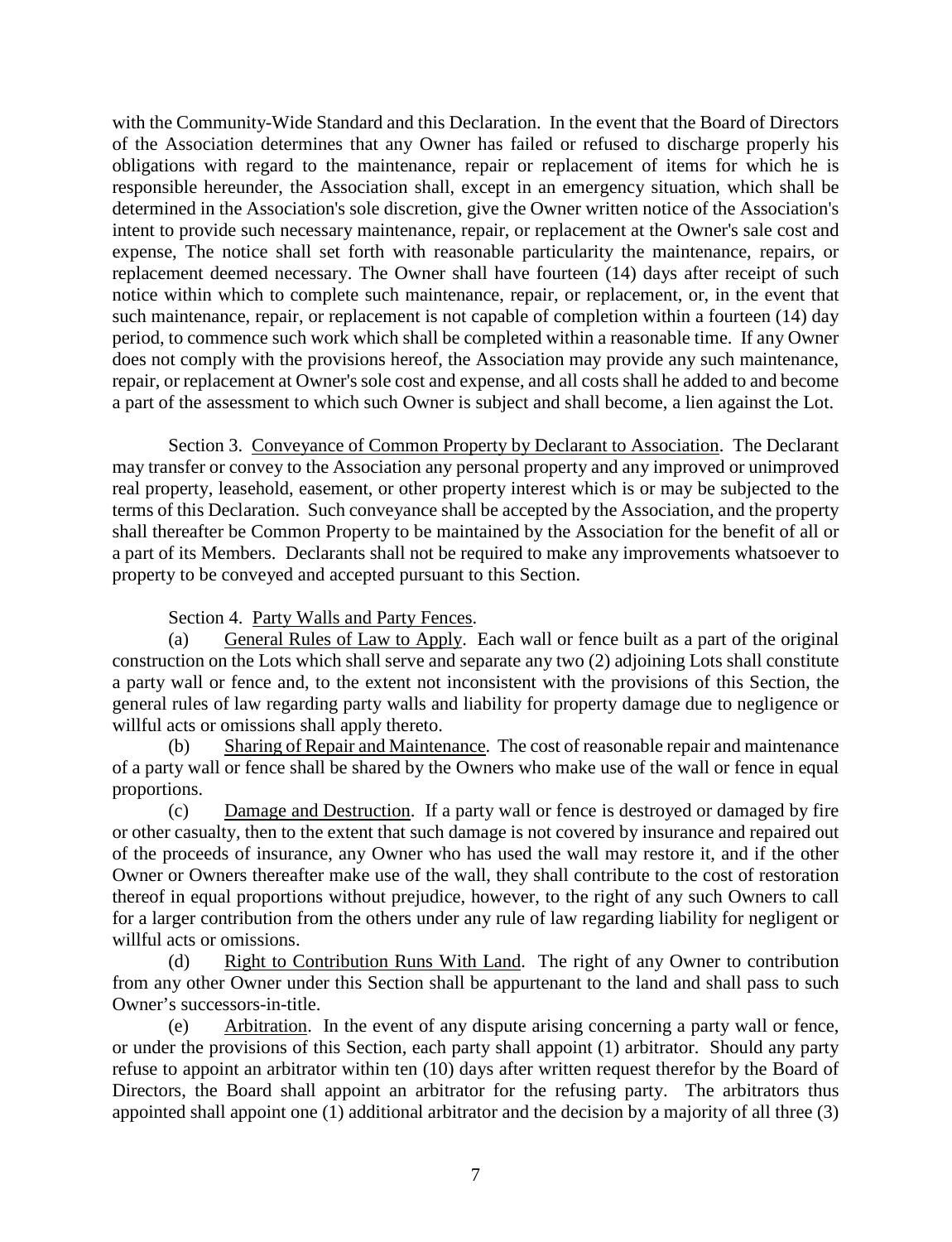with the Community-Wide Standard and this Declaration. In the event that the Board of Directors of the Association determines that any Owner has failed or refused to discharge properly his obligations with regard to the maintenance, repair or replacement of items for which he is responsible hereunder, the Association shall, except in an emergency situation, which shall be determined in the Association's sole discretion, give the Owner written notice of the Association's intent to provide such necessary maintenance, repair, or replacement at the Owner's sale cost and expense, The notice shall set forth with reasonable particularity the maintenance, repairs, or replacement deemed necessary. The Owner shall have fourteen (14) days after receipt of such notice within which to complete such maintenance, repair, or replacement, or, in the event that such maintenance, repair, or replacement is not capable of completion within a fourteen (14) day period, to commence such work which shall be completed within a reasonable time. If any Owner does not comply with the provisions hereof, the Association may provide any such maintenance, repair, or replacement at Owner's sole cost and expense, and all costs shall he added to and become a part of the assessment to which such Owner is subject and shall become, a lien against the Lot.

Section 3. Conveyance of Common Property by Declarant to Association. The Declarant may transfer or convey to the Association any personal property and any improved or unimproved real property, leasehold, easement, or other property interest which is or may be subjected to the terms of this Declaration. Such conveyance shall be accepted by the Association, and the property shall thereafter be Common Property to be maintained by the Association for the benefit of all or a part of its Members. Declarants shall not be required to make any improvements whatsoever to property to be conveyed and accepted pursuant to this Section.

Section 4. Party Walls and Party Fences.

(a) General Rules of Law to Apply. Each wall or fence built as a part of the original construction on the Lots which shall serve and separate any two (2) adjoining Lots shall constitute a party wall or fence and, to the extent not inconsistent with the provisions of this Section, the general rules of law regarding party walls and liability for property damage due to negligence or willful acts or omissions shall apply thereto.

(b) Sharing of Repair and Maintenance. The cost of reasonable repair and maintenance of a party wall or fence shall be shared by the Owners who make use of the wall or fence in equal proportions.

(c) Damage and Destruction. If a party wall or fence is destroyed or damaged by fire or other casualty, then to the extent that such damage is not covered by insurance and repaired out of the proceeds of insurance, any Owner who has used the wall may restore it, and if the other Owner or Owners thereafter make use of the wall, they shall contribute to the cost of restoration thereof in equal proportions without prejudice, however, to the right of any such Owners to call for a larger contribution from the others under any rule of law regarding liability for negligent or willful acts or omissions.

(d) Right to Contribution Runs With Land. The right of any Owner to contribution from any other Owner under this Section shall be appurtenant to the land and shall pass to such Owner's successors-in-title.

(e) Arbitration. In the event of any dispute arising concerning a party wall or fence, or under the provisions of this Section, each party shall appoint (1) arbitrator. Should any party refuse to appoint an arbitrator within ten (10) days after written request therefor by the Board of Directors, the Board shall appoint an arbitrator for the refusing party. The arbitrators thus appointed shall appoint one (1) additional arbitrator and the decision by a majority of all three (3)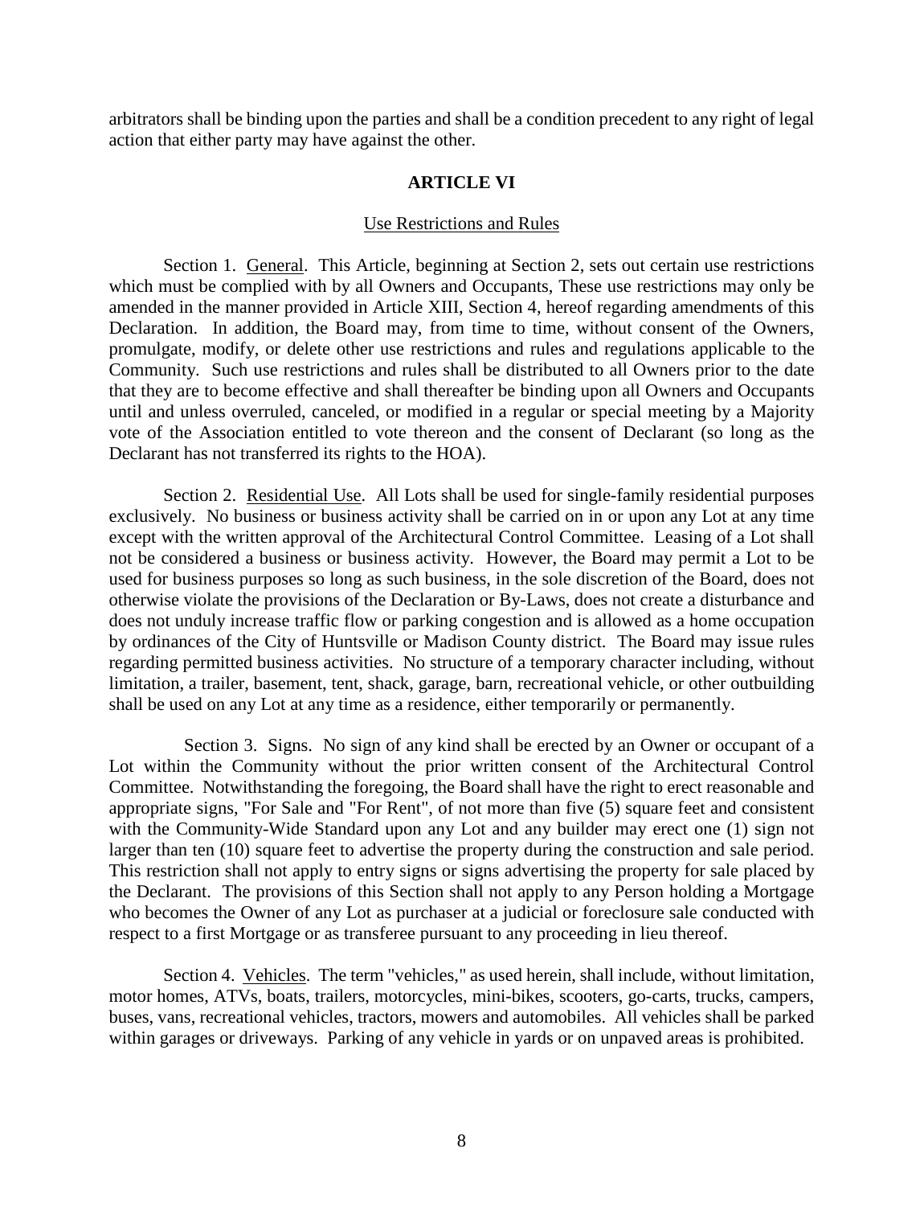arbitrators shall be binding upon the parties and shall be a condition precedent to any right of legal action that either party may have against the other.

## ARTICLE VI

Use Restrictions and Rules

Section 1. General. This Article, beginning at Section 2, sets out certain use restrictions which must be complied with by all Owners and Occupants, These use restrictions may only be amended in the manner provided in Article XIII, Section 4, hereof regarding amendments of this Declaration. In addition, the Board may, from time to time, without consent of the Owners, promulgate, modify, or delete other use restrictions and rules and regulations applicable to the Community. Such use restrictions and rules shall be distributed to all Owners prior to the date that they are to become effective and shall thereafter be binding upon all Owners and Occupants until and unless overruled, canceled, or modified in a regular or special meeting by a Majority vote of the Association entitled to vote thereon and the consent of Declarant (so long as the Declarant has not transferred its rights to the HOA).

Section 2. Residential Use. All Lots shall be used for single-family residential purposes exclusively. No business or business activity shall be carried on in or upon any Lot at any time except with the written approval of the Architectural Control Committee. Leasing of a Lot shall not be considered a business or business activity. However, the Board may permit a Lot to be used for business purposes so long as such business, in the sole discretion of the Board, does not otherwise violate the provisions of the Declaration or By-Laws, does not create a disturbance and does not unduly increase traffic flow or parking congestion and is allowed as a home occupation by ordinances of the City of Huntsville or Madison County district. The Board may issue rules regarding permitted business activities. No structure of a temporary character including, without limitation, a trailer, basement, tent, shack, garage, barn, recreational vehicle, or other outbuilding shall be used on any Lot at any time as a residence, either temporarily or permanently.

Section 3. Signs. No sign of any kind shall be erected by an Owner or occupant of a Lot within the Community without the prior written consent of the Architectural Control Committee. Notwithstanding the foregoing, the Board shall have the right to erect reasonable and appropriate signs, "For Sale and "For Rent", of not more than five (5) square feet and consistent with the Community-Wide Standard upon any Lot and any builder may erect one (1) sign not larger than ten (10) square feet to advertise the property during the construction and sale period. This restriction shall not apply to entry signs or signs advertising the property for sale placed by the Declarant. The provisions of this Section shall not apply to any Person holding a Mortgage who becomes the Owner of any Lot as purchaser at a judicial or foreclosure sale conducted with respect to a first Mortgage or as transferee pursuant to any proceeding in lieu thereof.

Section 4. Vehicles. The term "vehicles," as used herein, shall include, without limitation, motor homes, ATVs, boats, trailers, motorcycles, mini-bikes, scooters, go-carts, trucks, campers, buses, vans, recreational vehicles, tractors, mowers and automobiles. All vehicles shall be parked within garages or driveways. Parking of any vehicle in yards or on unpaved areas is prohibited.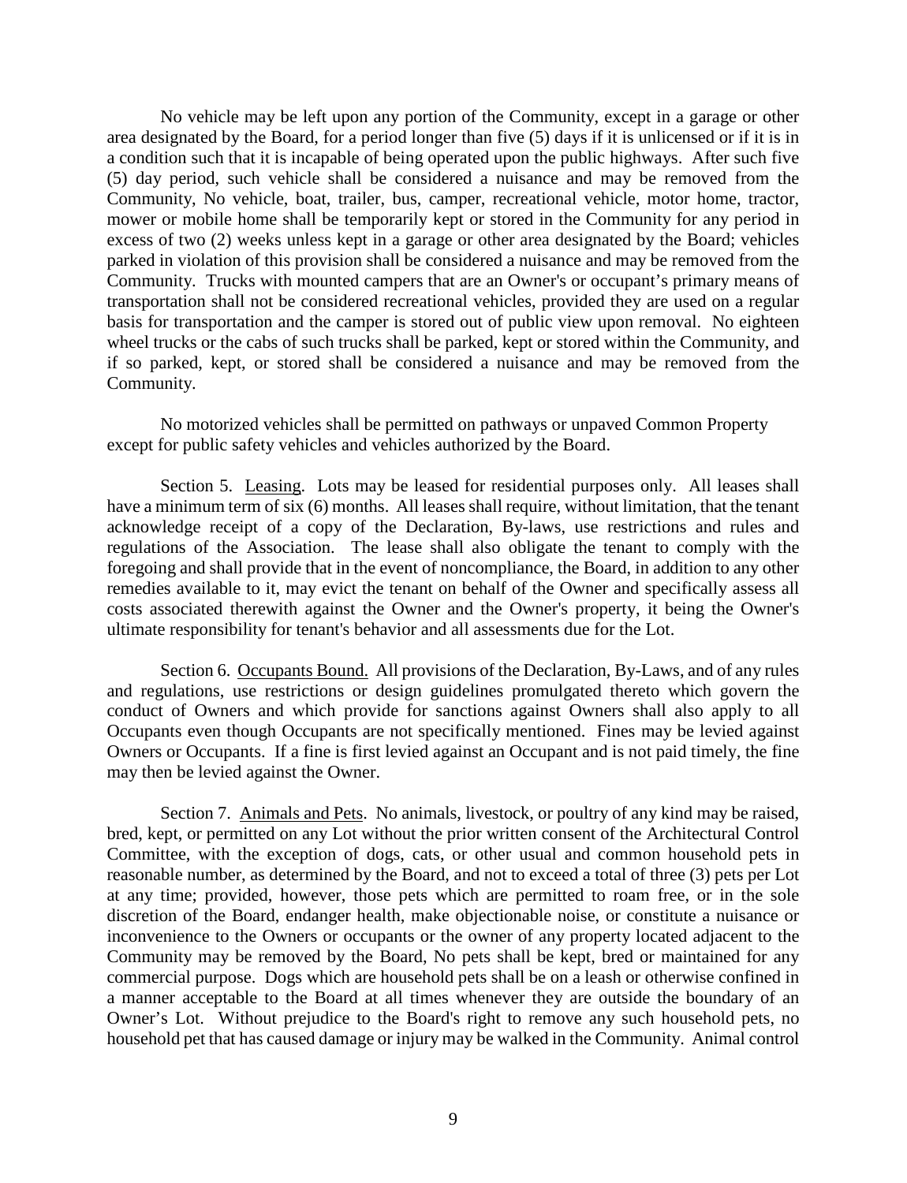No vehicle may be left upon any portion of the Community, except in a garage or other area designated by the Board, for a period longer than five (5) days if it is unlicensed or if it is in a condition such that it is incapable of being operated upon the public highways. After such five (5) day period, such vehicle shall be considered a nuisance and may be removed from the Community, No vehicle, boat, trailer, bus, camper, recreational vehicle, motor home, tractor, mower or mobile home shall be temporarily kept or stored in the Community for any period in excess of two (2) weeks unless kept in a garage or other area designated by the Board; vehicles parked in violation of this provision shall be considered a nuisance and may be removed from the Community. Trucks with mounted campers that are an Owner's or occupant's primary means of transportation shall not be considered recreational vehicles, provided they are used on a regular basis for transportation and the camper is stored out of public view upon removal. No eighteen wheel trucks or the cabs of such trucks shall be parked, kept or stored within the Community, and if so parked, kept, or stored shall be considered a nuisance and may be removed from the Community.

No motorized vehicles shall be permitted on pathways or unpaved Common Property except for public safety vehicles and vehicles authorized by the Board.

Section 5. Leasing. Lots may be leased for residential purposes only. All leases shall have a minimum term of six (6) months. All leases shall require, without limitation, that the tenant acknowledge receipt of a copy of the Declaration, By-laws, use restrictions and rules and regulations of the Association. The lease shall also obligate the tenant to comply with the foregoing and shall provide that in the event of noncompliance, the Board, in addition to any other remedies available to it, may evict the tenant on behalf of the Owner and specifically assess all costs associated therewith against the Owner and the Owner's property, it being the Owner's ultimate responsibility for tenant's behavior and all assessments due for the Lot.

Section 6. Occupants Bound. All provisions of the Declaration, By-Laws, and of any rules and regulations, use restrictions or design guidelines promulgated thereto which govern the conduct of Owners and which provide for sanctions against Owners shall also apply to all Occupants even though Occupants are not specifically mentioned. Fines may be levied against Owners or Occupants. If a fine is first levied against an Occupant and is not paid timely, the fine may then be levied against the Owner.

Section 7. Animals and Pets. No animals, livestock, or poultry of any kind may be raised, bred, kept, or permitted on any Lot without the prior written consent of the Architectural Control Committee, with the exception of dogs, cats, or other usual and common household pets in reasonable number, as determined by the Board, and not to exceed a total of three (3) pets per Lot at any time; provided, however, those pets which are permitted to roam free, or in the sole discretion of the Board, endanger health, make objectionable noise, or constitute a nuisance or inconvenience to the Owners or occupants or the owner of any property located adjacent to the Community may be removed by the Board, No pets shall be kept, bred or maintained for any commercial purpose. Dogs which are household pets shall be on a leash or otherwise confined in a manner acceptable to the Board at all times whenever they are outside the boundary of an Owner's Lot. Without prejudice to the Board's right to remove any such household pets, no household pet that has caused damage or injury may be walked in the Community. Animal control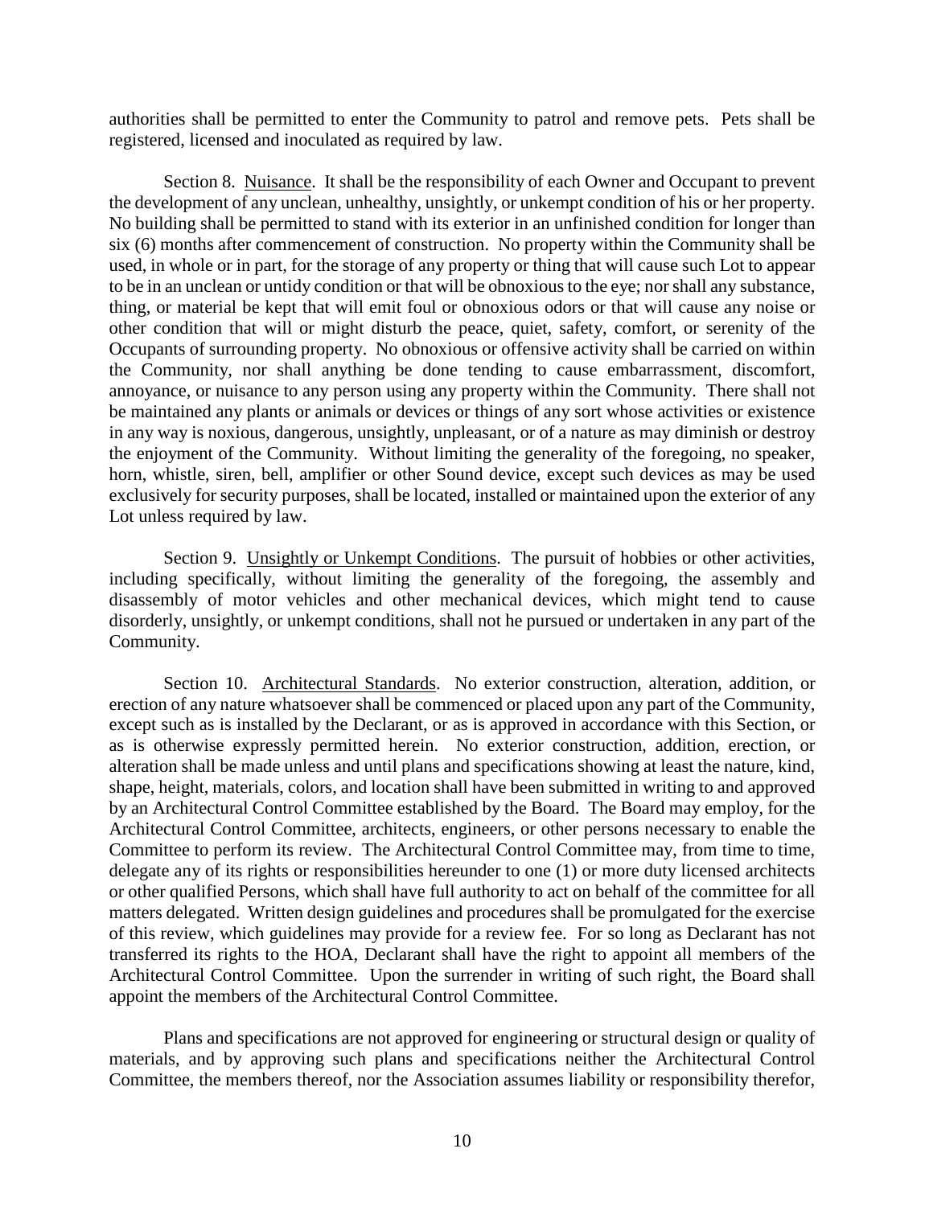authorities shall be permitted to enter the Community to patrol and remove pets. Pets shall be registered, licensed and inoculated as required by law.

Section 8. Nuisance. It shall be the responsibility of each Owner and Occupant to prevent the development of any unclean, unhealthy, unsightly, or unkempt condition of his or her property. No building shall be permitted to stand with its exterior in an unfinished condition for longer than six (6) months after commencement of construction. No property within the Community shall be used, in whole or in part, for the storage of any property or thing that will cause such Lot to appear to be in an unclean or untidy condition or that will be obnoxious to the eye; nor shall any substance, thing, or material be kept that will emit foul or obnoxious odors or that will cause any noise or other condition that will or might disturb the peace, quiet, safety, comfort, or serenity of the Occupants of surrounding property. No obnoxious or offensive activity shall be carried on within the Community, nor shall anything be done tending to cause embarrassment, discomfort, annoyance, or nuisance to any person using any property within the Community. There shall not be maintained any plants or animals or devices or things of any sort whose activities or existence in any way is noxious, dangerous, unsightly, unpleasant, or of a nature as may diminish or destroy the enjoyment of the Community. Without limiting the generality of the foregoing, no speaker, horn, whistle, siren, bell, amplifier or other Sound device, except such devices as may be used exclusively for security purposes, shall be located, installed or maintained upon the exterior of any Lot unless required by law.

Section 9. Unsightly or Unkempt Conditions. The pursuit of hobbies or other activities, including specifically, without limiting the generality of the foregoing, the assembly and disassembly of motor vehicles and other mechanical devices, which might tend to cause disorderly, unsightly, or unkempt conditions, shall not he pursued or undertaken in any part of the Community.

Section 10. Architectural Standards. No exterior construction, alteration, addition, or erection of any nature whatsoever shall be commenced or placed upon any part of the Community, except such as is installed by the Declarant, or as is approved in accordance with this Section, or as is otherwise expressly permitted herein. No exterior construction, addition, erection, or alteration shall be made unless and until plans and specifications showing at least the nature, kind, shape, height, materials, colors, and location shall have been submitted in writing to and approved by an Architectural Control Committee established by the Board. The Board may employ, for the Architectural Control Committee, architects, engineers, or other persons necessary to enable the Committee to perform its review. The Architectural Control Committee may, from time to time, delegate any of its rights or responsibilities hereunder to one (1) or more duty licensed architects or other qualified Persons, which shall have full authority to act on behalf of the committee for all matters delegated. Written design guidelines and procedures shall be promulgated for the exercise of this review, which guidelines may provide for a review fee. For so long as Declarant has not transferred its rights to the HOA, Declarant shall have the right to appoint all members of the Architectural Control Committee. Upon the surrender in writing of such right, the Board shall appoint the members of the Architectural Control Committee.

Plans and specifications are not approved for engineering or structural design or quality of materials, and by approving such plans and specifications neither the Architectural Control Committee, the members thereof, nor the Association assumes liability or responsibility therefor,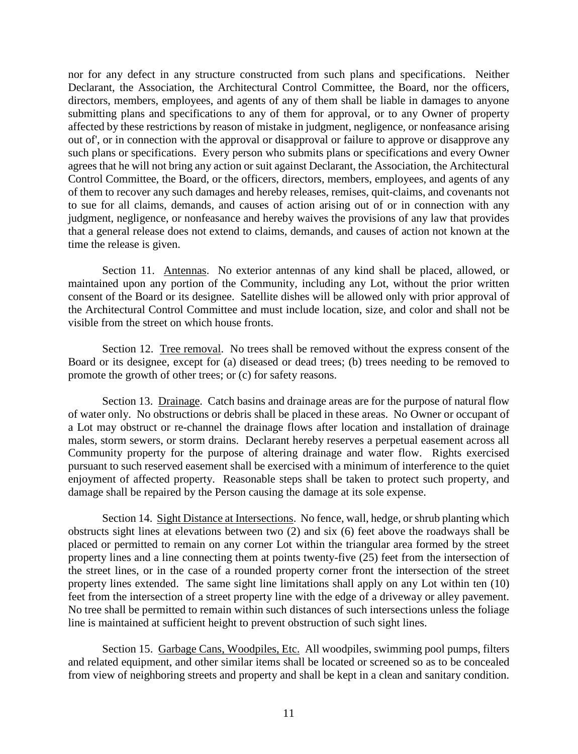nor for any defect in any structure constructed from such plans and specifications. Neither Declarant, the Association, the Architectural Control Committee, the Board, nor the officers, directors, members, employees, and agents of any of them shall be liable in damages to anyone submitting plans and specifications to any of them for approval, or to any Owner of property affected by these restrictions by reason of mistake in judgment, negligence, or nonfeasance arising out of', or in connection with the approval or disapproval or failure to approve or disapprove any such plans or specifications. Every person who submits plans or specifications and every Owner agrees that he will not bring any action or suit against Declarant, the Association, the Architectural Control Committee, the Board, or the officers, directors, members, employees, and agents of any of them to recover any such damages and hereby releases, remises, quit-claims, and covenants not to sue for all claims, demands, and causes of action arising out of or in connection with any judgment, negligence, or nonfeasance and hereby waives the provisions of any law that provides that a general release does not extend to claims, demands, and causes of action not known at the time the release is given.

Section 11. Antennas. No exterior antennas of any kind shall be placed, allowed, or maintained upon any portion of the Community, including any Lot, without the prior written consent of the Board or its designee. Satellite dishes will be allowed only with prior approval of the Architectural Control Committee and must include location, size, and color and shall not be visible from the street on which house fronts.

Section 12. Tree removal. No trees shall be removed without the express consent of the Board or its designee, except for (a) diseased or dead trees; (b) trees needing to be removed to promote the growth of other trees; or (c) for safety reasons.

Section 13. Drainage. Catch basins and drainage areas are for the purpose of natural flow of water only. No obstructions or debris shall be placed in these areas. No Owner or occupant of a Lot may obstruct or re-channel the drainage flows after location and installation of drainage males, storm sewers, or storm drains. Declarant hereby reserves a perpetual easement across all Community property for the purpose of altering drainage and water flow. Rights exercised pursuant to such reserved easement shall be exercised with a minimum of interference to the quiet enjoyment of affected property. Reasonable steps shall be taken to protect such property, and damage shall be repaired by the Person causing the damage at its sole expense.

Section 14. Sight Distance at Intersections. No fence, wall, hedge, or shrub planting which obstructs sight lines at elevations between two (2) and six (6) feet above the roadways shall be placed or permitted to remain on any corner Lot within the triangular area formed by the street property lines and a line connecting them at points twenty-five (25) feet from the intersection of the street lines, or in the case of a rounded property corner front the intersection of the street property lines extended. The same sight line limitations shall apply on any Lot within ten (10) feet from the intersection of a street property line with the edge of a driveway or alley pavement. No tree shall be permitted to remain within such distances of such intersections unless the foliage line is maintained at sufficient height to prevent obstruction of such sight lines.

Section 15. Garbage Cans, Woodpiles, Etc. All woodpiles, swimming pool pumps, filters and related equipment, and other similar items shall be located or screened so as to be concealed from view of neighboring streets and property and shall be kept in a clean and sanitary condition.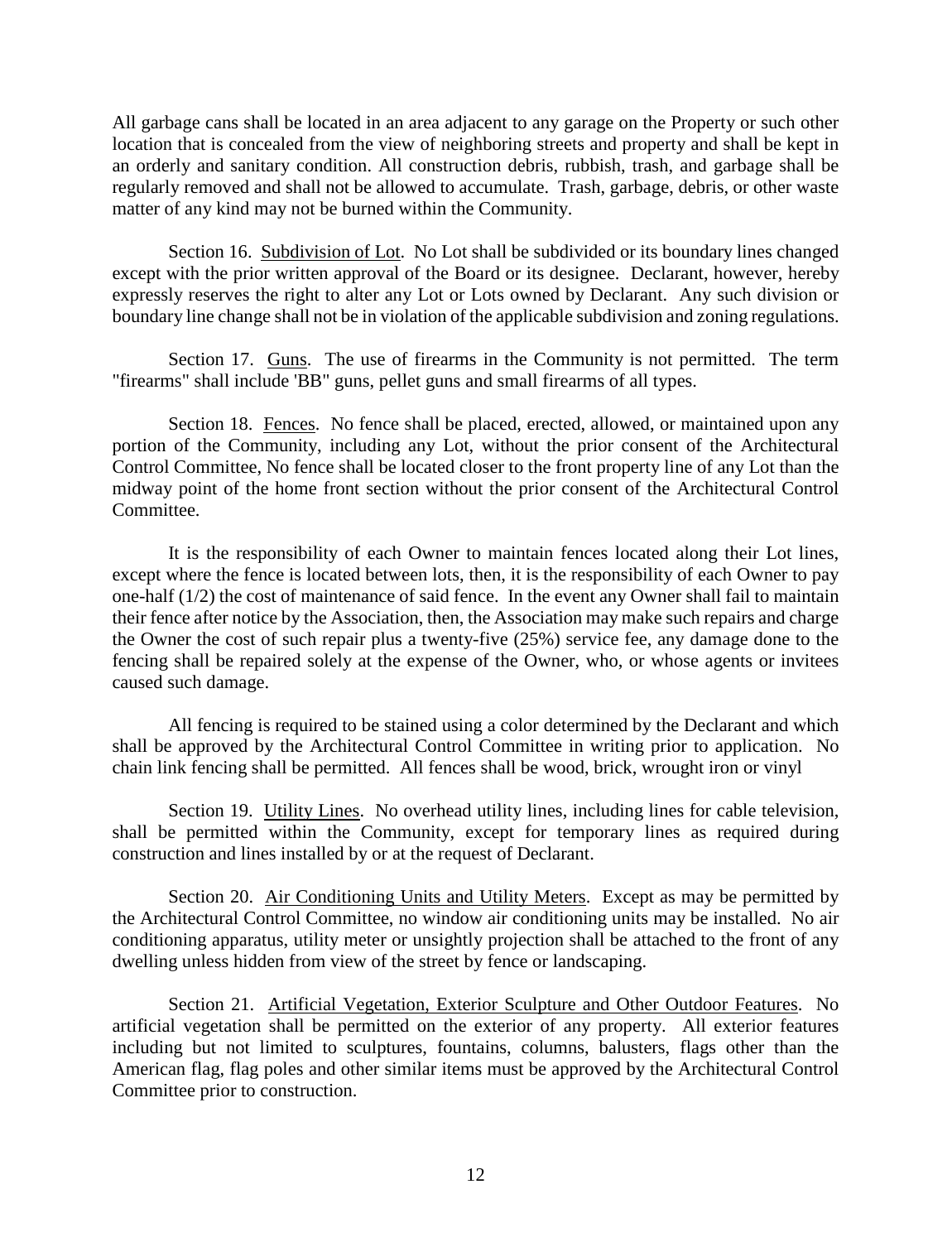All garbage cans shall be located in an area adjacent to any garage on the Property or such other location that is concealed from the view of neighboring streets and property and shall be kept in an orderly and sanitary condition. All construction debris, rubbish, trash, and garbage shall be regularly removed and shall not be allowed to accumulate. Trash, garbage, debris, or other waste matter of any kind may not be burned within the Community.

Section 16. Subdivision of Lot. No Lot shall be subdivided or its boundary lines changed except with the prior written approval of the Board or its designee. Declarant, however, hereby expressly reserves the right to alter any Lot or Lots owned by Declarant. Any such division or boundary line change shall not be in violation of the applicable subdivision and zoning regulations.

Section 17. Guns. The use of firearms in the Community is not permitted. The term "firearms" shall include 'BB" guns, pellet guns and small firearms of all types.

Section 18. Fences. No fence shall be placed, erected, allowed, or maintained upon any portion of the Community, including any Lot, without the prior consent of the Architectural Control Committee, No fence shall be located closer to the front property line of any Lot than the midway point of the home front section without the prior consent of the Architectural Control Committee.

It is the responsibility of each Owner to maintain fences located along their Lot lines, except where the fence is located between lots, then, it is the responsibility of each Owner to pay one-half (1/2) the cost of maintenance of said fence. In the event any Owner shall fail to maintain their fence after notice by the Association, then, the Association may make such repairs and charge the Owner the cost of such repair plus a twenty-five (25%) service fee, any damage done to the fencing shall be repaired solely at the expense of the Owner, who, or whose agents or invitees caused such damage.

All fencing is required to be stained using a color determined by the Declarant and which shall be approved by the Architectural Control Committee in writing prior to application. No chain link fencing shall be permitted. All fences shall be wood, brick, wrought iron or vinyl

Section 19. Utility Lines. No overhead utility lines, including lines for cable television, shall be permitted within the Community, except for temporary lines as required during construction and lines installed by or at the request of Declarant.

Section 20. Air Conditioning Units and Utility Meters. Except as may be permitted by the Architectural Control Committee, no window air conditioning units may be installed. No air conditioning apparatus, utility meter or unsightly projection shall be attached to the front of any dwelling unless hidden from view of the street by fence or landscaping.

Section 21. Artificial Vegetation, Exterior Sculpture and Other Outdoor Features. No artificial vegetation shall be permitted on the exterior of any property. All exterior features including but not limited to sculptures, fountains, columns, balusters, flags other than the American flag, flag poles and other similar items must be approved by the Architectural Control Committee prior to construction.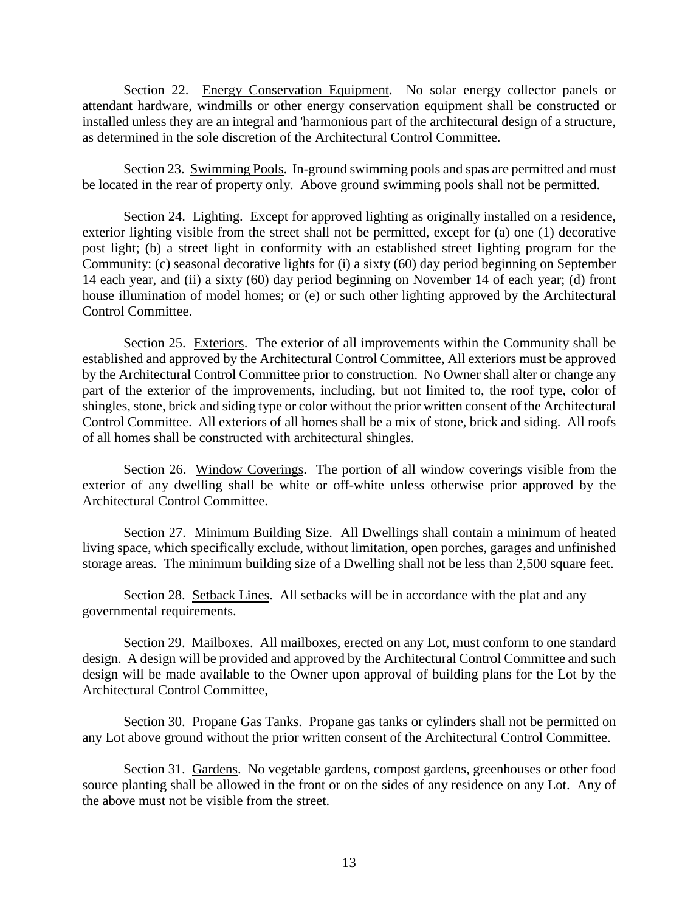Section 22. Energy Conservation Equipment. No solar energy collector panels or attendant hardware, windmills or other energy conservation equipment shall be constructed or installed unless they are an integral and 'harmonious part of the architectural design of a structure, as determined in the sole discretion of the Architectural Control Committee.

Section 23. Swimming Pools. In-ground swimming pools and spas are permitted and must be located in the rear of property only. Above ground swimming pools shall not be permitted.

Section 24. Lighting. Except for approved lighting as originally installed on a residence, exterior lighting visible from the street shall not be permitted, except for (a) one (1) decorative post light; (b) a street light in conformity with an established street lighting program for the Community: (c) seasonal decorative lights for (i) a sixty (60) day period beginning on September 14 each year, and (ii) a sixty (60) day period beginning on November 14 of each year; (d) front house illumination of model homes; or (e) or such other lighting approved by the Architectural Control Committee.

Section 25. Exteriors. The exterior of all improvements within the Community shall be established and approved by the Architectural Control Committee, All exteriors must be approved by the Architectural Control Committee prior to construction. No Owner shall alter or change any part of the exterior of the improvements, including, but not limited to, the roof type, color of shingles, stone, brick and siding type or color without the prior written consent of the Architectural Control Committee. All exteriors of all homes shall be a mix of stone, brick and siding. All roofs of all homes shall be constructed with architectural shingles.

Section 26. Window Coverings. The portion of all window coverings visible from the exterior of any dwelling shall be white or off-white unless otherwise prior approved by the Architectural Control Committee.

Section 27. Minimum Building Size. All Dwellings shall contain a minimum of heated living space, which specifically exclude, without limitation, open porches, garages and unfinished storage areas. The minimum building size of a Dwelling shall not be less than 2,500 square feet.

Section 28. Setback Lines. All setbacks will be in accordance with the plat and any governmental requirements.

Section 29. Mailboxes. All mailboxes, erected on any Lot, must conform to one standard design. A design will be provided and approved by the Architectural Control Committee and such design will be made available to the Owner upon approval of building plans for the Lot by the Architectural Control Committee,

Section 30. Propane Gas Tanks. Propane gas tanks or cylinders shall not be permitted on any Lot above ground without the prior written consent of the Architectural Control Committee.

Section 31. Gardens. No vegetable gardens, compost gardens, greenhouses or other food source planting shall be allowed in the front or on the sides of any residence on any Lot. Any of the above must not be visible from the street.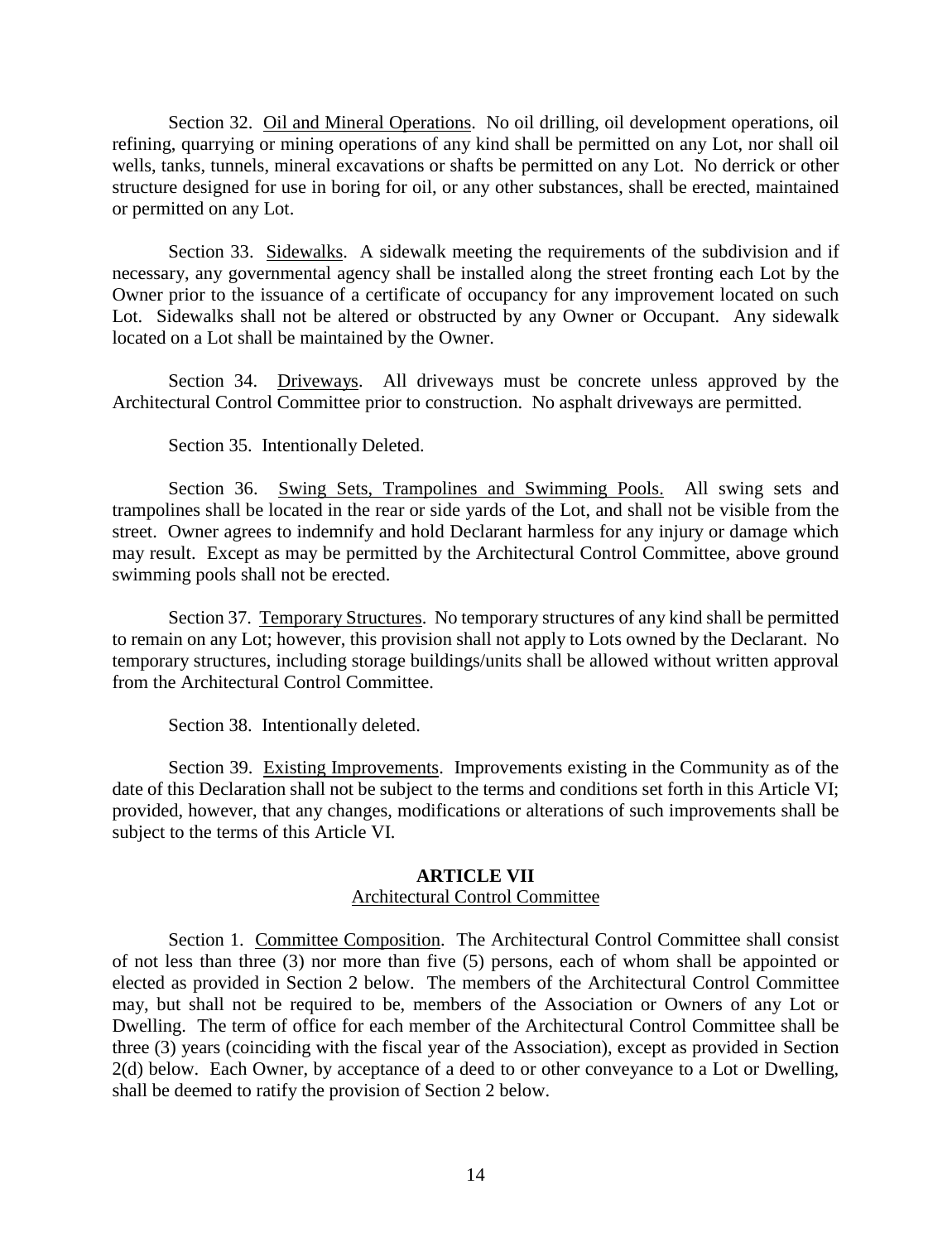Section 32. Oil and Mineral Operations. No oil drilling, oil development operations, oil refining, quarrying or mining operations of any kind shall be permitted on any Lot, nor shall oil wells, tanks, tunnels, mineral excavations or shafts be permitted on any Lot. No derrick or other structure designed for use in boring for oil, or any other substances, shall be erected, maintained or permitted on any Lot.

Section 33. Sidewalks. A sidewalk meeting the requirements of the subdivision and if necessary, any governmental agency shall be installed along the street fronting each Lot by the Owner prior to the issuance of a certificate of occupancy for any improvement located on such Lot. Sidewalks shall not be altered or obstructed by any Owner or Occupant. Any sidewalk located on a Lot shall be maintained by the Owner.

Section 34. Driveways. All driveways must be concrete unless approved by the Architectural Control Committee prior to construction. No asphalt driveways are permitted.

Section 35. Intentionally Deleted.

Section 36. Swing Sets, Trampolines and Swimming Pools. All swing sets and trampolines shall be located in the rear or side yards of the Lot, and shall not be visible from the street. Owner agrees to indemnify and hold Declarant harmless for any injury or damage which may result. Except as may be permitted by the Architectural Control Committee, above ground swimming pools shall not be erected.

Section 37. Temporary Structures. No temporary structures of any kind shall be permitted to remain on any Lot; however, this provision shall not apply to Lots owned by the Declarant. No temporary structures, including storage buildings/units shall be allowed without written approval from the Architectural Control Committee.

Section 38. Intentionally deleted.

Section 39. Existing Improvements. Improvements existing in the Community as of the date of this Declaration shall not be subject to the terms and conditions set forth in this Article VI; provided, however, that any changes, modifications or alterations of such improvements shall be subject to the terms of this Article VI.

## ARTICLE VII
### Architectural Control Committee

Section 1. Committee Composition. The Architectural Control Committee shall consist of not less than three (3) nor more than five (5) persons, each of whom shall be appointed or elected as provided in Section 2 below. The members of the Architectural Control Committee may, but shall not be required to be, members of the Association or Owners of any Lot or Dwelling. The term of office for each member of the Architectural Control Committee shall be three (3) years (coinciding with the fiscal year of the Association), except as provided in Section 2(d) below. Each Owner, by acceptance of a deed to or other conveyance to a Lot or Dwelling, shall be deemed to ratify the provision of Section 2 below.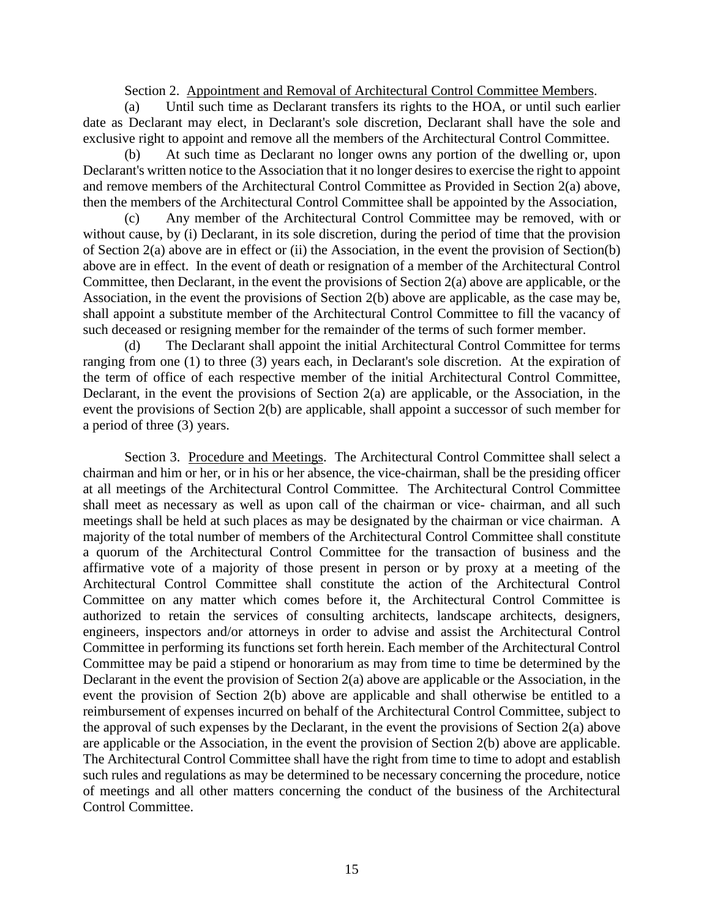Section 2. Appointment and Removal of Architectural Control Committee Members.

(a) Until such time as Declarant transfers its rights to the HOA, or until such earlier date as Declarant may elect, in Declarant's sole discretion, Declarant shall have the sole and exclusive right to appoint and remove all the members of the Architectural Control Committee.

(b) At such time as Declarant no longer owns any portion of the dwelling or, upon Declarant's written notice to the Association that it no longer desires to exercise the right to appoint and remove members of the Architectural Control Committee as Provided in Section 2(a) above, then the members of the Architectural Control Committee shall be appointed by the Association,

(c) Any member of the Architectural Control Committee may be removed, with or without cause, by (i) Declarant, in its sole discretion, during the period of time that the provision of Section 2(a) above are in effect or (ii) the Association, in the event the provision of Section(b) above are in effect. In the event of death or resignation of a member of the Architectural Control Committee, then Declarant, in the event the provisions of Section 2(a) above are applicable, or the Association, in the event the provisions of Section 2(b) above are applicable, as the case may be, shall appoint a substitute member of the Architectural Control Committee to fill the vacancy of such deceased or resigning member for the remainder of the terms of such former member.

(d) The Declarant shall appoint the initial Architectural Control Committee for terms ranging from one (1) to three (3) years each, in Declarant's sole discretion. At the expiration of the term of office of each respective member of the initial Architectural Control Committee, Declarant, in the event the provisions of Section 2(a) are applicable, or the Association, in the event the provisions of Section 2(b) are applicable, shall appoint a successor of such member for a period of three (3) years.

Section 3. Procedure and Meetings. The Architectural Control Committee shall select a chairman and him or her, or in his or her absence, the vice-chairman, shall be the presiding officer at all meetings of the Architectural Control Committee. The Architectural Control Committee shall meet as necessary as well as upon call of the chairman or vice- chairman, and all such meetings shall be held at such places as may be designated by the chairman or vice chairman. A majority of the total number of members of the Architectural Control Committee shall constitute a quorum of the Architectural Control Committee for the transaction of business and the affirmative vote of a majority of those present in person or by proxy at a meeting of the Architectural Control Committee shall constitute the action of the Architectural Control Committee on any matter which comes before it, the Architectural Control Committee is authorized to retain the services of consulting architects, landscape architects, designers, engineers, inspectors and/or attorneys in order to advise and assist the Architectural Control Committee in performing its functions set forth herein. Each member of the Architectural Control Committee may be paid a stipend or honorarium as may from time to time be determined by the Declarant in the event the provision of Section 2(a) above are applicable or the Association, in the event the provision of Section 2(b) above are applicable and shall otherwise be entitled to a reimbursement of expenses incurred on behalf of the Architectural Control Committee, subject to the approval of such expenses by the Declarant, in the event the provisions of Section 2(a) above are applicable or the Association, in the event the provision of Section 2(b) above are applicable. The Architectural Control Committee shall have the right from time to time to adopt and establish such rules and regulations as may be determined to be necessary concerning the procedure, notice of meetings and all other matters concerning the conduct of the business of the Architectural Control Committee.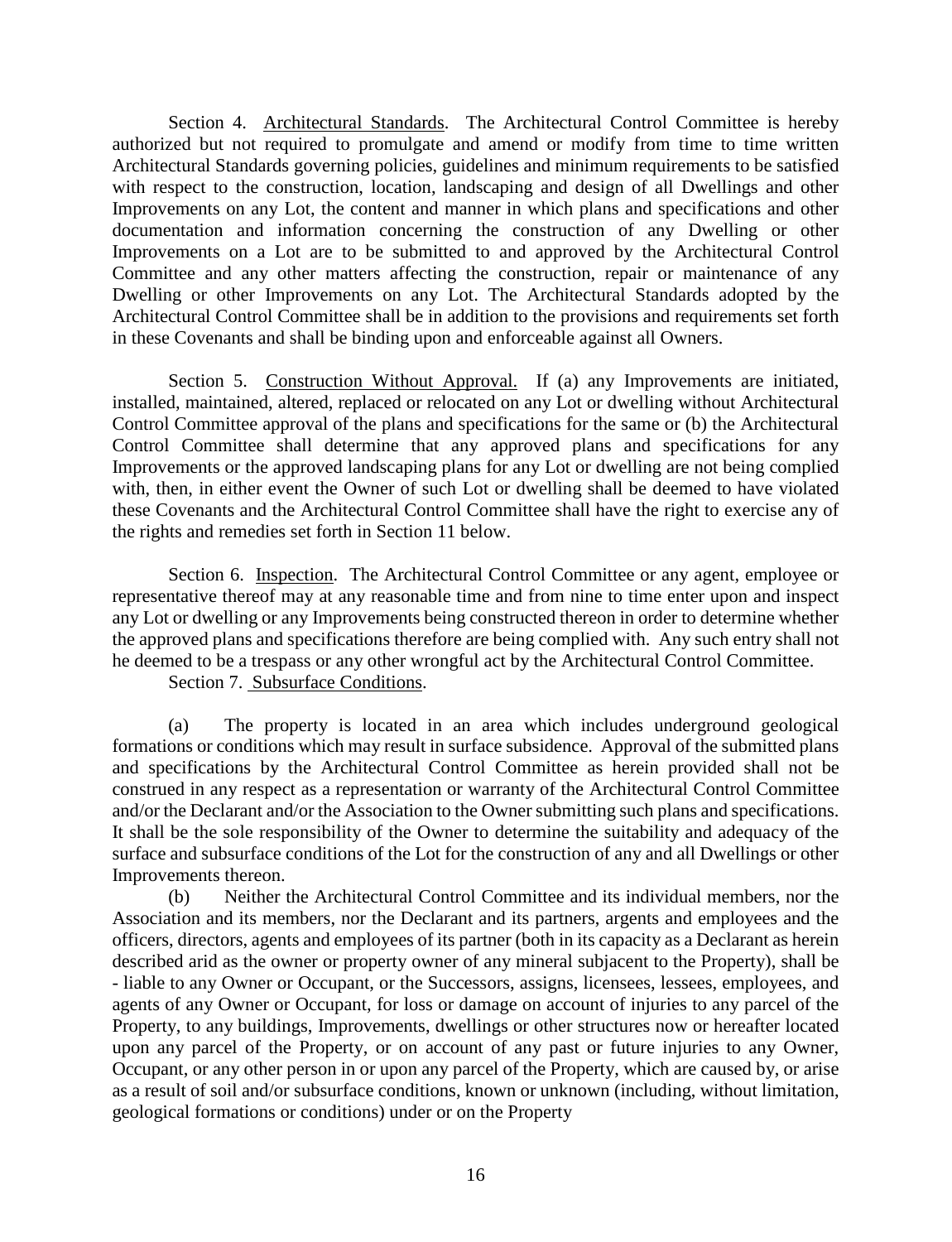Section 4. Architectural Standards. The Architectural Control Committee is hereby authorized but not required to promulgate and amend or modify from time to time written Architectural Standards governing policies, guidelines and minimum requirements to be satisfied with respect to the construction, location, landscaping and design of all Dwellings and other Improvements on any Lot, the content and manner in which plans and specifications and other documentation and information concerning the construction of any Dwelling or other Improvements on a Lot are to be submitted to and approved by the Architectural Control Committee and any other matters affecting the construction, repair or maintenance of any Dwelling or other Improvements on any Lot. The Architectural Standards adopted by the Architectural Control Committee shall be in addition to the provisions and requirements set forth in these Covenants and shall be binding upon and enforceable against all Owners.

Section 5. Construction Without Approval. If (a) any Improvements are initiated, installed, maintained, altered, replaced or relocated on any Lot or dwelling without Architectural Control Committee approval of the plans and specifications for the same or (b) the Architectural Control Committee shall determine that any approved plans and specifications for any Improvements or the approved landscaping plans for any Lot or dwelling are not being complied with, then, in either event the Owner of such Lot or dwelling shall be deemed to have violated these Covenants and the Architectural Control Committee shall have the right to exercise any of the rights and remedies set forth in Section 11 below.

Section 6. Inspection. The Architectural Control Committee or any agent, employee or representative thereof may at any reasonable time and from nine to time enter upon and inspect any Lot or dwelling or any Improvements being constructed thereon in order to determine whether the approved plans and specifications therefore are being complied with. Any such entry shall not he deemed to be a trespass or any other wrongful act by the Architectural Control Committee.

Section 7. Subsurface Conditions.

(a) The property is located in an area which includes underground geological formations or conditions which may result in surface subsidence. Approval of the submitted plans and specifications by the Architectural Control Committee as herein provided shall not be construed in any respect as a representation or warranty of the Architectural Control Committee and/or the Declarant and/or the Association to the Owner submitting such plans and specifications. It shall be the sole responsibility of the Owner to determine the suitability and adequacy of the surface and subsurface conditions of the Lot for the construction of any and all Dwellings or other Improvements thereon.

(b) Neither the Architectural Control Committee and its individual members, nor the Association and its members, nor the Declarant and its partners, argents and employees and the officers, directors, agents and employees of its partner (both in its capacity as a Declarant as herein described arid as the owner or property owner of any mineral subjacent to the Property), shall be - liable to any Owner or Occupant, or the Successors, assigns, licensees, lessees, employees, and agents of any Owner or Occupant, for loss or damage on account of injuries to any parcel of the Property, to any buildings, Improvements, dwellings or other structures now or hereafter located upon any parcel of the Property, or on account of any past or future injuries to any Owner, Occupant, or any other person in or upon any parcel of the Property, which are caused by, or arise as a result of soil and/or subsurface conditions, known or unknown (including, without limitation, geological formations or conditions) under or on the Property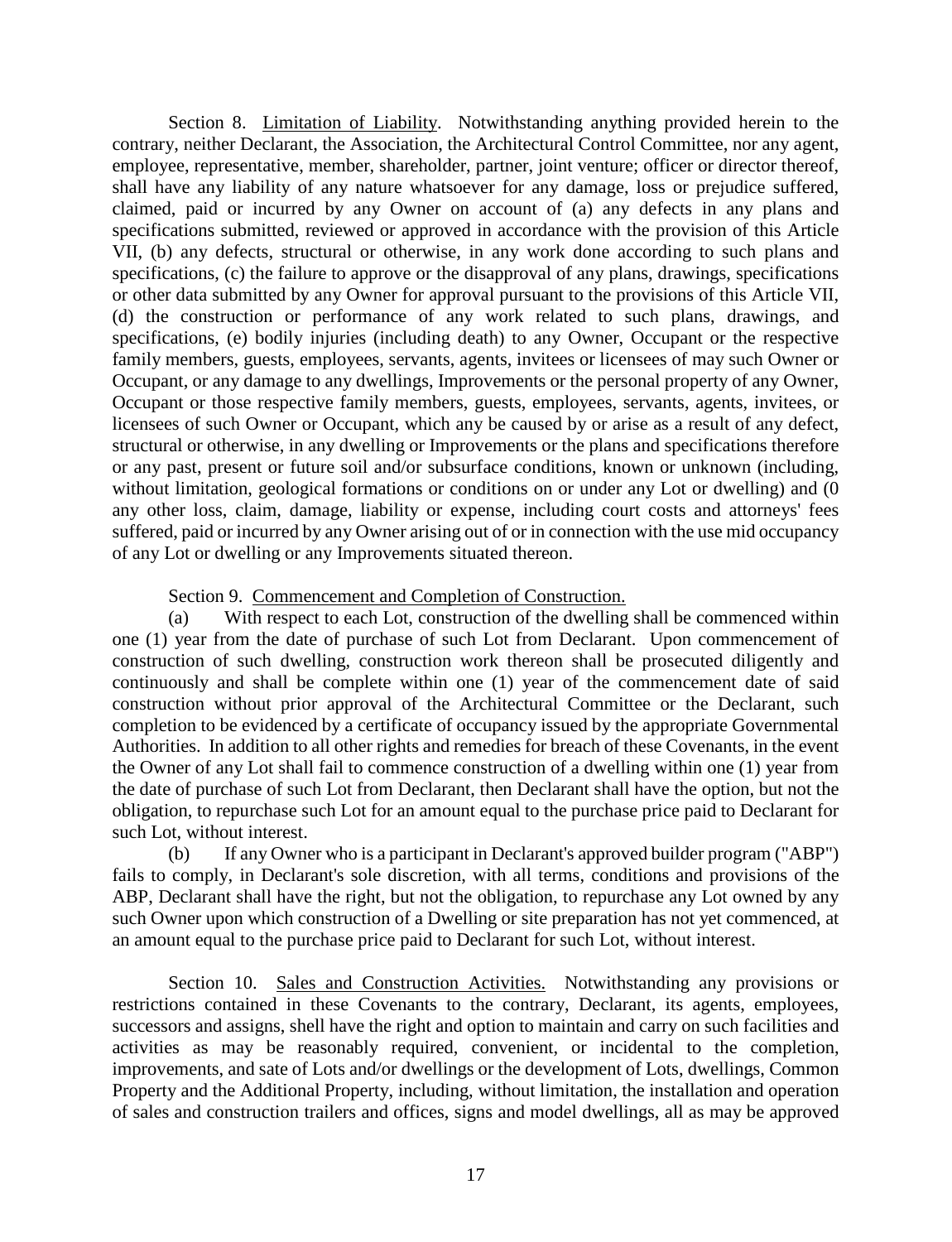Section 8. Limitation of Liability. Notwithstanding anything provided herein to the contrary, neither Declarant, the Association, the Architectural Control Committee, nor any agent, employee, representative, member, shareholder, partner, joint venture; officer or director thereof, shall have any liability of any nature whatsoever for any damage, loss or prejudice suffered, claimed, paid or incurred by any Owner on account of (a) any defects in any plans and specifications submitted, reviewed or approved in accordance with the provision of this Article VII, (b) any defects, structural or otherwise, in any work done according to such plans and specifications, (c) the failure to approve or the disapproval of any plans, drawings, specifications or other data submitted by any Owner for approval pursuant to the provisions of this Article VII, (d) the construction or performance of any work related to such plans, drawings, and specifications, (e) bodily injuries (including death) to any Owner, Occupant or the respective family members, guests, employees, servants, agents, invitees or licensees of may such Owner or Occupant, or any damage to any dwellings, Improvements or the personal property of any Owner, Occupant or those respective family members, guests, employees, servants, agents, invitees, or licensees of such Owner or Occupant, which any be caused by or arise as a result of any defect, structural or otherwise, in any dwelling or Improvements or the plans and specifications therefore or any past, present or future soil and/or subsurface conditions, known or unknown (including, without limitation, geological formations or conditions on or under any Lot or dwelling) and (0 any other loss, claim, damage, liability or expense, including court costs and attorneys' fees suffered, paid or incurred by any Owner arising out of or in connection with the use mid occupancy of any Lot or dwelling or any Improvements situated thereon.

Section 9. Commencement and Completion of Construction.

(a) With respect to each Lot, construction of the dwelling shall be commenced within one (1) year from the date of purchase of such Lot from Declarant. Upon commencement of construction of such dwelling, construction work thereon shall be prosecuted diligently and continuously and shall be complete within one (1) year of the commencement date of said construction without prior approval of the Architectural Committee or the Declarant, such completion to be evidenced by a certificate of occupancy issued by the appropriate Governmental Authorities. In addition to all other rights and remedies for breach of these Covenants, in the event the Owner of any Lot shall fail to commence construction of a dwelling within one (1) year from the date of purchase of such Lot from Declarant, then Declarant shall have the option, but not the obligation, to repurchase such Lot for an amount equal to the purchase price paid to Declarant for such Lot, without interest.

(b) If any Owner who is a participant in Declarant's approved builder program ("ABP") fails to comply, in Declarant's sole discretion, with all terms, conditions and provisions of the ABP, Declarant shall have the right, but not the obligation, to repurchase any Lot owned by any such Owner upon which construction of a Dwelling or site preparation has not yet commenced, at an amount equal to the purchase price paid to Declarant for such Lot, without interest.

Section 10. Sales and Construction Activities. Notwithstanding any provisions or restrictions contained in these Covenants to the contrary, Declarant, its agents, employees, successors and assigns, shell have the right and option to maintain and carry on such facilities and activities as may be reasonably required, convenient, or incidental to the completion, improvements, and sate of Lots and/or dwellings or the development of Lots, dwellings, Common Property and the Additional Property, including, without limitation, the installation and operation of sales and construction trailers and offices, signs and model dwellings, all as may be approved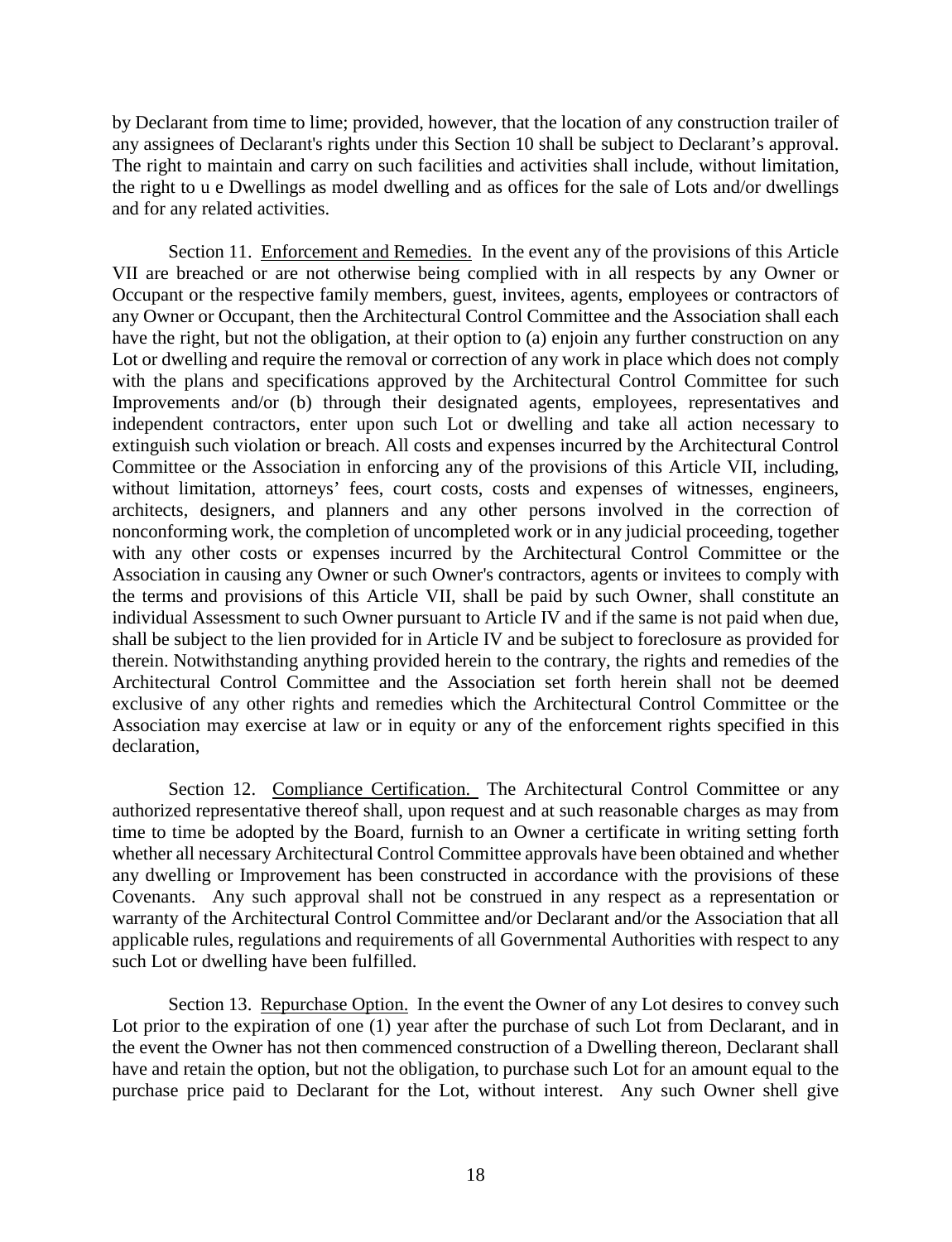by Declarant from time to lime; provided, however, that the location of any construction trailer of any assignees of Declarant's rights under this Section 10 shall be subject to Declarant's approval. The right to maintain and carry on such facilities and activities shall include, without limitation, the right to u e Dwellings as model dwelling and as offices for the sale of Lots and/or dwellings and for any related activities.

Section 11. Enforcement and Remedies. In the event any of the provisions of this Article VII are breached or are not otherwise being complied with in all respects by any Owner or Occupant or the respective family members, guest, invitees, agents, employees or contractors of any Owner or Occupant, then the Architectural Control Committee and the Association shall each have the right, but not the obligation, at their option to (a) enjoin any further construction on any Lot or dwelling and require the removal or correction of any work in place which does not comply with the plans and specifications approved by the Architectural Control Committee for such Improvements and/or (b) through their designated agents, employees, representatives and independent contractors, enter upon such Lot or dwelling and take all action necessary to extinguish such violation or breach. All costs and expenses incurred by the Architectural Control Committee or the Association in enforcing any of the provisions of this Article VII, including, without limitation, attorneys' fees, court costs, costs and expenses of witnesses, engineers, architects, designers, and planners and any other persons involved in the correction of nonconforming work, the completion of uncompleted work or in any judicial proceeding, together with any other costs or expenses incurred by the Architectural Control Committee or the Association in causing any Owner or such Owner's contractors, agents or invitees to comply with the terms and provisions of this Article VII, shall be paid by such Owner, shall constitute an individual Assessment to such Owner pursuant to Article IV and if the same is not paid when due, shall be subject to the lien provided for in Article IV and be subject to foreclosure as provided for therein. Notwithstanding anything provided herein to the contrary, the rights and remedies of the Architectural Control Committee and the Association set forth herein shall not be deemed exclusive of any other rights and remedies which the Architectural Control Committee or the Association may exercise at law or in equity or any of the enforcement rights specified in this declaration,

Section 12. Compliance Certification. The Architectural Control Committee or any authorized representative thereof shall, upon request and at such reasonable charges as may from time to time be adopted by the Board, furnish to an Owner a certificate in writing setting forth whether all necessary Architectural Control Committee approvals have been obtained and whether any dwelling or Improvement has been constructed in accordance with the provisions of these Covenants. Any such approval shall not be construed in any respect as a representation or warranty of the Architectural Control Committee and/or Declarant and/or the Association that all applicable rules, regulations and requirements of all Governmental Authorities with respect to any such Lot or dwelling have been fulfilled.

Section 13. Repurchase Option. In the event the Owner of any Lot desires to convey such Lot prior to the expiration of one (1) year after the purchase of such Lot from Declarant, and in the event the Owner has not then commenced construction of a Dwelling thereon, Declarant shall have and retain the option, but not the obligation, to purchase such Lot for an amount equal to the purchase price paid to Declarant for the Lot, without interest. Any such Owner shell give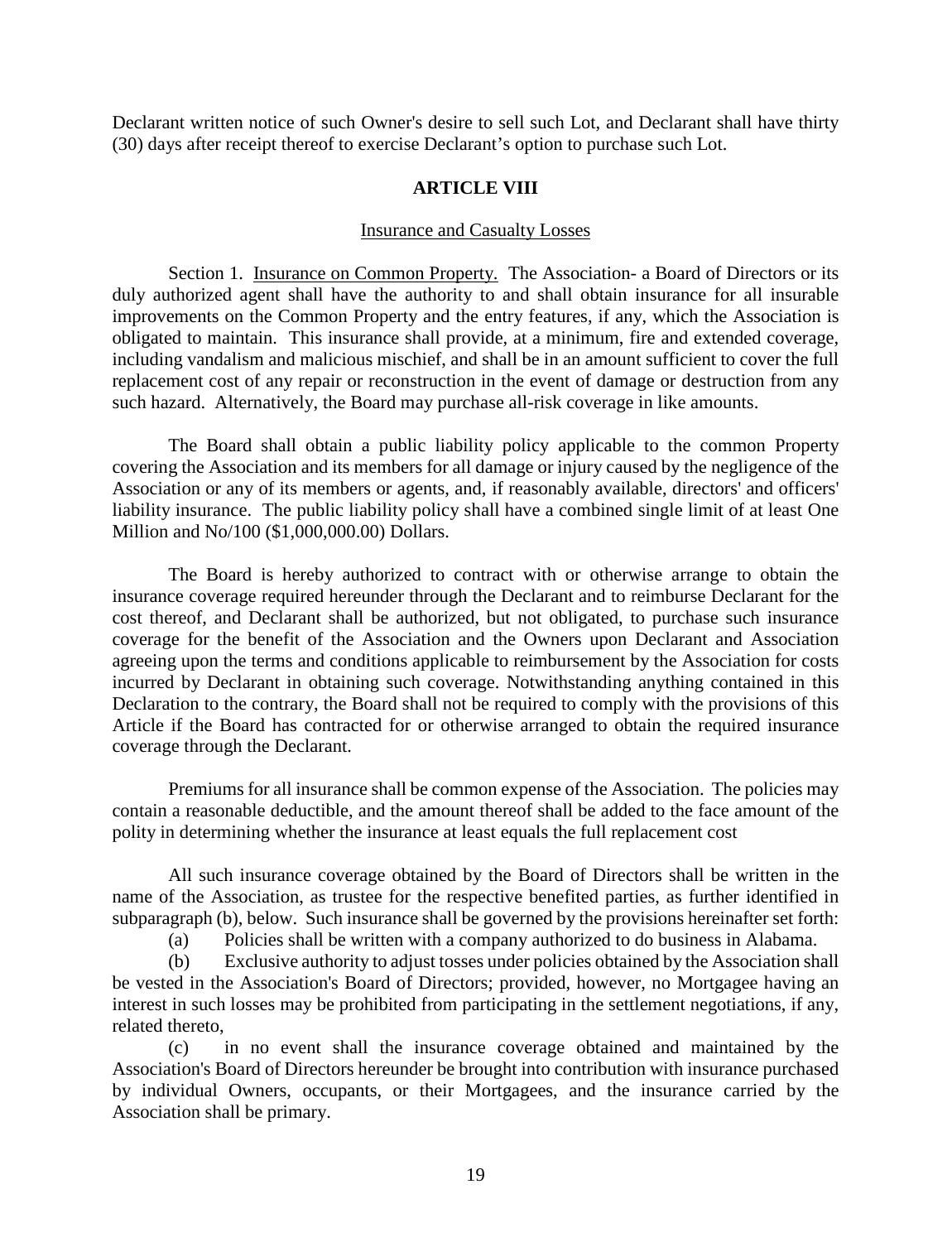Declarant written notice of such Owner's desire to sell such Lot, and Declarant shall have thirty (30) days after receipt thereof to exercise Declarant's option to purchase such Lot.

## ARTICLE VIII

Insurance and Casualty Losses

Section 1. Insurance on Common Property. The Association- a Board of Directors or its duly authorized agent shall have the authority to and shall obtain insurance for all insurable improvements on the Common Property and the entry features, if any, which the Association is obligated to maintain. This insurance shall provide, at a minimum, fire and extended coverage, including vandalism and malicious mischief, and shall be in an amount sufficient to cover the full replacement cost of any repair or reconstruction in the event of damage or destruction from any such hazard. Alternatively, the Board may purchase all-risk coverage in like amounts.

The Board shall obtain a public liability policy applicable to the common Property covering the Association and its members for all damage or injury caused by the negligence of the Association or any of its members or agents, and, if reasonably available, directors' and officers' liability insurance. The public liability policy shall have a combined single limit of at least One Million and No/100 ($1,000,000.00) Dollars.

The Board is hereby authorized to contract with or otherwise arrange to obtain the insurance coverage required hereunder through the Declarant and to reimburse Declarant for the cost thereof, and Declarant shall be authorized, but not obligated, to purchase such insurance coverage for the benefit of the Association and the Owners upon Declarant and Association agreeing upon the terms and conditions applicable to reimbursement by the Association for costs incurred by Declarant in obtaining such coverage. Notwithstanding anything contained in this Declaration to the contrary, the Board shall not be required to comply with the provisions of this Article if the Board has contracted for or otherwise arranged to obtain the required insurance coverage through the Declarant.

Premiums for all insurance shall be common expense of the Association. The policies may contain a reasonable deductible, and the amount thereof shall be added to the face amount of the polity in determining whether the insurance at least equals the full replacement cost

All such insurance coverage obtained by the Board of Directors shall be written in the name of the Association, as trustee for the respective benefited parties, as further identified in subparagraph (b), below. Such insurance shall be governed by the provisions hereinafter set forth:

(a) Policies shall be written with a company authorized to do business in Alabama.

(b) Exclusive authority to adjust tosses under policies obtained by the Association shall be vested in the Association's Board of Directors; provided, however, no Mortgagee having an interest in such losses may be prohibited from participating in the settlement negotiations, if any, related thereto,

(c) in no event shall the insurance coverage obtained and maintained by the Association's Board of Directors hereunder be brought into contribution with insurance purchased by individual Owners, occupants, or their Mortgagees, and the insurance carried by the Association shall be primary.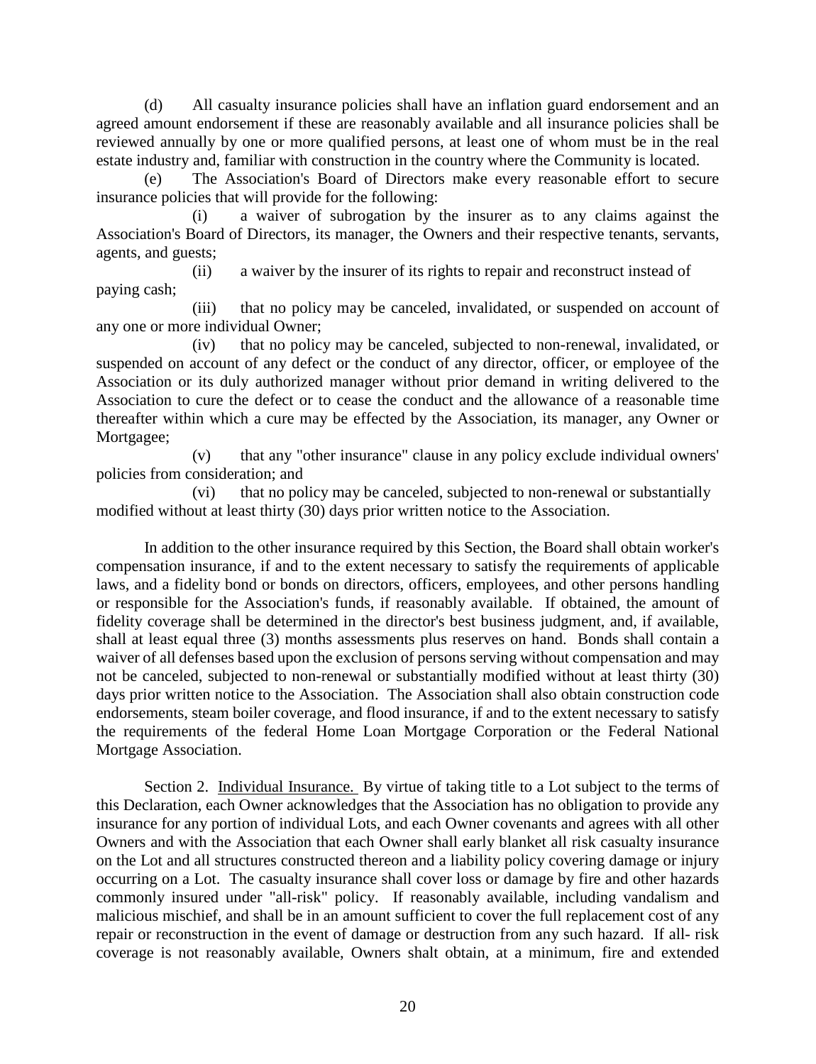(d) All casualty insurance policies shall have an inflation guard endorsement and an agreed amount endorsement if these are reasonably available and all insurance policies shall be reviewed annually by one or more qualified persons, at least one of whom must be in the real estate industry and, familiar with construction in the country where the Community is located.

(e) The Association's Board of Directors make every reasonable effort to secure insurance policies that will provide for the following:

(i) a waiver of subrogation by the insurer as to any claims against the Association's Board of Directors, its manager, the Owners and their respective tenants, servants, agents, and guests;

(ii) a waiver by the insurer of its rights to repair and reconstruct instead of paying cash;

(iii) that no policy may be canceled, invalidated, or suspended on account of any one or more individual Owner;

(iv) that no policy may be canceled, subjected to non-renewal, invalidated, or suspended on account of any defect or the conduct of any director, officer, or employee of the Association or its duly authorized manager without prior demand in writing delivered to the Association to cure the defect or to cease the conduct and the allowance of a reasonable time thereafter within which a cure may be effected by the Association, its manager, any Owner or Mortgagee;

(v) that any "other insurance" clause in any policy exclude individual owners' policies from consideration; and

(vi) that no policy may be canceled, subjected to non-renewal or substantially modified without at least thirty (30) days prior written notice to the Association.

In addition to the other insurance required by this Section, the Board shall obtain worker's compensation insurance, if and to the extent necessary to satisfy the requirements of applicable laws, and a fidelity bond or bonds on directors, officers, employees, and other persons handling or responsible for the Association's funds, if reasonably available. If obtained, the amount of fidelity coverage shall be determined in the director's best business judgment, and, if available, shall at least equal three (3) months assessments plus reserves on hand. Bonds shall contain a waiver of all defenses based upon the exclusion of persons serving without compensation and may not be canceled, subjected to non-renewal or substantially modified without at least thirty (30) days prior written notice to the Association. The Association shall also obtain construction code endorsements, steam boiler coverage, and flood insurance, if and to the extent necessary to satisfy the requirements of the federal Home Loan Mortgage Corporation or the Federal National Mortgage Association.

Section 2. <u>Individual Insurance.</u> By virtue of taking title to a Lot subject to the terms of this Declaration, each Owner acknowledges that the Association has no obligation to provide any insurance for any portion of individual Lots, and each Owner covenants and agrees with all other Owners and with the Association that each Owner shall early blanket all risk casualty insurance on the Lot and all structures constructed thereon and a liability policy covering damage or injury occurring on a Lot. The casualty insurance shall cover loss or damage by fire and other hazards commonly insured under "all-risk" policy. If reasonably available, including vandalism and malicious mischief, and shall be in an amount sufficient to cover the full replacement cost of any repair or reconstruction in the event of damage or destruction from any such hazard. If all- risk coverage is not reasonably available, Owners shalt obtain, at a minimum, fire and extended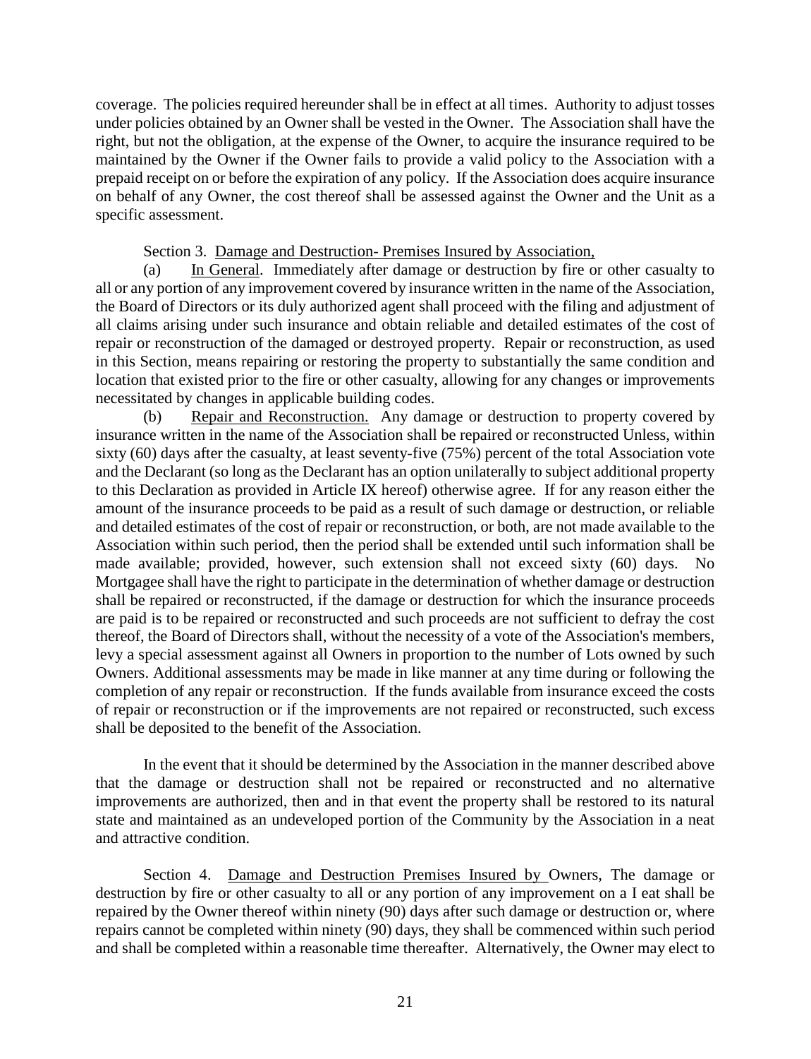coverage. The policies required hereunder shall be in effect at all times. Authority to adjust tosses under policies obtained by an Owner shall be vested in the Owner. The Association shall have the right, but not the obligation, at the expense of the Owner, to acquire the insurance required to be maintained by the Owner if the Owner fails to provide a valid policy to the Association with a prepaid receipt on or before the expiration of any policy. If the Association does acquire insurance on behalf of any Owner, the cost thereof shall be assessed against the Owner and the Unit as a specific assessment.

Section 3. Damage and Destruction- Premises Insured by Association,

(a) In General. Immediately after damage or destruction by fire or other casualty to all or any portion of any improvement covered by insurance written in the name of the Association, the Board of Directors or its duly authorized agent shall proceed with the filing and adjustment of all claims arising under such insurance and obtain reliable and detailed estimates of the cost of repair or reconstruction of the damaged or destroyed property. Repair or reconstruction, as used in this Section, means repairing or restoring the property to substantially the same condition and location that existed prior to the fire or other casualty, allowing for any changes or improvements necessitated by changes in applicable building codes.

(b) Repair and Reconstruction. Any damage or destruction to property covered by insurance written in the name of the Association shall be repaired or reconstructed Unless, within sixty (60) days after the casualty, at least seventy-five (75%) percent of the total Association vote and the Declarant (so long as the Declarant has an option unilaterally to subject additional property to this Declaration as provided in Article IX hereof) otherwise agree. If for any reason either the amount of the insurance proceeds to be paid as a result of such damage or destruction, or reliable and detailed estimates of the cost of repair or reconstruction, or both, are not made available to the Association within such period, then the period shall be extended until such information shall be made available; provided, however, such extension shall not exceed sixty (60) days. No Mortgagee shall have the right to participate in the determination of whether damage or destruction shall be repaired or reconstructed, if the damage or destruction for which the insurance proceeds are paid is to be repaired or reconstructed and such proceeds are not sufficient to defray the cost thereof, the Board of Directors shall, without the necessity of a vote of the Association's members, levy a special assessment against all Owners in proportion to the number of Lots owned by such Owners. Additional assessments may be made in like manner at any time during or following the completion of any repair or reconstruction. If the funds available from insurance exceed the costs of repair or reconstruction or if the improvements are not repaired or reconstructed, such excess shall be deposited to the benefit of the Association.

In the event that it should be determined by the Association in the manner described above that the damage or destruction shall not be repaired or reconstructed and no alternative improvements are authorized, then and in that event the property shall be restored to its natural state and maintained as an undeveloped portion of the Community by the Association in a neat and attractive condition.

Section 4. Damage and Destruction Premises Insured by Owners, The damage or destruction by fire or other casualty to all or any portion of any improvement on a I eat shall be repaired by the Owner thereof within ninety (90) days after such damage or destruction or, where repairs cannot be completed within ninety (90) days, they shall be commenced within such period and shall be completed within a reasonable time thereafter. Alternatively, the Owner may elect to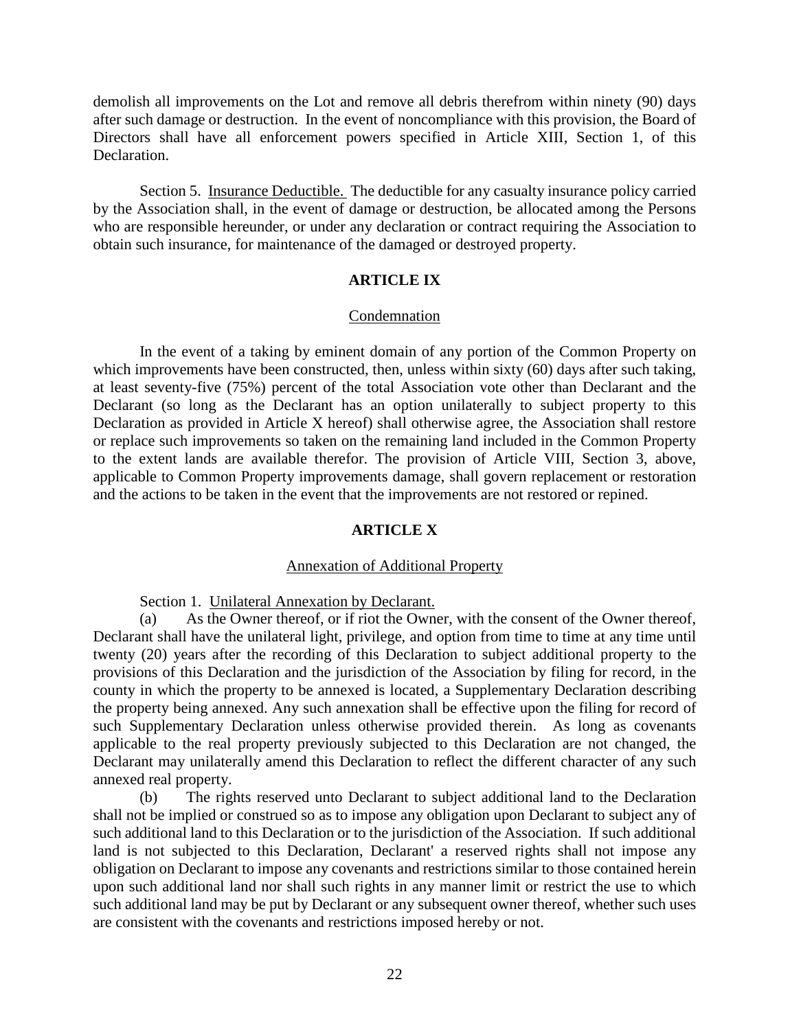demolish all improvements on the Lot and remove all debris therefrom within ninety (90) days after such damage or destruction. In the event of noncompliance with this provision, the Board of Directors shall have all enforcement powers specified in Article XIII, Section 1, of this Declaration.

Section 5. <u>Insurance Deductible.</u> The deductible for any casualty insurance policy carried by the Association shall, in the event of damage or destruction, be allocated among the Persons who are responsible hereunder, or under any declaration or contract requiring the Association to obtain such insurance, for maintenance of the damaged or destroyed property.

## ARTICLE IX

<u>Condemnation</u>

In the event of a taking by eminent domain of any portion of the Common Property on which improvements have been constructed, then, unless within sixty (60) days after such taking, at least seventy-five (75%) percent of the total Association vote other than Declarant and the Declarant (so long as the Declarant has an option unilaterally to subject property to this Declaration as provided in Article X hereof) shall otherwise agree, the Association shall restore or replace such improvements so taken on the remaining land included in the Common Property to the extent lands are available therefor. The provision of Article VIII, Section 3, above, applicable to Common Property improvements damage, shall govern replacement or restoration and the actions to be taken in the event that the improvements are not restored or repined.

## ARTICLE X

<u>Annexation of Additional Property</u>

Section 1. <u>Unilateral Annexation by Declarant.</u>

(a) As the Owner thereof, or if riot the Owner, with the consent of the Owner thereof, Declarant shall have the unilateral light, privilege, and option from time to time at any time until twenty (20) years after the recording of this Declaration to subject additional property to the provisions of this Declaration and the jurisdiction of the Association by filing for record, in the county in which the property to be annexed is located, a Supplementary Declaration describing the property being annexed. Any such annexation shall be effective upon the filing for record of such Supplementary Declaration unless otherwise provided therein. As long as covenants applicable to the real property previously subjected to this Declaration are not changed, the Declarant may unilaterally amend this Declaration to reflect the different character of any such annexed real property.

(b) The rights reserved unto Declarant to subject additional land to the Declaration shall not be implied or construed so as to impose any obligation upon Declarant to subject any of such additional land to this Declaration or to the jurisdiction of the Association. If such additional land is not subjected to this Declaration, Declarant' a reserved rights shall not impose any obligation on Declarant to impose any covenants and restrictions similar to those contained herein upon such additional land nor shall such rights in any manner limit or restrict the use to which such additional land may be put by Declarant or any subsequent owner thereof, whether such uses are consistent with the covenants and restrictions imposed hereby or not.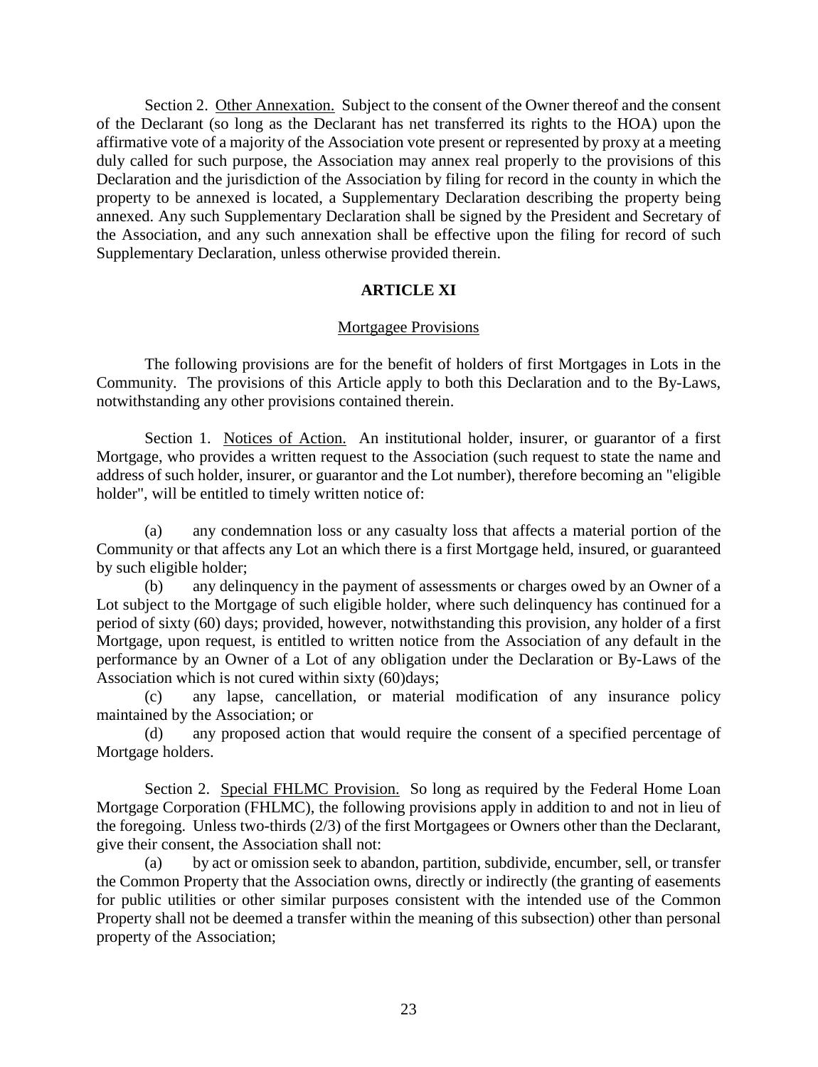Section 2. Other Annexation. Subject to the consent of the Owner thereof and the consent of the Declarant (so long as the Declarant has net transferred its rights to the HOA) upon the affirmative vote of a majority of the Association vote present or represented by proxy at a meeting duly called for such purpose, the Association may annex real properly to the provisions of this Declaration and the jurisdiction of the Association by filing for record in the county in which the property to be annexed is located, a Supplementary Declaration describing the property being annexed. Any such Supplementary Declaration shall be signed by the President and Secretary of the Association, and any such annexation shall be effective upon the filing for record of such Supplementary Declaration, unless otherwise provided therein.

## ARTICLE XI

### Mortgagee Provisions

The following provisions are for the benefit of holders of first Mortgages in Lots in the Community. The provisions of this Article apply to both this Declaration and to the By-Laws, notwithstanding any other provisions contained therein.

Section 1. Notices of Action. An institutional holder, insurer, or guarantor of a first Mortgage, who provides a written request to the Association (such request to state the name and address of such holder, insurer, or guarantor and the Lot number), therefore becoming an "eligible holder", will be entitled to timely written notice of:

(a) any condemnation loss or any casualty loss that affects a material portion of the Community or that affects any Lot an which there is a first Mortgage held, insured, or guaranteed by such eligible holder;

(b) any delinquency in the payment of assessments or charges owed by an Owner of a Lot subject to the Mortgage of such eligible holder, where such delinquency has continued for a period of sixty (60) days; provided, however, notwithstanding this provision, any holder of a first Mortgage, upon request, is entitled to written notice from the Association of any default in the performance by an Owner of a Lot of any obligation under the Declaration or By-Laws of the Association which is not cured within sixty (60)days;

(c) any lapse, cancellation, or material modification of any insurance policy maintained by the Association; or

(d) any proposed action that would require the consent of a specified percentage of Mortgage holders.

Section 2. Special FHLMC Provision. So long as required by the Federal Home Loan Mortgage Corporation (FHLMC), the following provisions apply in addition to and not in lieu of the foregoing. Unless two-thirds (2/3) of the first Mortgagees or Owners other than the Declarant, give their consent, the Association shall not:

(a) by act or omission seek to abandon, partition, subdivide, encumber, sell, or transfer the Common Property that the Association owns, directly or indirectly (the granting of easements for public utilities or other similar purposes consistent with the intended use of the Common Property shall not be deemed a transfer within the meaning of this subsection) other than personal property of the Association;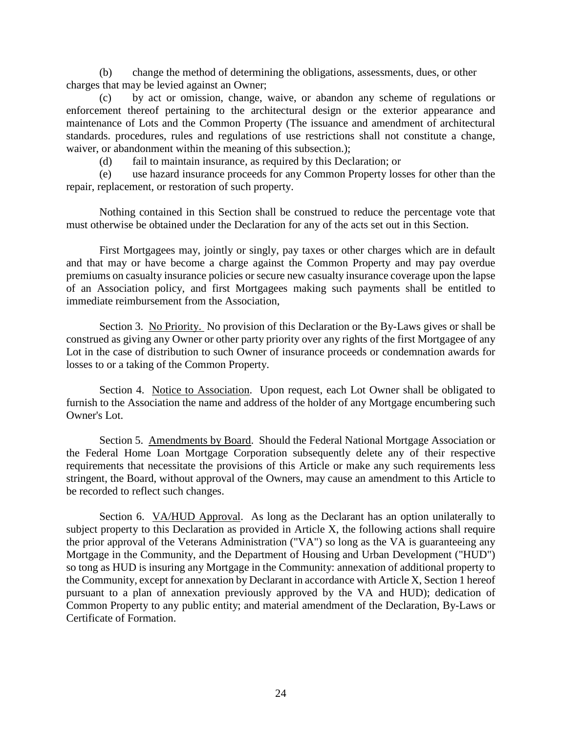(b) change the method of determining the obligations, assessments, dues, or other charges that may be levied against an Owner;

(c) by act or omission, change, waive, or abandon any scheme of regulations or enforcement thereof pertaining to the architectural design or the exterior appearance and maintenance of Lots and the Common Property (The issuance and amendment of architectural standards. procedures, rules and regulations of use restrictions shall not constitute a change, waiver, or abandonment within the meaning of this subsection.);

(d) fail to maintain insurance, as required by this Declaration; or

(e) use hazard insurance proceeds for any Common Property losses for other than the repair, replacement, or restoration of such property.

Nothing contained in this Section shall be construed to reduce the percentage vote that must otherwise be obtained under the Declaration for any of the acts set out in this Section.

First Mortgagees may, jointly or singly, pay taxes or other charges which are in default and that may or have become a charge against the Common Property and may pay overdue premiums on casualty insurance policies or secure new casualty insurance coverage upon the lapse of an Association policy, and first Mortgagees making such payments shall be entitled to immediate reimbursement from the Association,

Section 3. No Priority. No provision of this Declaration or the By-Laws gives or shall be construed as giving any Owner or other party priority over any rights of the first Mortgagee of any Lot in the case of distribution to such Owner of insurance proceeds or condemnation awards for losses to or a taking of the Common Property.

Section 4. Notice to Association. Upon request, each Lot Owner shall be obligated to furnish to the Association the name and address of the holder of any Mortgage encumbering such Owner's Lot.

Section 5. Amendments by Board. Should the Federal National Mortgage Association or the Federal Home Loan Mortgage Corporation subsequently delete any of their respective requirements that necessitate the provisions of this Article or make any such requirements less stringent, the Board, without approval of the Owners, may cause an amendment to this Article to be recorded to reflect such changes.

Section 6. VA/HUD Approval. As long as the Declarant has an option unilaterally to subject property to this Declaration as provided in Article X, the following actions shall require the prior approval of the Veterans Administration ("VA") so long as the VA is guaranteeing any Mortgage in the Community, and the Department of Housing and Urban Development ("HUD") so tong as HUD is insuring any Mortgage in the Community: annexation of additional property to the Community, except for annexation by Declarant in accordance with Article X, Section 1 hereof pursuant to a plan of annexation previously approved by the VA and HUD); dedication of Common Property to any public entity; and material amendment of the Declaration, By-Laws or Certificate of Formation.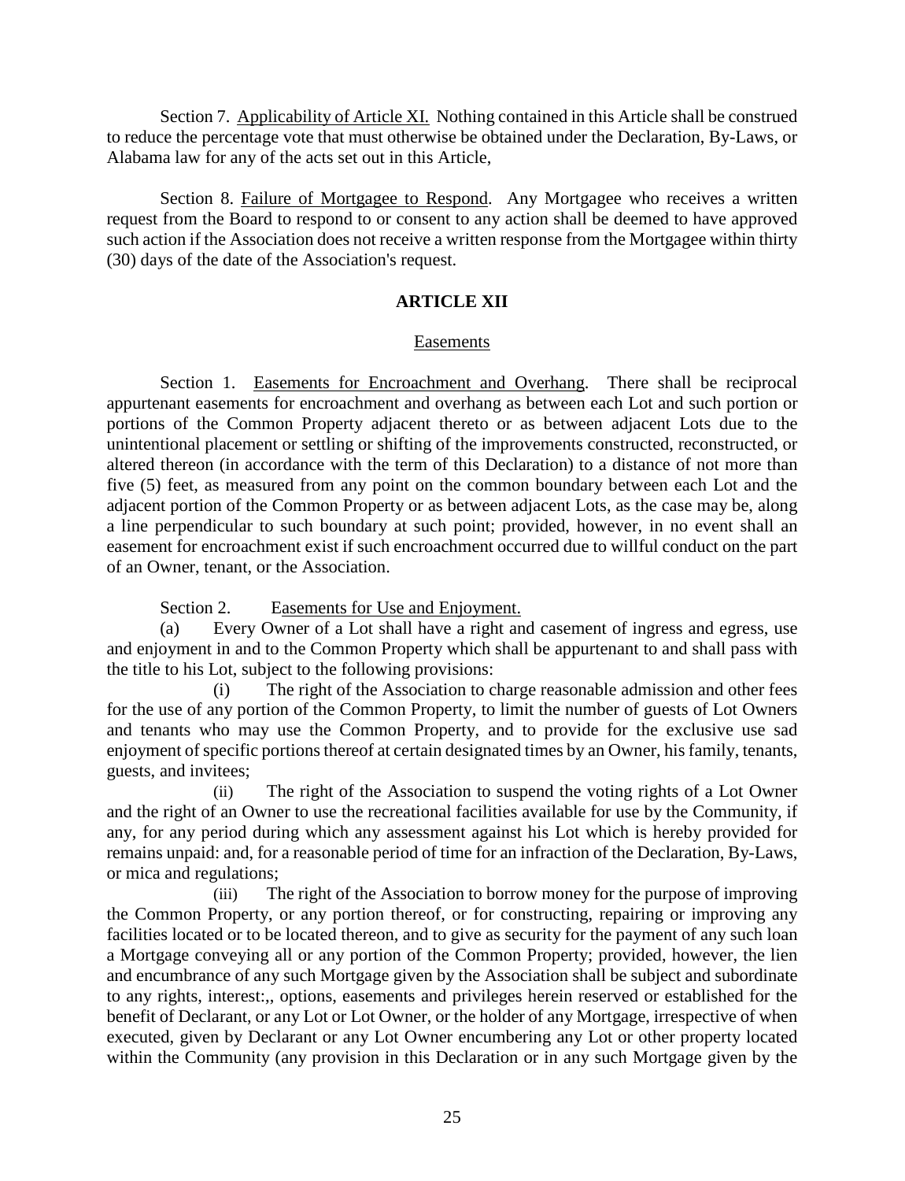Section 7. Applicability of Article XI. Nothing contained in this Article shall be construed to reduce the percentage vote that must otherwise be obtained under the Declaration, By-Laws, or Alabama law for any of the acts set out in this Article,

Section 8. Failure of Mortgagee to Respond. Any Mortgagee who receives a written request from the Board to respond to or consent to any action shall be deemed to have approved such action if the Association does not receive a written response from the Mortgagee within thirty (30) days of the date of the Association's request.

## ARTICLE XII

### Easements

Section 1. Easements for Encroachment and Overhang. There shall be reciprocal appurtenant easements for encroachment and overhang as between each Lot and such portion or portions of the Common Property adjacent thereto or as between adjacent Lots due to the unintentional placement or settling or shifting of the improvements constructed, reconstructed, or altered thereon (in accordance with the term of this Declaration) to a distance of not more than five (5) feet, as measured from any point on the common boundary between each Lot and the adjacent portion of the Common Property or as between adjacent Lots, as the case may be, along a line perpendicular to such boundary at such point; provided, however, in no event shall an easement for encroachment exist if such encroachment occurred due to willful conduct on the part of an Owner, tenant, or the Association.

Section 2. Easements for Use and Enjoyment.

(a) Every Owner of a Lot shall have a right and casement of ingress and egress, use and enjoyment in and to the Common Property which shall be appurtenant to and shall pass with the title to his Lot, subject to the following provisions:

(i) The right of the Association to charge reasonable admission and other fees for the use of any portion of the Common Property, to limit the number of guests of Lot Owners and tenants who may use the Common Property, and to provide for the exclusive use sad enjoyment of specific portions thereof at certain designated times by an Owner, his family, tenants, guests, and invitees;

(ii) The right of the Association to suspend the voting rights of a Lot Owner and the right of an Owner to use the recreational facilities available for use by the Community, if any, for any period during which any assessment against his Lot which is hereby provided for remains unpaid: and, for a reasonable period of time for an infraction of the Declaration, By-Laws, or mica and regulations;

(iii) The right of the Association to borrow money for the purpose of improving the Common Property, or any portion thereof, or for constructing, repairing or improving any facilities located or to be located thereon, and to give as security for the payment of any such loan a Mortgage conveying all or any portion of the Common Property; provided, however, the lien and encumbrance of any such Mortgage given by the Association shall be subject and subordinate to any rights, interest:,, options, easements and privileges herein reserved or established for the benefit of Declarant, or any Lot or Lot Owner, or the holder of any Mortgage, irrespective of when executed, given by Declarant or any Lot Owner encumbering any Lot or other property located within the Community (any provision in this Declaration or in any such Mortgage given by the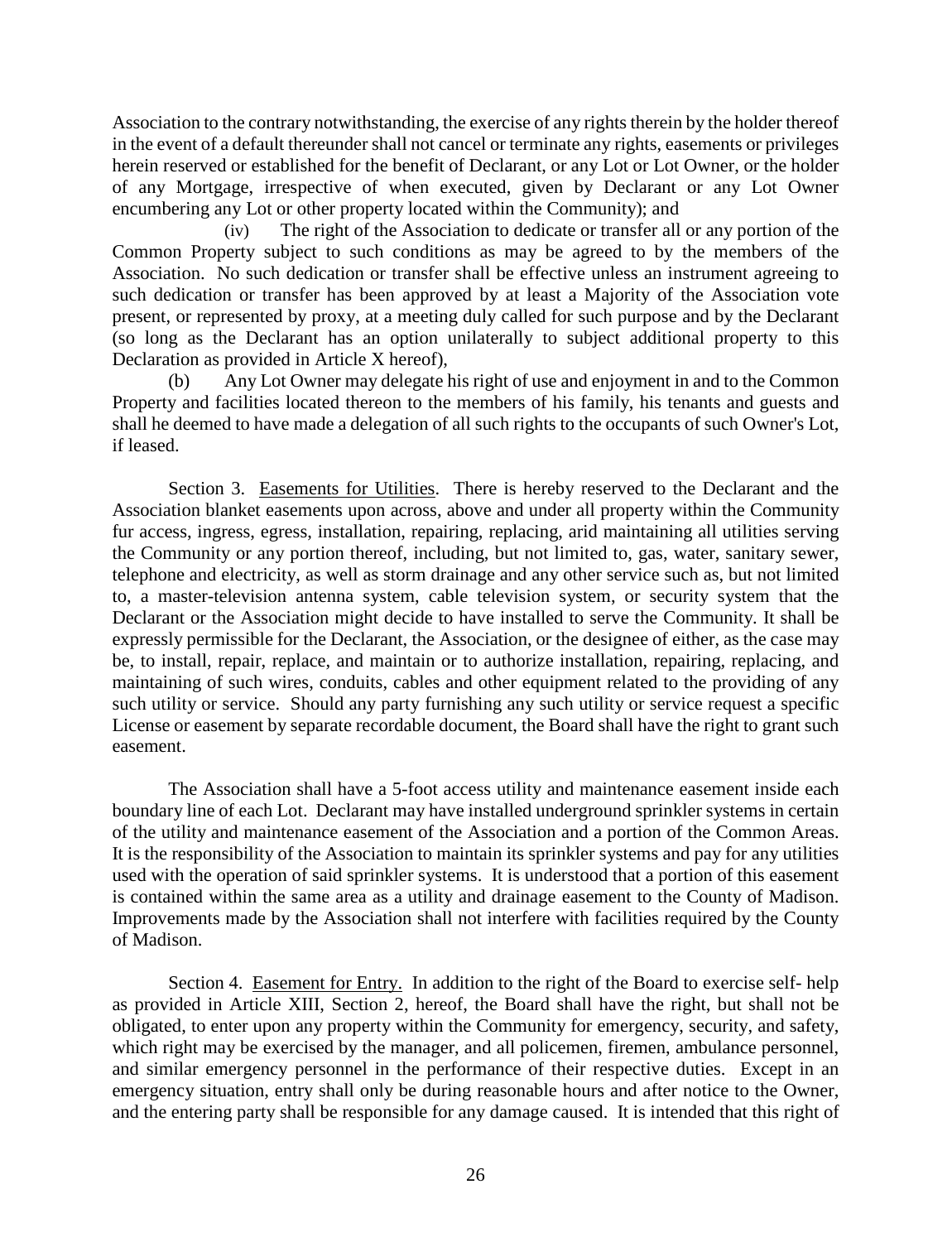Association to the contrary notwithstanding, the exercise of any rights therein by the holder thereof in the event of a default thereunder shall not cancel or terminate any rights, easements or privileges herein reserved or established for the benefit of Declarant, or any Lot or Lot Owner, or the holder of any Mortgage, irrespective of when executed, given by Declarant or any Lot Owner encumbering any Lot or other property located within the Community); and

(iv) The right of the Association to dedicate or transfer all or any portion of the Common Property subject to such conditions as may be agreed to by the members of the Association. No such dedication or transfer shall be effective unless an instrument agreeing to such dedication or transfer has been approved by at least a Majority of the Association vote present, or represented by proxy, at a meeting duly called for such purpose and by the Declarant (so long as the Declarant has an option unilaterally to subject additional property to this Declaration as provided in Article X hereof),

(b) Any Lot Owner may delegate his right of use and enjoyment in and to the Common Property and facilities located thereon to the members of his family, his tenants and guests and shall he deemed to have made a delegation of all such rights to the occupants of such Owner's Lot, if leased.

Section 3. Easements for Utilities. There is hereby reserved to the Declarant and the Association blanket easements upon across, above and under all property within the Community fur access, ingress, egress, installation, repairing, replacing, arid maintaining all utilities serving the Community or any portion thereof, including, but not limited to, gas, water, sanitary sewer, telephone and electricity, as well as storm drainage and any other service such as, but not limited to, a master-television antenna system, cable television system, or security system that the Declarant or the Association might decide to have installed to serve the Community. It shall be expressly permissible for the Declarant, the Association, or the designee of either, as the case may be, to install, repair, replace, and maintain or to authorize installation, repairing, replacing, and maintaining of such wires, conduits, cables and other equipment related to the providing of any such utility or service. Should any party furnishing any such utility or service request a specific License or easement by separate recordable document, the Board shall have the right to grant such easement.

The Association shall have a 5-foot access utility and maintenance easement inside each boundary line of each Lot. Declarant may have installed underground sprinkler systems in certain of the utility and maintenance easement of the Association and a portion of the Common Areas. It is the responsibility of the Association to maintain its sprinkler systems and pay for any utilities used with the operation of said sprinkler systems. It is understood that a portion of this easement is contained within the same area as a utility and drainage easement to the County of Madison. Improvements made by the Association shall not interfere with facilities required by the County of Madison.

Section 4. Easement for Entry. In addition to the right of the Board to exercise self- help as provided in Article XIII, Section 2, hereof, the Board shall have the right, but shall not be obligated, to enter upon any property within the Community for emergency, security, and safety, which right may be exercised by the manager, and all policemen, firemen, ambulance personnel, and similar emergency personnel in the performance of their respective duties. Except in an emergency situation, entry shall only be during reasonable hours and after notice to the Owner, and the entering party shall be responsible for any damage caused. It is intended that this right of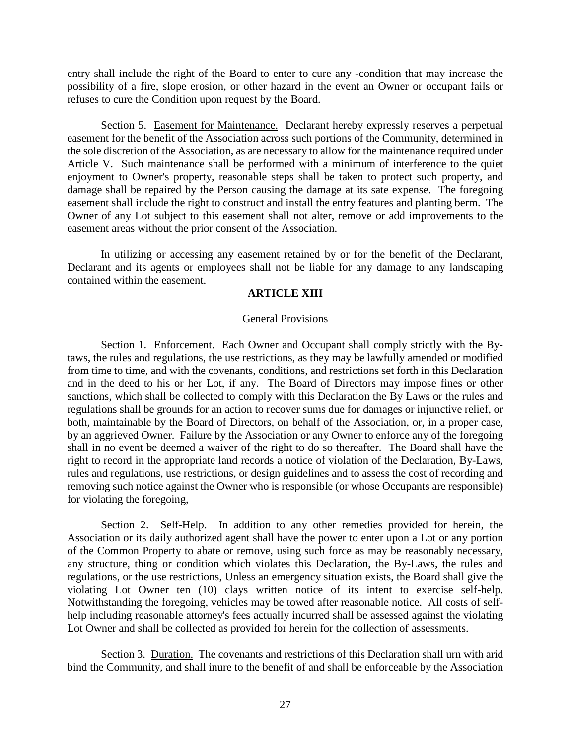entry shall include the right of the Board to enter to cure any -condition that may increase the possibility of a fire, slope erosion, or other hazard in the event an Owner or occupant fails or refuses to cure the Condition upon request by the Board.

Section 5. Easement for Maintenance. Declarant hereby expressly reserves a perpetual easement for the benefit of the Association across such portions of the Community, determined in the sole discretion of the Association, as are necessary to allow for the maintenance required under Article V. Such maintenance shall be performed with a minimum of interference to the quiet enjoyment to Owner's property, reasonable steps shall be taken to protect such property, and damage shall be repaired by the Person causing the damage at its sate expense. The foregoing easement shall include the right to construct and install the entry features and planting berm. The Owner of any Lot subject to this easement shall not alter, remove or add improvements to the easement areas without the prior consent of the Association.

In utilizing or accessing any easement retained by or for the benefit of the Declarant, Declarant and its agents or employees shall not be liable for any damage to any landscaping contained within the easement.

## ARTICLE XIII

### General Provisions

Section 1. Enforcement. Each Owner and Occupant shall comply strictly with the By-taws, the rules and regulations, the use restrictions, as they may be lawfully amended or modified from time to time, and with the covenants, conditions, and restrictions set forth in this Declaration and in the deed to his or her Lot, if any. The Board of Directors may impose fines or other sanctions, which shall be collected to comply with this Declaration the By Laws or the rules and regulations shall be grounds for an action to recover sums due for damages or injunctive relief, or both, maintainable by the Board of Directors, on behalf of the Association, or, in a proper case, by an aggrieved Owner. Failure by the Association or any Owner to enforce any of the foregoing shall in no event be deemed a waiver of the right to do so thereafter. The Board shall have the right to record in the appropriate land records a notice of violation of the Declaration, By-Laws, rules and regulations, use restrictions, or design guidelines and to assess the cost of recording and removing such notice against the Owner who is responsible (or whose Occupants are responsible) for violating the foregoing,

Section 2. Self-Help. In addition to any other remedies provided for herein, the Association or its daily authorized agent shall have the power to enter upon a Lot or any portion of the Common Property to abate or remove, using such force as may be reasonably necessary, any structure, thing or condition which violates this Declaration, the By-Laws, the rules and regulations, or the use restrictions, Unless an emergency situation exists, the Board shall give the violating Lot Owner ten (10) clays written notice of its intent to exercise self-help. Notwithstanding the foregoing, vehicles may be towed after reasonable notice. All costs of self-help including reasonable attorney's fees actually incurred shall be assessed against the violating Lot Owner and shall be collected as provided for herein for the collection of assessments.

Section 3. Duration. The covenants and restrictions of this Declaration shall urn with arid bind the Community, and shall inure to the benefit of and shall be enforceable by the Association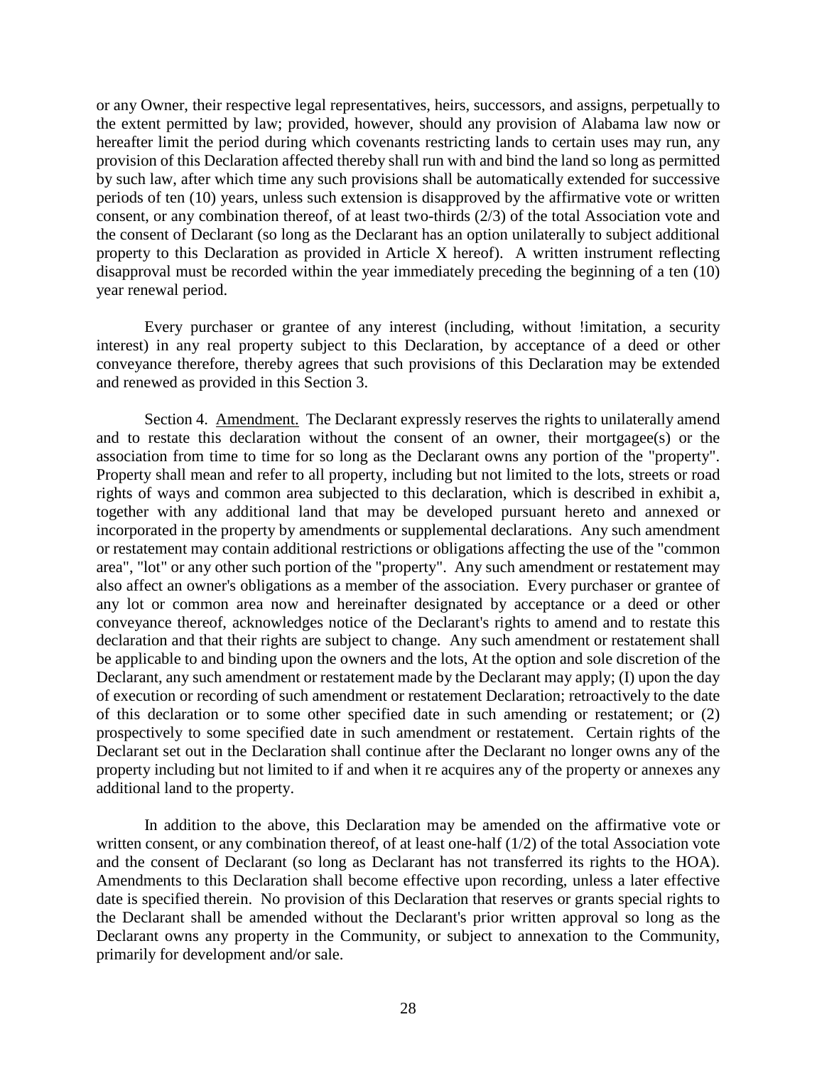or any Owner, their respective legal representatives, heirs, successors, and assigns, perpetually to the extent permitted by law; provided, however, should any provision of Alabama law now or hereafter limit the period during which covenants restricting lands to certain uses may run, any provision of this Declaration affected thereby shall run with and bind the land so long as permitted by such law, after which time any such provisions shall be automatically extended for successive periods of ten (10) years, unless such extension is disapproved by the affirmative vote or written consent, or any combination thereof, of at least two-thirds (2/3) of the total Association vote and the consent of Declarant (so long as the Declarant has an option unilaterally to subject additional property to this Declaration as provided in Article X hereof). A written instrument reflecting disapproval must be recorded within the year immediately preceding the beginning of a ten (10) year renewal period.

Every purchaser or grantee of any interest (including, without !imitation, a security interest) in any real property subject to this Declaration, by acceptance of a deed or other conveyance therefore, thereby agrees that such provisions of this Declaration may be extended and renewed as provided in this Section 3.

Section 4. Amendment. The Declarant expressly reserves the rights to unilaterally amend and to restate this declaration without the consent of an owner, their mortgagee(s) or the association from time to time for so long as the Declarant owns any portion of the "property". Property shall mean and refer to all property, including but not limited to the lots, streets or road rights of ways and common area subjected to this declaration, which is described in exhibit a, together with any additional land that may be developed pursuant hereto and annexed or incorporated in the property by amendments or supplemental declarations. Any such amendment or restatement may contain additional restrictions or obligations affecting the use of the "common area", "lot" or any other such portion of the "property". Any such amendment or restatement may also affect an owner's obligations as a member of the association. Every purchaser or grantee of any lot or common area now and hereinafter designated by acceptance or a deed or other conveyance thereof, acknowledges notice of the Declarant's rights to amend and to restate this declaration and that their rights are subject to change. Any such amendment or restatement shall be applicable to and binding upon the owners and the lots, At the option and sole discretion of the Declarant, any such amendment or restatement made by the Declarant may apply; (I) upon the day of execution or recording of such amendment or restatement Declaration; retroactively to the date of this declaration or to some other specified date in such amending or restatement; or (2) prospectively to some specified date in such amendment or restatement. Certain rights of the Declarant set out in the Declaration shall continue after the Declarant no longer owns any of the property including but not limited to if and when it re acquires any of the property or annexes any additional land to the property.

In addition to the above, this Declaration may be amended on the affirmative vote or written consent, or any combination thereof, of at least one-half (1/2) of the total Association vote and the consent of Declarant (so long as Declarant has not transferred its rights to the HOA). Amendments to this Declaration shall become effective upon recording, unless a later effective date is specified therein. No provision of this Declaration that reserves or grants special rights to the Declarant shall be amended without the Declarant's prior written approval so long as the Declarant owns any property in the Community, or subject to annexation to the Community, primarily for development and/or sale.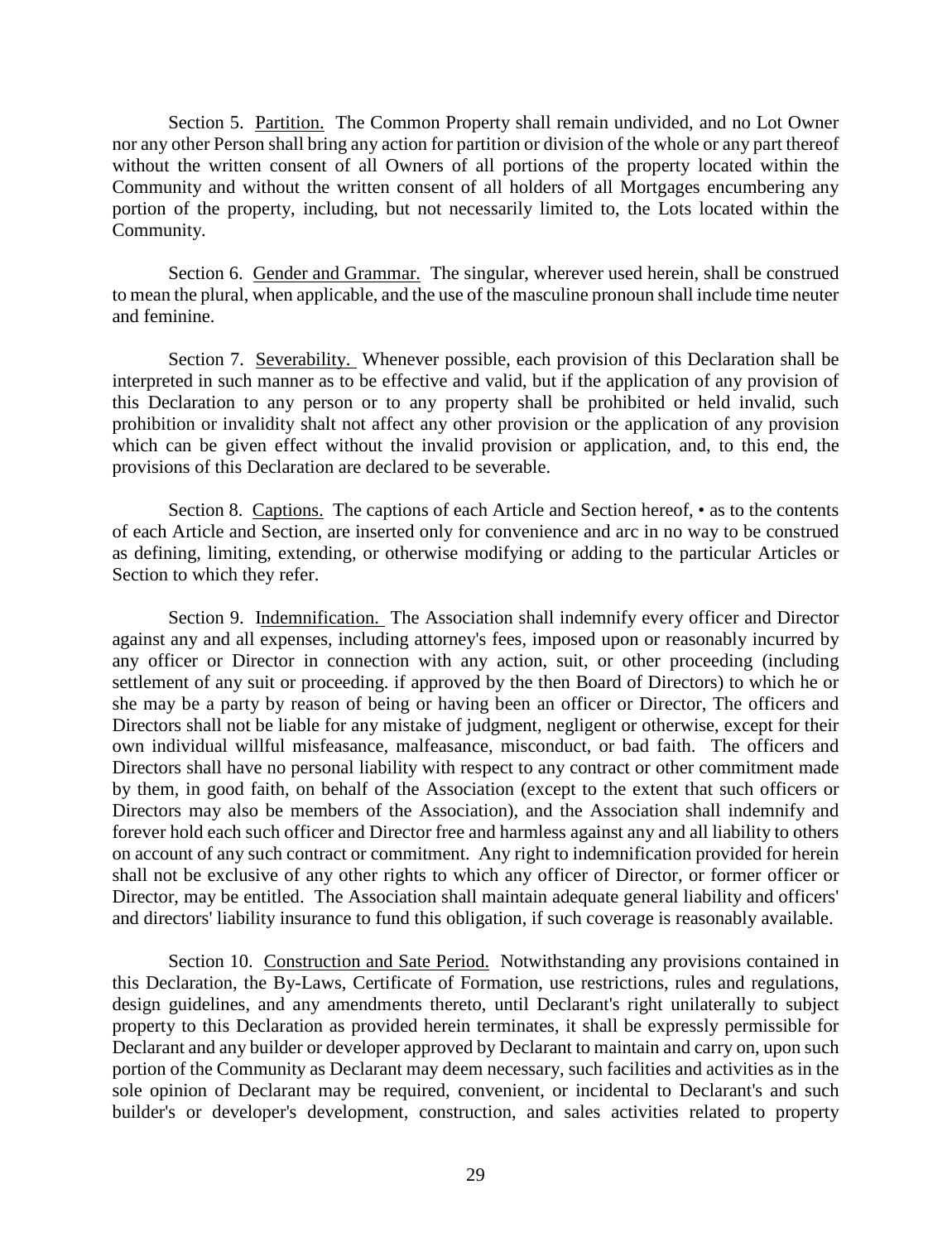Section 5. <u>Partition.</u> The Common Property shall remain undivided, and no Lot Owner nor any other Person shall bring any action for partition or division of the whole or any part thereof without the written consent of all Owners of all portions of the property located within the Community and without the written consent of all holders of all Mortgages encumbering any portion of the property, including, but not necessarily limited to, the Lots located within the Community.

Section 6. <u>Gender and Grammar.</u> The singular, wherever used herein, shall be construed to mean the plural, when applicable, and the use of the masculine pronoun shall include time neuter and feminine.

Section 7. <u>Severability.</u> Whenever possible, each provision of this Declaration shall be interpreted in such manner as to be effective and valid, but if the application of any provision of this Declaration to any person or to any property shall be prohibited or held invalid, such prohibition or invalidity shalt not affect any other provision or the application of any provision which can be given effect without the invalid provision or application, and, to this end, the provisions of this Declaration are declared to be severable.

Section 8. <u>Captions.</u> The captions of each Article and Section hereof, • as to the contents of each Article and Section, are inserted only for convenience and arc in no way to be construed as defining, limiting, extending, or otherwise modifying or adding to the particular Articles or Section to which they refer.

Section 9. <u>Indemnification.</u> The Association shall indemnify every officer and Director against any and all expenses, including attorney's fees, imposed upon or reasonably incurred by any officer or Director in connection with any action, suit, or other proceeding (including settlement of any suit or proceeding. if approved by the then Board of Directors) to which he or she may be a party by reason of being or having been an officer or Director, The officers and Directors shall not be liable for any mistake of judgment, negligent or otherwise, except for their own individual willful misfeasance, malfeasance, misconduct, or bad faith. The officers and Directors shall have no personal liability with respect to any contract or other commitment made by them, in good faith, on behalf of the Association (except to the extent that such officers or Directors may also be members of the Association), and the Association shall indemnify and forever hold each such officer and Director free and harmless against any and all liability to others on account of any such contract or commitment. Any right to indemnification provided for herein shall not be exclusive of any other rights to which any officer of Director, or former officer or Director, may be entitled. The Association shall maintain adequate general liability and officers' and directors' liability insurance to fund this obligation, if such coverage is reasonably available.

Section 10. <u>Construction and Sate Period.</u> Notwithstanding any provisions contained in this Declaration, the By-Laws, Certificate of Formation, use restrictions, rules and regulations, design guidelines, and any amendments thereto, until Declarant's right unilaterally to subject property to this Declaration as provided herein terminates, it shall be expressly permissible for Declarant and any builder or developer approved by Declarant to maintain and carry on, upon such portion of the Community as Declarant may deem necessary, such facilities and activities as in the sole opinion of Declarant may be required, convenient, or incidental to Declarant's and such builder's or developer's development, construction, and sales activities related to property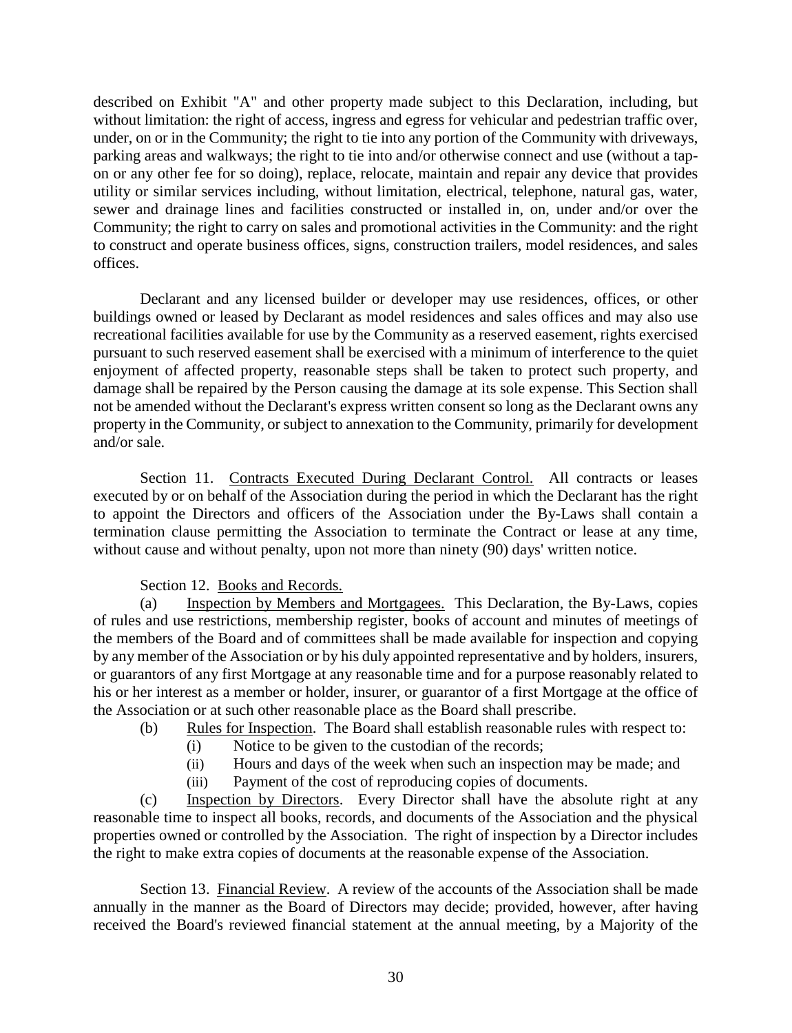described on Exhibit "A" and other property made subject to this Declaration, including, but without limitation: the right of access, ingress and egress for vehicular and pedestrian traffic over, under, on or in the Community; the right to tie into any portion of the Community with driveways, parking areas and walkways; the right to tie into and/or otherwise connect and use (without a tap-on or any other fee for so doing), replace, relocate, maintain and repair any device that provides utility or similar services including, without limitation, electrical, telephone, natural gas, water, sewer and drainage lines and facilities constructed or installed in, on, under and/or over the Community; the right to carry on sales and promotional activities in the Community: and the right to construct and operate business offices, signs, construction trailers, model residences, and sales offices.

Declarant and any licensed builder or developer may use residences, offices, or other buildings owned or leased by Declarant as model residences and sales offices and may also use recreational facilities available for use by the Community as a reserved easement, rights exercised pursuant to such reserved easement shall be exercised with a minimum of interference to the quiet enjoyment of affected property, reasonable steps shall be taken to protect such property, and damage shall be repaired by the Person causing the damage at its sole expense. This Section shall not be amended without the Declarant's express written consent so long as the Declarant owns any property in the Community, or subject to annexation to the Community, primarily for development and/or sale.

Section 11. Contracts Executed During Declarant Control. All contracts or leases executed by or on behalf of the Association during the period in which the Declarant has the right to appoint the Directors and officers of the Association under the By-Laws shall contain a termination clause permitting the Association to terminate the Contract or lease at any time, without cause and without penalty, upon not more than ninety (90) days' written notice.

Section 12. Books and Records.

(a) Inspection by Members and Mortgagees. This Declaration, the By-Laws, copies of rules and use restrictions, membership register, books of account and minutes of meetings of the members of the Board and of committees shall be made available for inspection and copying by any member of the Association or by his duly appointed representative and by holders, insurers, or guarantors of any first Mortgage at any reasonable time and for a purpose reasonably related to his or her interest as a member or holder, insurer, or guarantor of a first Mortgage at the office of the Association or at such other reasonable place as the Board shall prescribe.

(b) Rules for Inspection. The Board shall establish reasonable rules with respect to:

(i) Notice to be given to the custodian of the records;

(ii) Hours and days of the week when such an inspection may be made; and

(iii) Payment of the cost of reproducing copies of documents.

(c) Inspection by Directors. Every Director shall have the absolute right at any reasonable time to inspect all books, records, and documents of the Association and the physical properties owned or controlled by the Association. The right of inspection by a Director includes the right to make extra copies of documents at the reasonable expense of the Association.

Section 13. Financial Review. A review of the accounts of the Association shall be made annually in the manner as the Board of Directors may decide; provided, however, after having received the Board's reviewed financial statement at the annual meeting, by a Majority of the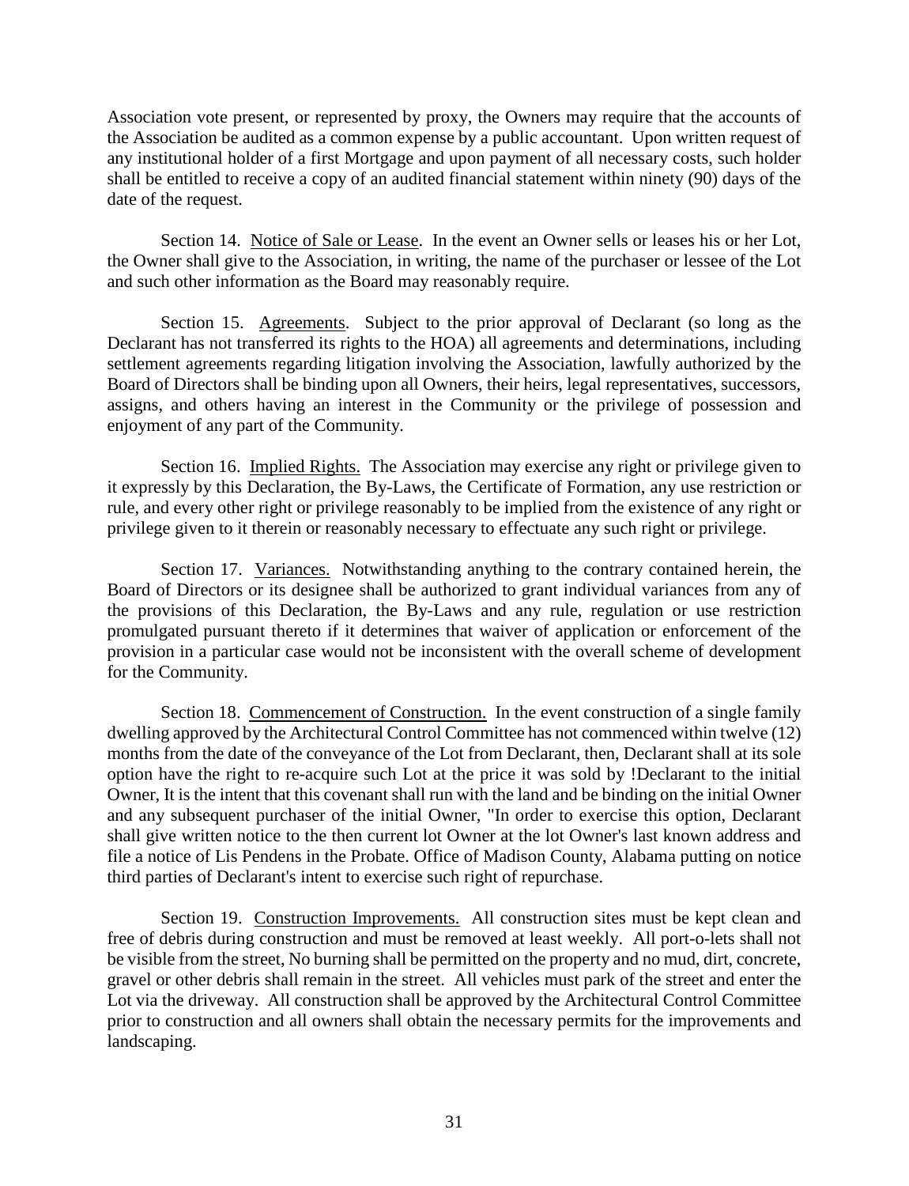Association vote present, or represented by proxy, the Owners may require that the accounts of the Association be audited as a common expense by a public accountant. Upon written request of any institutional holder of a first Mortgage and upon payment of all necessary costs, such holder shall be entitled to receive a copy of an audited financial statement within ninety (90) days of the date of the request.

Section 14. Notice of Sale or Lease. In the event an Owner sells or leases his or her Lot, the Owner shall give to the Association, in writing, the name of the purchaser or lessee of the Lot and such other information as the Board may reasonably require.

Section 15. Agreements. Subject to the prior approval of Declarant (so long as the Declarant has not transferred its rights to the HOA) all agreements and determinations, including settlement agreements regarding litigation involving the Association, lawfully authorized by the Board of Directors shall be binding upon all Owners, their heirs, legal representatives, successors, assigns, and others having an interest in the Community or the privilege of possession and enjoyment of any part of the Community.

Section 16. Implied Rights. The Association may exercise any right or privilege given to it expressly by this Declaration, the By-Laws, the Certificate of Formation, any use restriction or rule, and every other right or privilege reasonably to be implied from the existence of any right or privilege given to it therein or reasonably necessary to effectuate any such right or privilege.

Section 17. Variances. Notwithstanding anything to the contrary contained herein, the Board of Directors or its designee shall be authorized to grant individual variances from any of the provisions of this Declaration, the By-Laws and any rule, regulation or use restriction promulgated pursuant thereto if it determines that waiver of application or enforcement of the provision in a particular case would not be inconsistent with the overall scheme of development for the Community.

Section 18. Commencement of Construction. In the event construction of a single family dwelling approved by the Architectural Control Committee has not commenced within twelve (12) months from the date of the conveyance of the Lot from Declarant, then, Declarant shall at its sole option have the right to re-acquire such Lot at the price it was sold by !Declarant to the initial Owner, It is the intent that this covenant shall run with the land and be binding on the initial Owner and any subsequent purchaser of the initial Owner, "In order to exercise this option, Declarant shall give written notice to the then current lot Owner at the lot Owner's last known address and file a notice of Lis Pendens in the Probate. Office of Madison County, Alabama putting on notice third parties of Declarant's intent to exercise such right of repurchase.

Section 19. Construction Improvements. All construction sites must be kept clean and free of debris during construction and must be removed at least weekly. All port-o-lets shall not be visible from the street, No burning shall be permitted on the property and no mud, dirt, concrete, gravel or other debris shall remain in the street. All vehicles must park of the street and enter the Lot via the driveway. All construction shall be approved by the Architectural Control Committee prior to construction and all owners shall obtain the necessary permits for the improvements and landscaping.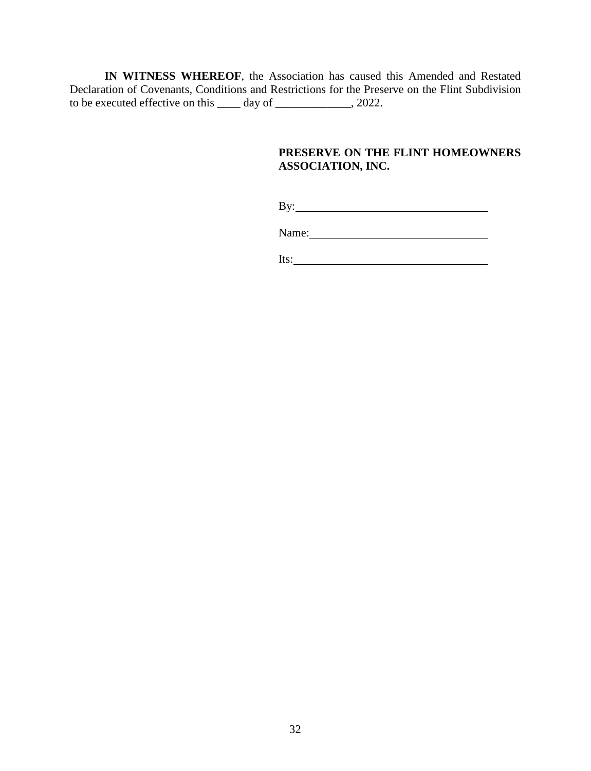**IN WITNESS WHEREOF**, the Association has caused this Amended and Restated Declaration of Covenants, Conditions and Restrictions for the Preserve on the Flint Subdivision to be executed effective on this ____ day of _____________, 2022.

**PRESERVE ON THE FLINT HOMEOWNERS ASSOCIATION, INC.**

By:_________________________________

Name:______________________________

Its:_________________________________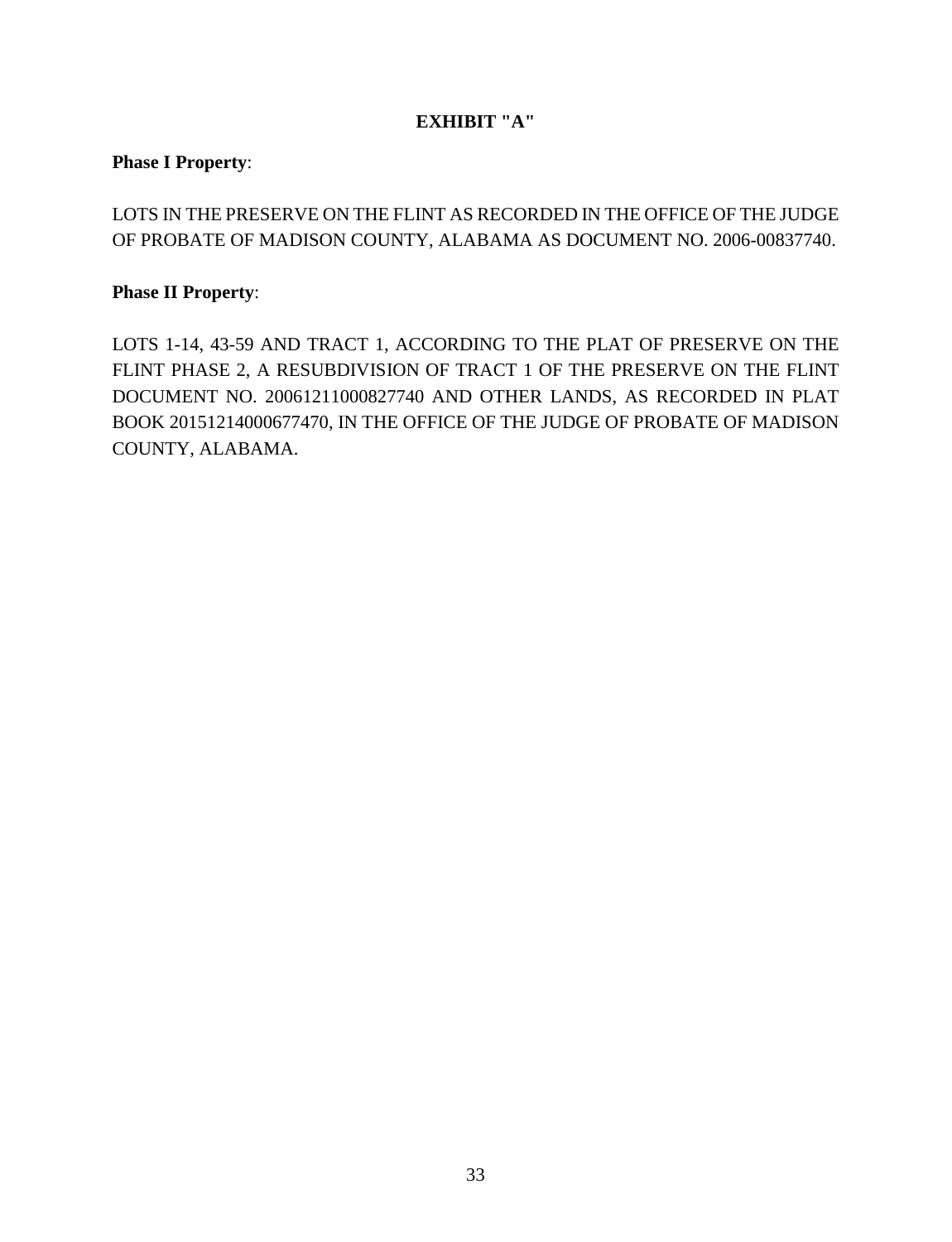## EXHIBIT "A"

**Phase I Property**:

LOTS IN THE PRESERVE ON THE FLINT AS RECORDED IN THE OFFICE OF THE JUDGE OF PROBATE OF MADISON COUNTY, ALABAMA AS DOCUMENT NO. 2006-00837740.

**Phase II Property**:

LOTS 1-14, 43-59 AND TRACT 1, ACCORDING TO THE PLAT OF PRESERVE ON THE FLINT PHASE 2, A RESUBDIVISION OF TRACT 1 OF THE PRESERVE ON THE FLINT DOCUMENT NO. 20061211000827740 AND OTHER LANDS, AS RECORDED IN PLAT BOOK 20151214000677470, IN THE OFFICE OF THE JUDGE OF PROBATE OF MADISON COUNTY, ALABAMA.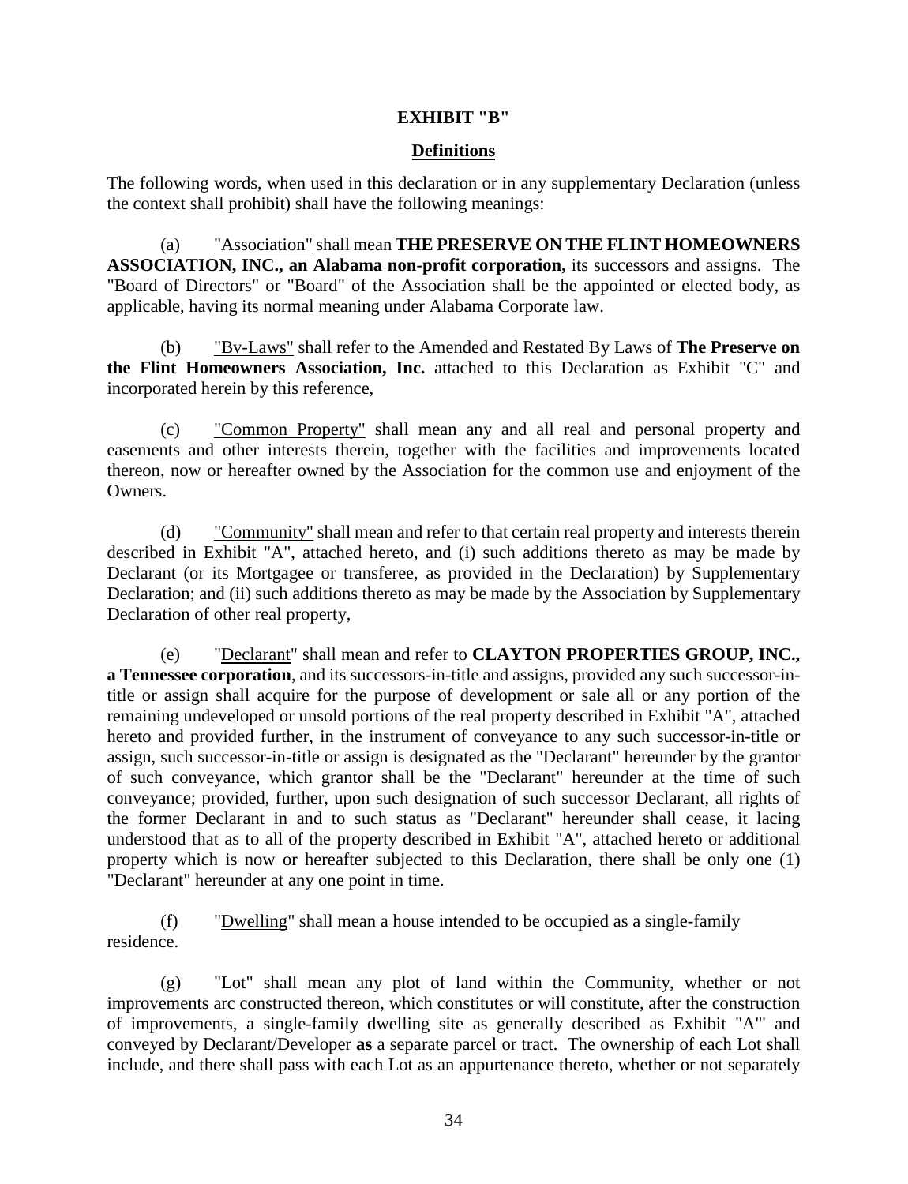**EXHIBIT "B"**

**Definitions**

The following words, when used in this declaration or in any supplementary Declaration (unless the context shall prohibit) shall have the following meanings:

(a) "Association" shall mean **THE PRESERVE ON THE FLINT HOMEOWNERS ASSOCIATION, INC., an Alabama non-profit corporation,** its successors and assigns. The "Board of Directors" or "Board" of the Association shall be the appointed or elected body, as applicable, having its normal meaning under Alabama Corporate law.

(b) "Bv-Laws" shall refer to the Amended and Restated By Laws of **The Preserve on the Flint Homeowners Association, Inc.** attached to this Declaration as Exhibit "C" and incorporated herein by this reference,

(c) "Common Property" shall mean any and all real and personal property and easements and other interests therein, together with the facilities and improvements located thereon, now or hereafter owned by the Association for the common use and enjoyment of the Owners.

(d) "Community" shall mean and refer to that certain real property and interests therein described in Exhibit "A", attached hereto, and (i) such additions thereto as may be made by Declarant (or its Mortgagee or transferee, as provided in the Declaration) by Supplementary Declaration; and (ii) such additions thereto as may be made by the Association by Supplementary Declaration of other real property,

(e) "Declarant" shall mean and refer to **CLAYTON PROPERTIES GROUP, INC., a Tennessee corporation**, and its successors-in-title and assigns, provided any such successor-in-title or assign shall acquire for the purpose of development or sale all or any portion of the remaining undeveloped or unsold portions of the real property described in Exhibit "A", attached hereto and provided further, in the instrument of conveyance to any such successor-in-title or assign, such successor-in-title or assign is designated as the "Declarant" hereunder by the grantor of such conveyance, which grantor shall be the "Declarant" hereunder at the time of such conveyance; provided, further, upon such designation of such successor Declarant, all rights of the former Declarant in and to such status as "Declarant" hereunder shall cease, it lacing understood that as to all of the property described in Exhibit "A", attached hereto or additional property which is now or hereafter subjected to this Declaration, there shall be only one (1) "Declarant" hereunder at any one point in time.

(f) "Dwelling" shall mean a house intended to be occupied as a single-family residence.

(g) "Lot" shall mean any plot of land within the Community, whether or not improvements arc constructed thereon, which constitutes or will constitute, after the construction of improvements, a single-family dwelling site as generally described as Exhibit "A"' and conveyed by Declarant/Developer **as** a separate parcel or tract. The ownership of each Lot shall include, and there shall pass with each Lot as an appurtenance thereto, whether or not separately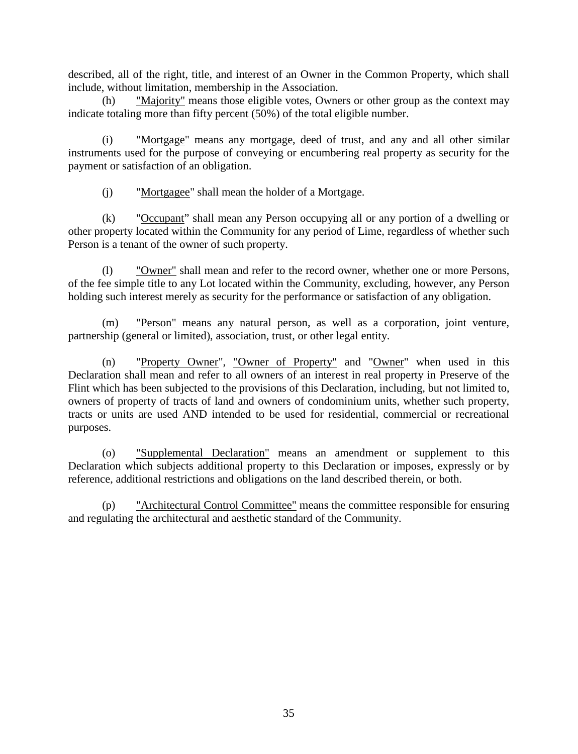described, all of the right, title, and interest of an Owner in the Common Property, which shall include, without limitation, membership in the Association.

(h) "Majority" means those eligible votes, Owners or other group as the context may indicate totaling more than fifty percent (50%) of the total eligible number.

(i) "Mortgage" means any mortgage, deed of trust, and any and all other similar instruments used for the purpose of conveying or encumbering real property as security for the payment or satisfaction of an obligation.

(j) "Mortgagee" shall mean the holder of a Mortgage.

(k) "Occupant" shall mean any Person occupying all or any portion of a dwelling or other property located within the Community for any period of Lime, regardless of whether such Person is a tenant of the owner of such property.

(l) "Owner" shall mean and refer to the record owner, whether one or more Persons, of the fee simple title to any Lot located within the Community, excluding, however, any Person holding such interest merely as security for the performance or satisfaction of any obligation.

(m) "Person" means any natural person, as well as a corporation, joint venture, partnership (general or limited), association, trust, or other legal entity.

(n) "Property Owner", "Owner of Property" and "Owner" when used in this Declaration shall mean and refer to all owners of an interest in real property in Preserve of the Flint which has been subjected to the provisions of this Declaration, including, but not limited to, owners of property of tracts of land and owners of condominium units, whether such property, tracts or units are used AND intended to be used for residential, commercial or recreational purposes.

(o) "Supplemental Declaration" means an amendment or supplement to this Declaration which subjects additional property to this Declaration or imposes, expressly or by reference, additional restrictions and obligations on the land described therein, or both.

(p) "Architectural Control Committee" means the committee responsible for ensuring and regulating the architectural and aesthetic standard of the Community.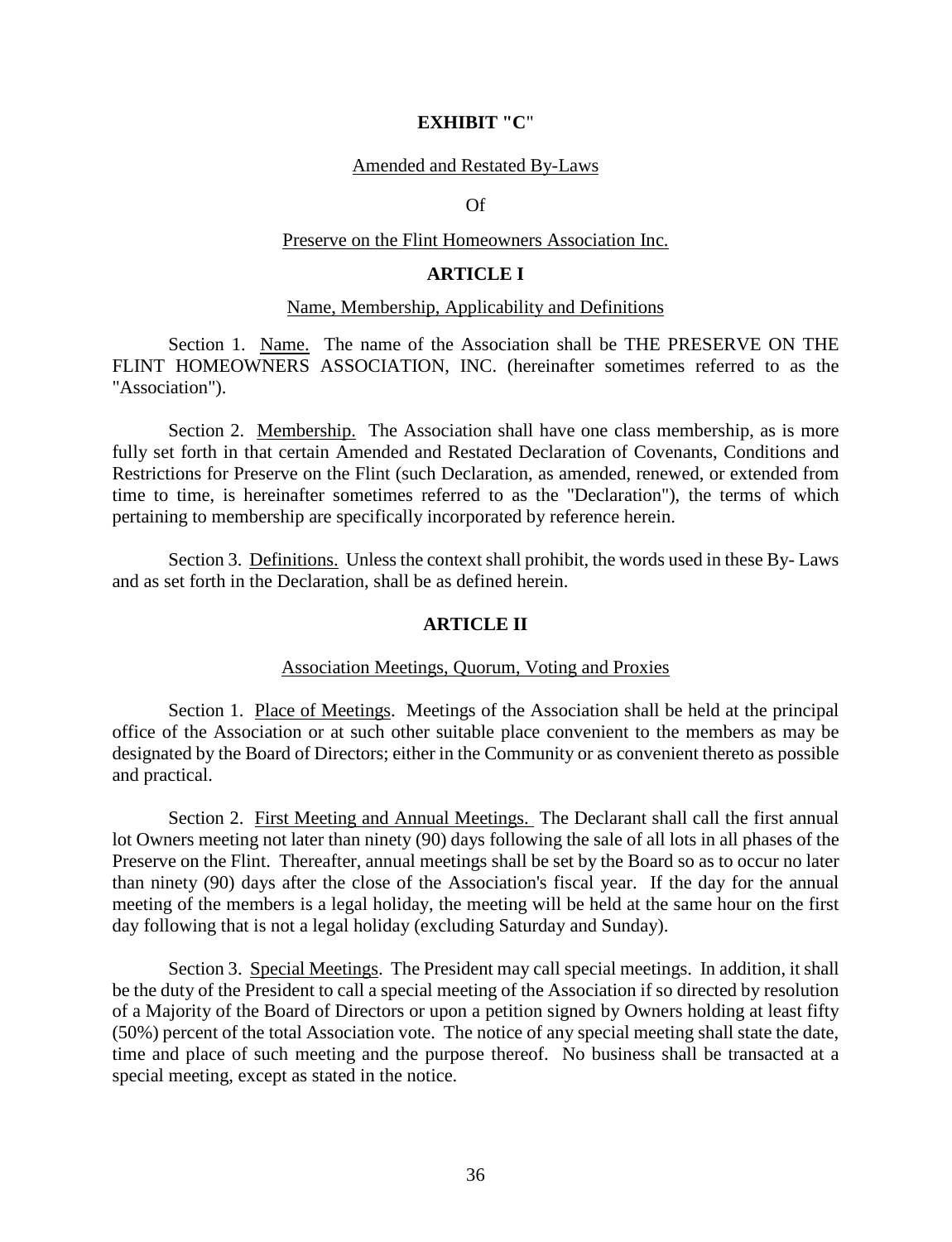**EXHIBIT "C"**

Amended and Restated By-Laws

Of

Preserve on the Flint Homeowners Association Inc.

## ARTICLE I

Name, Membership, Applicability and Definitions

Section 1. Name. The name of the Association shall be THE PRESERVE ON THE FLINT HOMEOWNERS ASSOCIATION, INC. (hereinafter sometimes referred to as the "Association").

Section 2. Membership. The Association shall have one class membership, as is more fully set forth in that certain Amended and Restated Declaration of Covenants, Conditions and Restrictions for Preserve on the Flint (such Declaration, as amended, renewed, or extended from time to time, is hereinafter sometimes referred to as the "Declaration"), the terms of which pertaining to membership are specifically incorporated by reference herein.

Section 3. Definitions. Unless the context shall prohibit, the words used in these By- Laws and as set forth in the Declaration, shall be as defined herein.

## ARTICLE II

Association Meetings, Quorum, Voting and Proxies

Section 1. Place of Meetings. Meetings of the Association shall be held at the principal office of the Association or at such other suitable place convenient to the members as may be designated by the Board of Directors; either in the Community or as convenient thereto as possible and practical.

Section 2. First Meeting and Annual Meetings. The Declarant shall call the first annual lot Owners meeting not later than ninety (90) days following the sale of all lots in all phases of the Preserve on the Flint. Thereafter, annual meetings shall be set by the Board so as to occur no later than ninety (90) days after the close of the Association's fiscal year. If the day for the annual meeting of the members is a legal holiday, the meeting will be held at the same hour on the first day following that is not a legal holiday (excluding Saturday and Sunday).

Section 3. Special Meetings. The President may call special meetings. In addition, it shall be the duty of the President to call a special meeting of the Association if so directed by resolution of a Majority of the Board of Directors or upon a petition signed by Owners holding at least fifty (50%) percent of the total Association vote. The notice of any special meeting shall state the date, time and place of such meeting and the purpose thereof. No business shall be transacted at a special meeting, except as stated in the notice.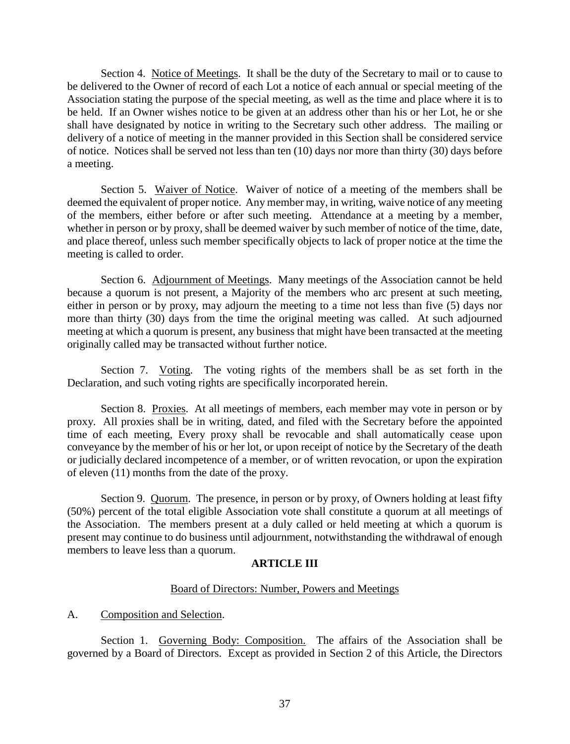Section 4. Notice of Meetings. It shall be the duty of the Secretary to mail or to cause to be delivered to the Owner of record of each Lot a notice of each annual or special meeting of the Association stating the purpose of the special meeting, as well as the time and place where it is to be held. If an Owner wishes notice to be given at an address other than his or her Lot, he or she shall have designated by notice in writing to the Secretary such other address. The mailing or delivery of a notice of meeting in the manner provided in this Section shall be considered service of notice. Notices shall be served not less than ten (10) days nor more than thirty (30) days before a meeting.

Section 5. Waiver of Notice. Waiver of notice of a meeting of the members shall be deemed the equivalent of proper notice. Any member may, in writing, waive notice of any meeting of the members, either before or after such meeting. Attendance at a meeting by a member, whether in person or by proxy, shall be deemed waiver by such member of notice of the time, date, and place thereof, unless such member specifically objects to lack of proper notice at the time the meeting is called to order.

Section 6. Adjournment of Meetings. Many meetings of the Association cannot be held because a quorum is not present, a Majority of the members who arc present at such meeting, either in person or by proxy, may adjourn the meeting to a time not less than five (5) days nor more than thirty (30) days from the time the original meeting was called. At such adjourned meeting at which a quorum is present, any business that might have been transacted at the meeting originally called may be transacted without further notice.

Section 7. Voting. The voting rights of the members shall be as set forth in the Declaration, and such voting rights are specifically incorporated herein.

Section 8. Proxies. At all meetings of members, each member may vote in person or by proxy. All proxies shall be in writing, dated, and filed with the Secretary before the appointed time of each meeting, Every proxy shall be revocable and shall automatically cease upon conveyance by the member of his or her lot, or upon receipt of notice by the Secretary of the death or judicially declared incompetence of a member, or of written revocation, or upon the expiration of eleven (11) months from the date of the proxy.

Section 9. Quorum. The presence, in person or by proxy, of Owners holding at least fifty (50%) percent of the total eligible Association vote shall constitute a quorum at all meetings of the Association. The members present at a duly called or held meeting at which a quorum is present may continue to do business until adjournment, notwithstanding the withdrawal of enough members to leave less than a quorum.

## ARTICLE III

Board of Directors: Number, Powers and Meetings

A. Composition and Selection.

Section 1. Governing Body: Composition. The affairs of the Association shall be governed by a Board of Directors. Except as provided in Section 2 of this Article, the Directors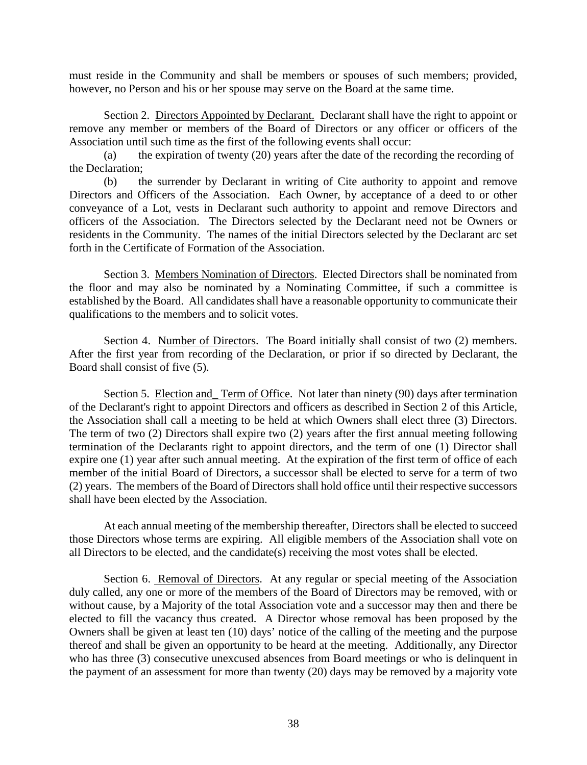must reside in the Community and shall be members or spouses of such members; provided, however, no Person and his or her spouse may serve on the Board at the same time.

Section 2. <u>Directors Appointed by Declarant.</u> Declarant shall have the right to appoint or remove any member or members of the Board of Directors or any officer or officers of the Association until such time as the first of the following events shall occur:

(a) the expiration of twenty (20) years after the date of the recording the recording of the Declaration;

(b) the surrender by Declarant in writing of Cite authority to appoint and remove Directors and Officers of the Association. Each Owner, by acceptance of a deed to or other conveyance of a Lot, vests in Declarant such authority to appoint and remove Directors and officers of the Association. The Directors selected by the Declarant need not be Owners or residents in the Community. The names of the initial Directors selected by the Declarant arc set forth in the Certificate of Formation of the Association.

Section 3. <u>Members Nomination of Directors</u>. Elected Directors shall be nominated from the floor and may also be nominated by a Nominating Committee, if such a committee is established by the Board. All candidates shall have a reasonable opportunity to communicate their qualifications to the members and to solicit votes.

Section 4. <u>Number of Directors</u>. The Board initially shall consist of two (2) members. After the first year from recording of the Declaration, or prior if so directed by Declarant, the Board shall consist of five (5).

Section 5. <u>Election and_ Term of Office</u>. Not later than ninety (90) days after termination of the Declarant's right to appoint Directors and officers as described in Section 2 of this Article, the Association shall call a meeting to be held at which Owners shall elect three (3) Directors. The term of two (2) Directors shall expire two (2) years after the first annual meeting following termination of the Declarants right to appoint directors, and the term of one (1) Director shall expire one (1) year after such annual meeting. At the expiration of the first term of office of each member of the initial Board of Directors, a successor shall be elected to serve for a term of two (2) years. The members of the Board of Directors shall hold office until their respective successors shall have been elected by the Association.

At each annual meeting of the membership thereafter, Directors shall be elected to succeed those Directors whose terms are expiring. All eligible members of the Association shall vote on all Directors to be elected, and the candidate(s) receiving the most votes shall be elected.

Section 6. <u>Removal of Directors</u>. At any regular or special meeting of the Association duly called, any one or more of the members of the Board of Directors may be removed, with or without cause, by a Majority of the total Association vote and a successor may then and there be elected to fill the vacancy thus created. A Director whose removal has been proposed by the Owners shall be given at least ten (10) days' notice of the calling of the meeting and the purpose thereof and shall be given an opportunity to be heard at the meeting. Additionally, any Director who has three (3) consecutive unexcused absences from Board meetings or who is delinquent in the payment of an assessment for more than twenty (20) days may be removed by a majority vote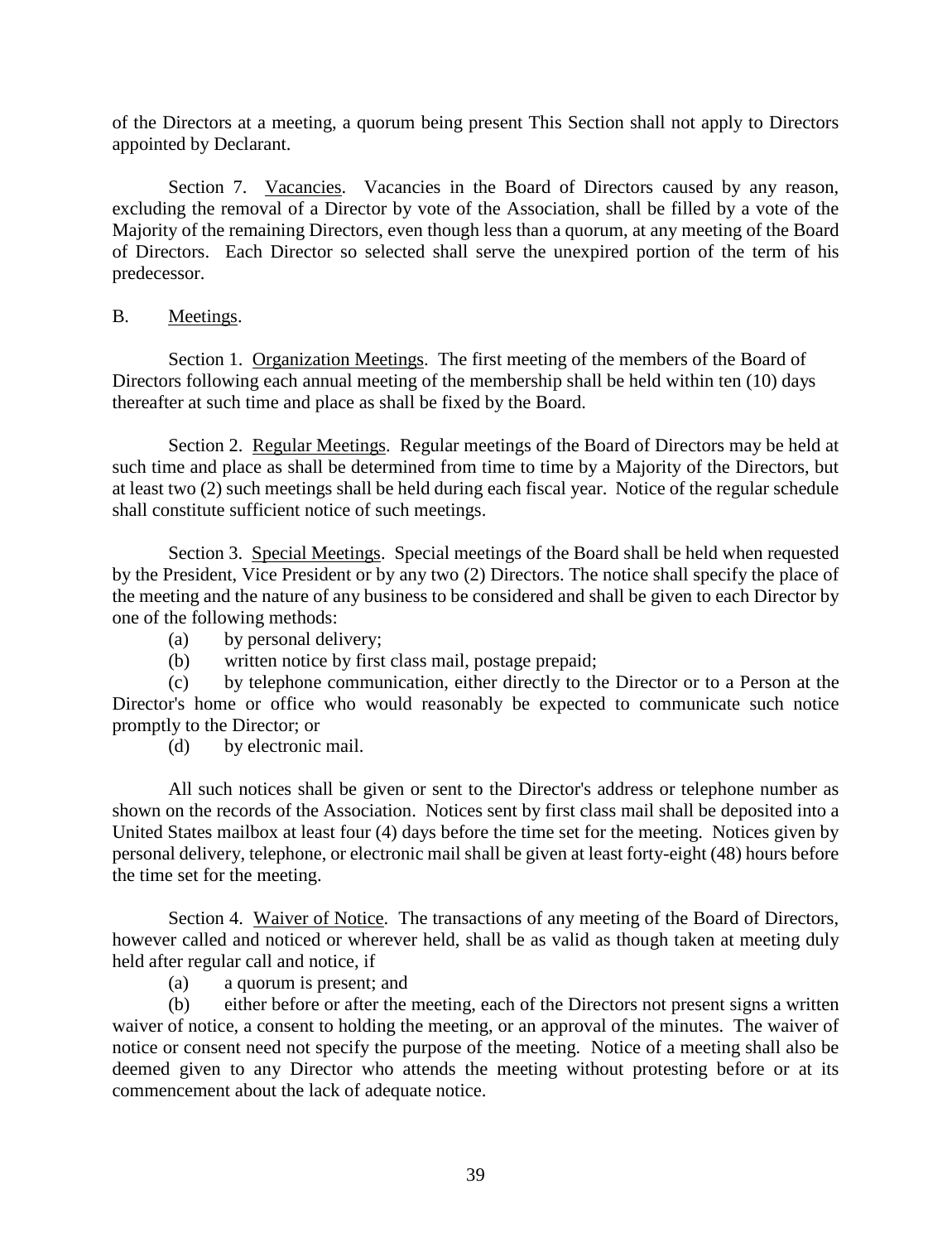of the Directors at a meeting, a quorum being present This Section shall not apply to Directors appointed by Declarant.

Section 7. Vacancies. Vacancies in the Board of Directors caused by any reason, excluding the removal of a Director by vote of the Association, shall be filled by a vote of the Majority of the remaining Directors, even though less than a quorum, at any meeting of the Board of Directors. Each Director so selected shall serve the unexpired portion of the term of his predecessor.

B. Meetings.

Section 1. Organization Meetings. The first meeting of the members of the Board of Directors following each annual meeting of the membership shall be held within ten (10) days thereafter at such time and place as shall be fixed by the Board.

Section 2. Regular Meetings. Regular meetings of the Board of Directors may be held at such time and place as shall be determined from time to time by a Majority of the Directors, but at least two (2) such meetings shall be held during each fiscal year. Notice of the regular schedule shall constitute sufficient notice of such meetings.

Section 3. Special Meetings. Special meetings of the Board shall be held when requested by the President, Vice President or by any two (2) Directors. The notice shall specify the place of the meeting and the nature of any business to be considered and shall be given to each Director by one of the following methods:

(a) by personal delivery;

(b) written notice by first class mail, postage prepaid;

(c) by telephone communication, either directly to the Director or to a Person at the Director's home or office who would reasonably be expected to communicate such notice promptly to the Director; or

(d) by electronic mail.

All such notices shall be given or sent to the Director's address or telephone number as shown on the records of the Association. Notices sent by first class mail shall be deposited into a United States mailbox at least four (4) days before the time set for the meeting. Notices given by personal delivery, telephone, or electronic mail shall be given at least forty-eight (48) hours before the time set for the meeting.

Section 4. Waiver of Notice. The transactions of any meeting of the Board of Directors, however called and noticed or wherever held, shall be as valid as though taken at meeting duly held after regular call and notice, if

(a) a quorum is present; and

(b) either before or after the meeting, each of the Directors not present signs a written waiver of notice, a consent to holding the meeting, or an approval of the minutes. The waiver of notice or consent need not specify the purpose of the meeting. Notice of a meeting shall also be deemed given to any Director who attends the meeting without protesting before or at its commencement about the lack of adequate notice.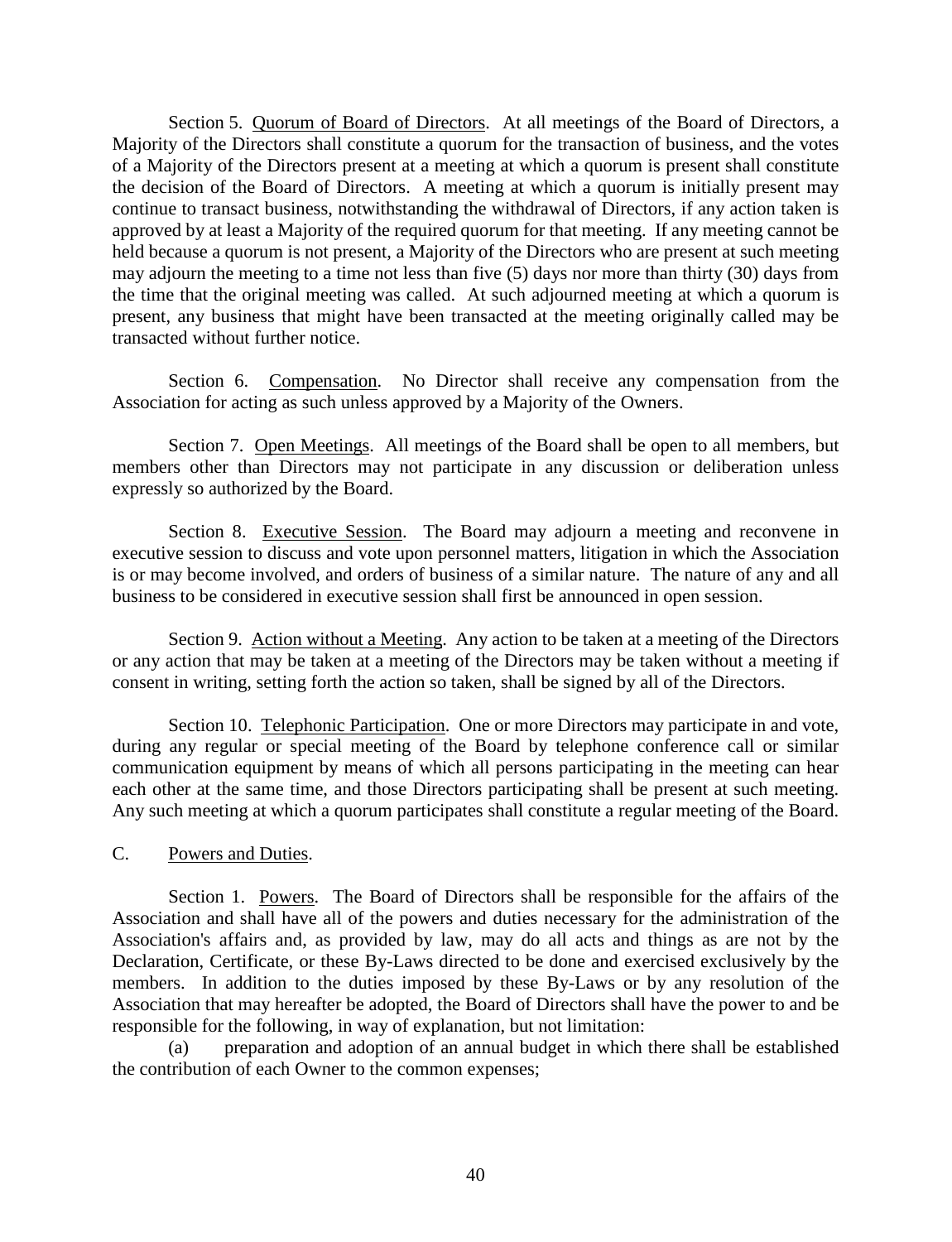Section 5. Quorum of Board of Directors. At all meetings of the Board of Directors, a Majority of the Directors shall constitute a quorum for the transaction of business, and the votes of a Majority of the Directors present at a meeting at which a quorum is present shall constitute the decision of the Board of Directors. A meeting at which a quorum is initially present may continue to transact business, notwithstanding the withdrawal of Directors, if any action taken is approved by at least a Majority of the required quorum for that meeting. If any meeting cannot be held because a quorum is not present, a Majority of the Directors who are present at such meeting may adjourn the meeting to a time not less than five (5) days nor more than thirty (30) days from the time that the original meeting was called. At such adjourned meeting at which a quorum is present, any business that might have been transacted at the meeting originally called may be transacted without further notice.

Section 6. Compensation. No Director shall receive any compensation from the Association for acting as such unless approved by a Majority of the Owners.

Section 7. Open Meetings. All meetings of the Board shall be open to all members, but members other than Directors may not participate in any discussion or deliberation unless expressly so authorized by the Board.

Section 8. Executive Session. The Board may adjourn a meeting and reconvene in executive session to discuss and vote upon personnel matters, litigation in which the Association is or may become involved, and orders of business of a similar nature. The nature of any and all business to be considered in executive session shall first be announced in open session.

Section 9. Action without a Meeting. Any action to be taken at a meeting of the Directors or any action that may be taken at a meeting of the Directors may be taken without a meeting if consent in writing, setting forth the action so taken, shall be signed by all of the Directors.

Section 10. Telephonic Participation. One or more Directors may participate in and vote, during any regular or special meeting of the Board by telephone conference call or similar communication equipment by means of which all persons participating in the meeting can hear each other at the same time, and those Directors participating shall be present at such meeting. Any such meeting at which a quorum participates shall constitute a regular meeting of the Board.

C. Powers and Duties.

Section 1. Powers. The Board of Directors shall be responsible for the affairs of the Association and shall have all of the powers and duties necessary for the administration of the Association's affairs and, as provided by law, may do all acts and things as are not by the Declaration, Certificate, or these By-Laws directed to be done and exercised exclusively by the members. In addition to the duties imposed by these By-Laws or by any resolution of the Association that may hereafter be adopted, the Board of Directors shall have the power to and be responsible for the following, in way of explanation, but not limitation:

(a) preparation and adoption of an annual budget in which there shall be established the contribution of each Owner to the common expenses;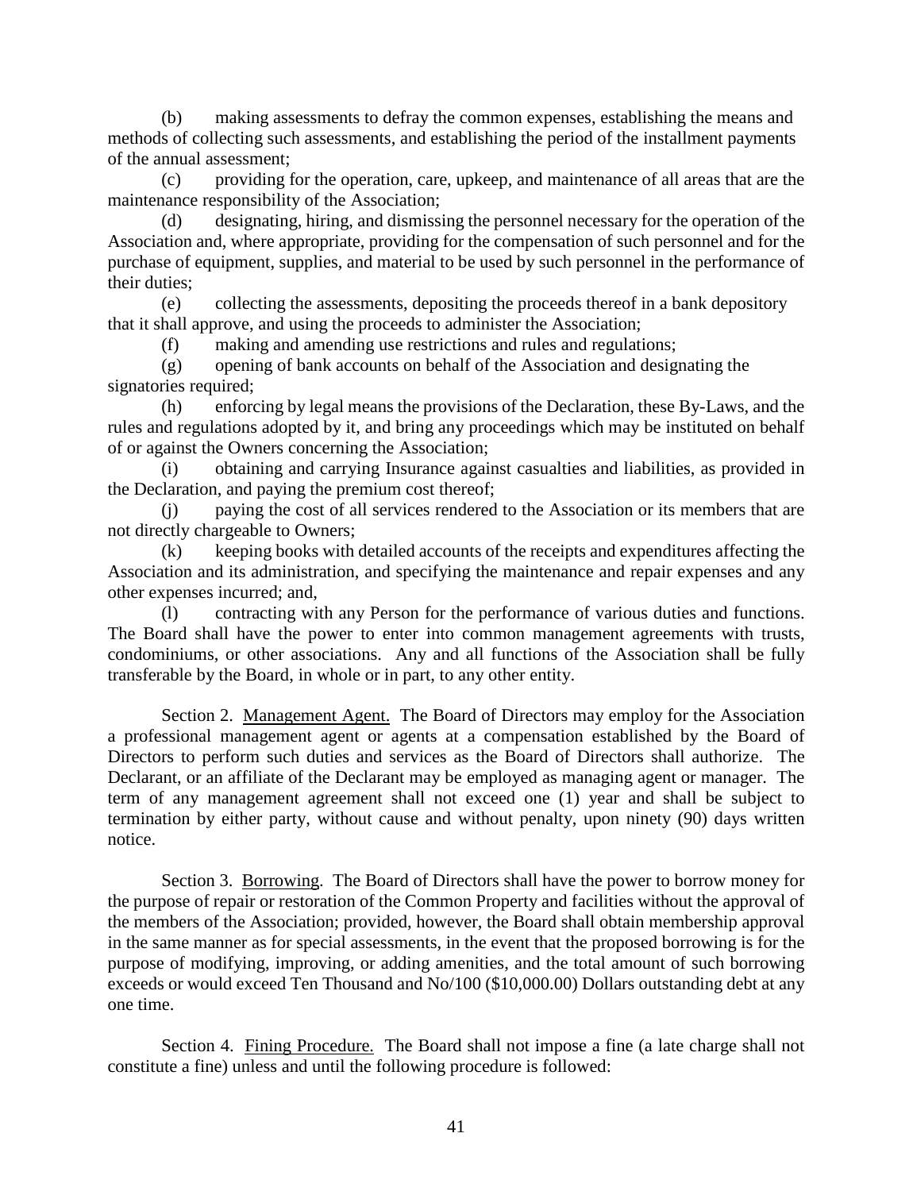(b) making assessments to defray the common expenses, establishing the means and methods of collecting such assessments, and establishing the period of the installment payments of the annual assessment;

(c) providing for the operation, care, upkeep, and maintenance of all areas that are the maintenance responsibility of the Association;

(d) designating, hiring, and dismissing the personnel necessary for the operation of the Association and, where appropriate, providing for the compensation of such personnel and for the purchase of equipment, supplies, and material to be used by such personnel in the performance of their duties;

(e) collecting the assessments, depositing the proceeds thereof in a bank depository that it shall approve, and using the proceeds to administer the Association;

(f) making and amending use restrictions and rules and regulations;

(g) opening of bank accounts on behalf of the Association and designating the signatories required;

(h) enforcing by legal means the provisions of the Declaration, these By-Laws, and the rules and regulations adopted by it, and bring any proceedings which may be instituted on behalf of or against the Owners concerning the Association;

(i) obtaining and carrying Insurance against casualties and liabilities, as provided in the Declaration, and paying the premium cost thereof;

(j) paying the cost of all services rendered to the Association or its members that are not directly chargeable to Owners;

(k) keeping books with detailed accounts of the receipts and expenditures affecting the Association and its administration, and specifying the maintenance and repair expenses and any other expenses incurred; and,

(l) contracting with any Person for the performance of various duties and functions. The Board shall have the power to enter into common management agreements with trusts, condominiums, or other associations. Any and all functions of the Association shall be fully transferable by the Board, in whole or in part, to any other entity.

Section 2. <u>Management Agent.</u> The Board of Directors may employ for the Association a professional management agent or agents at a compensation established by the Board of Directors to perform such duties and services as the Board of Directors shall authorize. The Declarant, or an affiliate of the Declarant may be employed as managing agent or manager. The term of any management agreement shall not exceed one (1) year and shall be subject to termination by either party, without cause and without penalty, upon ninety (90) days written notice.

Section 3. <u>Borrowing</u>. The Board of Directors shall have the power to borrow money for the purpose of repair or restoration of the Common Property and facilities without the approval of the members of the Association; provided, however, the Board shall obtain membership approval in the same manner as for special assessments, in the event that the proposed borrowing is for the purpose of modifying, improving, or adding amenities, and the total amount of such borrowing exceeds or would exceed Ten Thousand and No/100 ($10,000.00) Dollars outstanding debt at any one time.

Section 4. <u>Fining Procedure.</u> The Board shall not impose a fine (a late charge shall not constitute a fine) unless and until the following procedure is followed: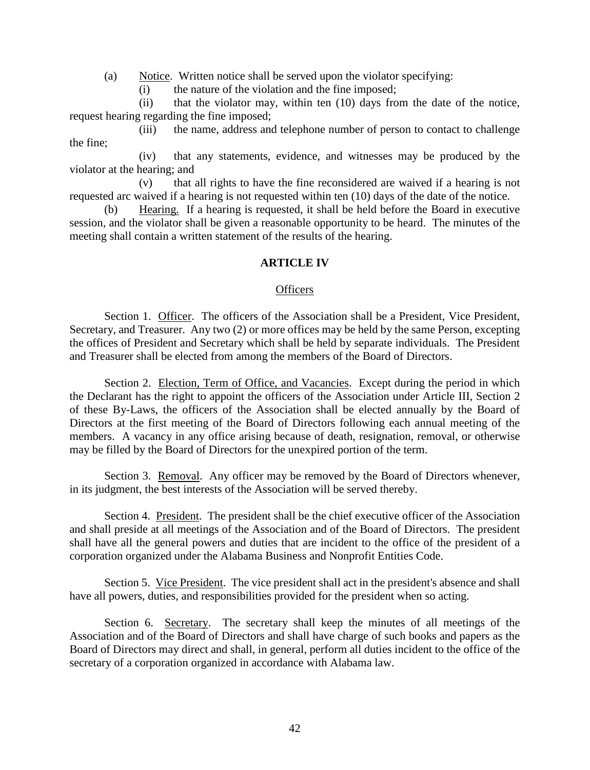(a) Notice. Written notice shall be served upon the violator specifying:

(i) the nature of the violation and the fine imposed;

(ii) that the violator may, within ten (10) days from the date of the notice, request hearing regarding the fine imposed;

(iii) the name, address and telephone number of person to contact to challenge the fine;

(iv) that any statements, evidence, and witnesses may be produced by the violator at the hearing; and

(v) that all rights to have the fine reconsidered are waived if a hearing is not requested arc waived if a hearing is not requested within ten (10) days of the date of the notice.

(b) Hearing. If a hearing is requested, it shall be held before the Board in executive session, and the violator shall be given a reasonable opportunity to be heard. The minutes of the meeting shall contain a written statement of the results of the hearing.

## ARTICLE IV

### Officers

Section 1. Officer. The officers of the Association shall be a President, Vice President, Secretary, and Treasurer. Any two (2) or more offices may be held by the same Person, excepting the offices of President and Secretary which shall be held by separate individuals. The President and Treasurer shall be elected from among the members of the Board of Directors.

Section 2. Election, Term of Office, and Vacancies. Except during the period in which the Declarant has the right to appoint the officers of the Association under Article III, Section 2 of these By-Laws, the officers of the Association shall be elected annually by the Board of Directors at the first meeting of the Board of Directors following each annual meeting of the members. A vacancy in any office arising because of death, resignation, removal, or otherwise may be filled by the Board of Directors for the unexpired portion of the term.

Section 3. Removal. Any officer may be removed by the Board of Directors whenever, in its judgment, the best interests of the Association will be served thereby.

Section 4. President. The president shall be the chief executive officer of the Association and shall preside at all meetings of the Association and of the Board of Directors. The president shall have all the general powers and duties that are incident to the office of the president of a corporation organized under the Alabama Business and Nonprofit Entities Code.

Section 5. Vice President. The vice president shall act in the president's absence and shall have all powers, duties, and responsibilities provided for the president when so acting.

Section 6. Secretary. The secretary shall keep the minutes of all meetings of the Association and of the Board of Directors and shall have charge of such books and papers as the Board of Directors may direct and shall, in general, perform all duties incident to the office of the secretary of a corporation organized in accordance with Alabama law.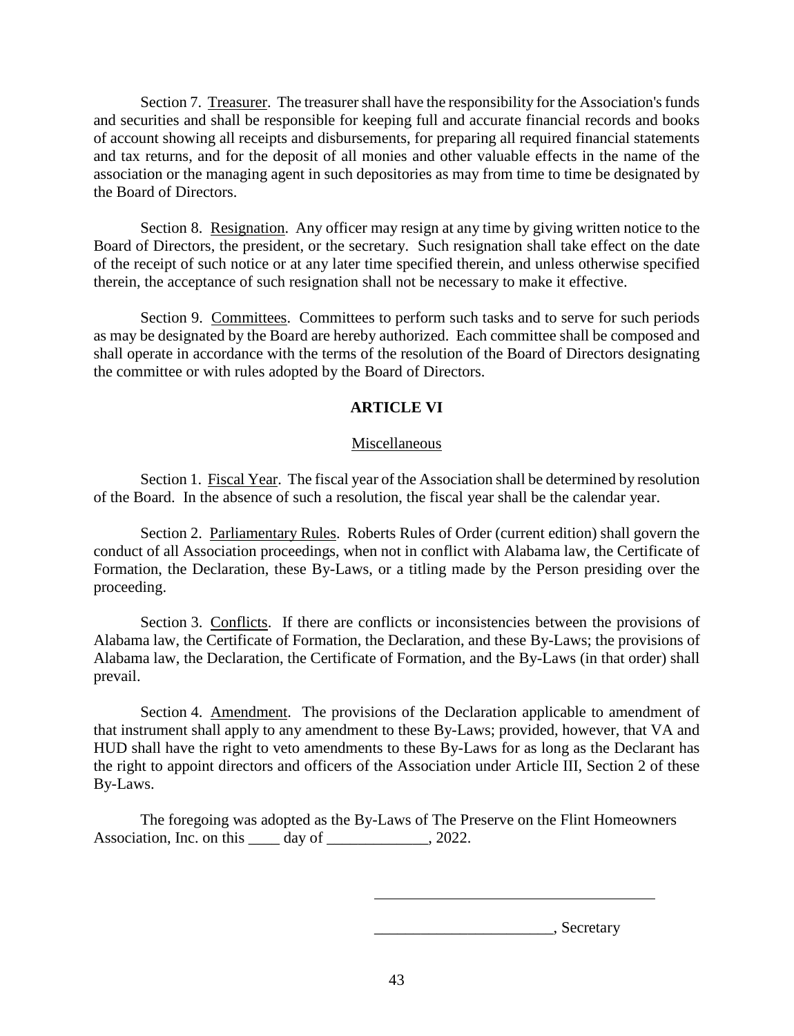Section 7. Treasurer. The treasurer shall have the responsibility for the Association's funds and securities and shall be responsible for keeping full and accurate financial records and books of account showing all receipts and disbursements, for preparing all required financial statements and tax returns, and for the deposit of all monies and other valuable effects in the name of the association or the managing agent in such depositories as may from time to time be designated by the Board of Directors.

Section 8. Resignation. Any officer may resign at any time by giving written notice to the Board of Directors, the president, or the secretary. Such resignation shall take effect on the date of the receipt of such notice or at any later time specified therein, and unless otherwise specified therein, the acceptance of such resignation shall not be necessary to make it effective.

Section 9. Committees. Committees to perform such tasks and to serve for such periods as may be designated by the Board are hereby authorized. Each committee shall be composed and shall operate in accordance with the terms of the resolution of the Board of Directors designating the committee or with rules adopted by the Board of Directors.

## ARTICLE VI

### Miscellaneous

Section 1. Fiscal Year. The fiscal year of the Association shall be determined by resolution of the Board. In the absence of such a resolution, the fiscal year shall be the calendar year.

Section 2. Parliamentary Rules. Roberts Rules of Order (current edition) shall govern the conduct of all Association proceedings, when not in conflict with Alabama law, the Certificate of Formation, the Declaration, these By-Laws, or a titling made by the Person presiding over the proceeding.

Section 3. Conflicts. If there are conflicts or inconsistencies between the provisions of Alabama law, the Certificate of Formation, the Declaration, and these By-Laws; the provisions of Alabama law, the Declaration, the Certificate of Formation, and the By-Laws (in that order) shall prevail.

Section 4. Amendment. The provisions of the Declaration applicable to amendment of that instrument shall apply to any amendment to these By-Laws; provided, however, that VA and HUD shall have the right to veto amendments to these By-Laws for as long as the Declarant has the right to appoint directors and officers of the Association under Article III, Section 2 of these By-Laws.

The foregoing was adopted as the By-Laws of The Preserve on the Flint Homeowners Association, Inc. on this ____ day of _____________, 2022.

_____________________________________

_______________________, Secretary